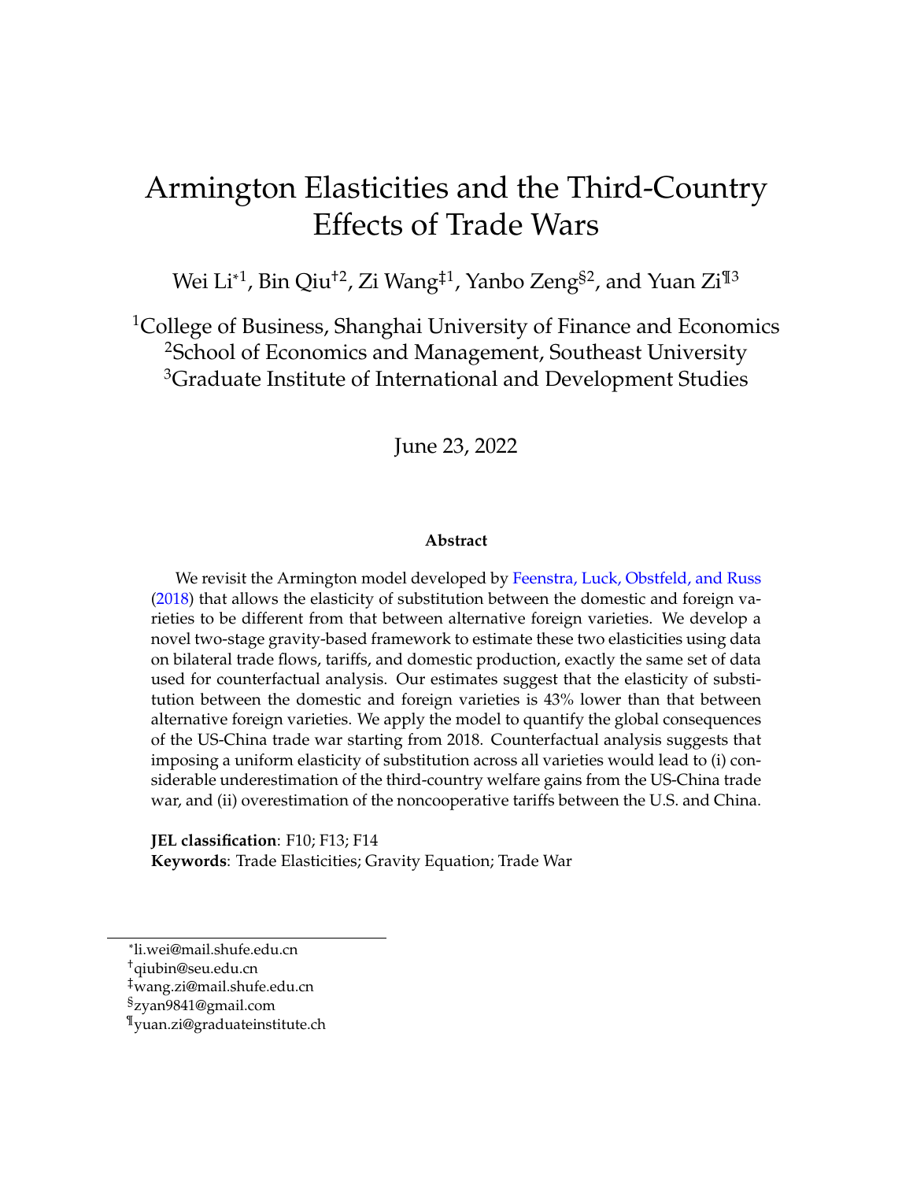# Armington Elasticities and the Third-Country Effects of Trade Wars

Wei Li[*1], Bin Qiu[†2], Zi Wang[‡1], Yanbo Zeng[§2], and Yuan Zi[¶3]

[1]College of Business, Shanghai University of Finance and Economics
[2]School of Economics and Management, Southeast University
[3]Graduate Institute of International and Development Studies

June 23, 2022

**Abstract**

We revisit the Armington model developed by Feenstra, Luck, Obstfeld, and Russ (2018) that allows the elasticity of substitution between the domestic and foreign varieties to be different from that between alternative foreign varieties. We develop a novel two-stage gravity-based framework to estimate these two elasticities using data on bilateral trade flows, tariffs, and domestic production, exactly the same set of data used for counterfactual analysis. Our estimates suggest that the elasticity of substitution between the domestic and foreign varieties is 43% lower than that between alternative foreign varieties. We apply the model to quantify the global consequences of the US-China trade war starting from 2018. Counterfactual analysis suggests that imposing a uniform elasticity of substitution across all varieties would lead to (i) considerable underestimation of the third-country welfare gains from the US-China trade war, and (ii) overestimation of the noncooperative tariffs between the U.S. and China.

**JEL classification**: F10; F13; F14
**Keywords**: Trade Elasticities; Gravity Equation; Trade War

---

[*]li.wei@mail.shufe.edu.cn
[†]qiubin@seu.edu.cn
[‡]wang.zi@mail.shufe.edu.cn
[§]zyan9841@gmail.com
[¶]yuan.zi@graduateinstitute.ch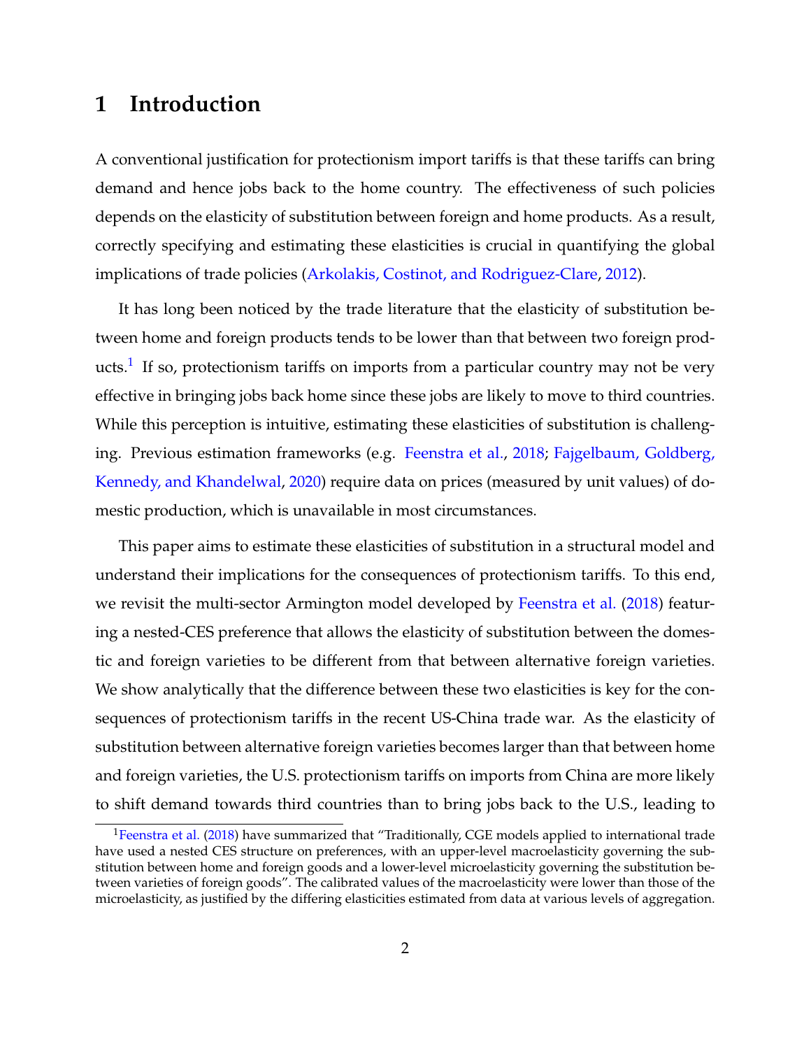# 1 Introduction

A conventional justification for protectionism import tariffs is that these tariffs can bring demand and hence jobs back to the home country. The effectiveness of such policies depends on the elasticity of substitution between foreign and home products. As a result, correctly specifying and estimating these elasticities is crucial in quantifying the global implications of trade policies (Arkolakis, Costinot, and Rodriguez-Clare, 2012).

It has long been noticed by the trade literature that the elasticity of substitution between home and foreign products tends to be lower than that between two foreign products.[1] If so, protectionism tariffs on imports from a particular country may not be very effective in bringing jobs back home since these jobs are likely to move to third countries. While this perception is intuitive, estimating these elasticities of substitution is challenging. Previous estimation frameworks (e.g. Feenstra et al., 2018; Fajgelbaum, Goldberg, Kennedy, and Khandelwal, 2020) require data on prices (measured by unit values) of domestic production, which is unavailable in most circumstances.

This paper aims to estimate these elasticities of substitution in a structural model and understand their implications for the consequences of protectionism tariffs. To this end, we revisit the multi-sector Armington model developed by Feenstra et al. (2018) featuring a nested-CES preference that allows the elasticity of substitution between the domestic and foreign varieties to be different from that between alternative foreign varieties. We show analytically that the difference between these two elasticities is key for the consequences of protectionism tariffs in the recent US-China trade war. As the elasticity of substitution between alternative foreign varieties becomes larger than that between home and foreign varieties, the U.S. protectionism tariffs on imports from China are more likely to shift demand towards third countries than to bring jobs back to the U.S., leading to

[1] Feenstra et al. (2018) have summarized that "Traditionally, CGE models applied to international trade have used a nested CES structure on preferences, with an upper-level macroelasticity governing the substitution between home and foreign goods and a lower-level microelasticity governing the substitution between varieties of foreign goods". The calibrated values of the macroelasticity were lower than those of the microelasticity, as justified by the differing elasticities estimated from data at various levels of aggregation.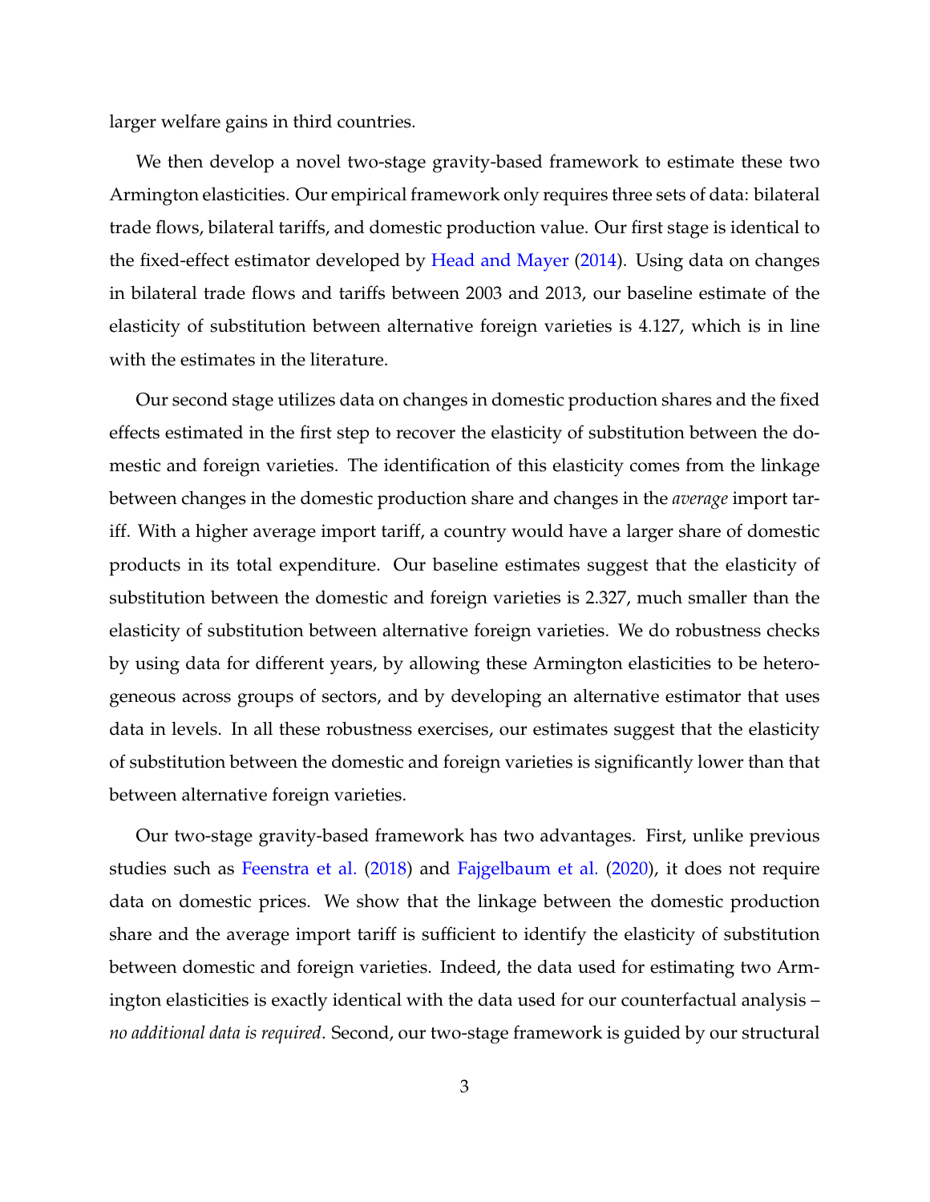larger welfare gains in third countries.

We then develop a novel two-stage gravity-based framework to estimate these two Armington elasticities. Our empirical framework only requires three sets of data: bilateral trade flows, bilateral tariffs, and domestic production value. Our first stage is identical to the fixed-effect estimator developed by Head and Mayer (2014). Using data on changes in bilateral trade flows and tariffs between 2003 and 2013, our baseline estimate of the elasticity of substitution between alternative foreign varieties is 4.127, which is in line with the estimates in the literature.

Our second stage utilizes data on changes in domestic production shares and the fixed effects estimated in the first step to recover the elasticity of substitution between the domestic and foreign varieties. The identification of this elasticity comes from the linkage between changes in the domestic production share and changes in the *average* import tariff. With a higher average import tariff, a country would have a larger share of domestic products in its total expenditure. Our baseline estimates suggest that the elasticity of substitution between the domestic and foreign varieties is 2.327, much smaller than the elasticity of substitution between alternative foreign varieties. We do robustness checks by using data for different years, by allowing these Armington elasticities to be heterogeneous across groups of sectors, and by developing an alternative estimator that uses data in levels. In all these robustness exercises, our estimates suggest that the elasticity of substitution between the domestic and foreign varieties is significantly lower than that between alternative foreign varieties.

Our two-stage gravity-based framework has two advantages. First, unlike previous studies such as Feenstra et al. (2018) and Fajgelbaum et al. (2020), it does not require data on domestic prices. We show that the linkage between the domestic production share and the average import tariff is sufficient to identify the elasticity of substitution between domestic and foreign varieties. Indeed, the data used for estimating two Armington elasticities is exactly identical with the data used for our counterfactual analysis – *no additional data is required*. Second, our two-stage framework is guided by our structural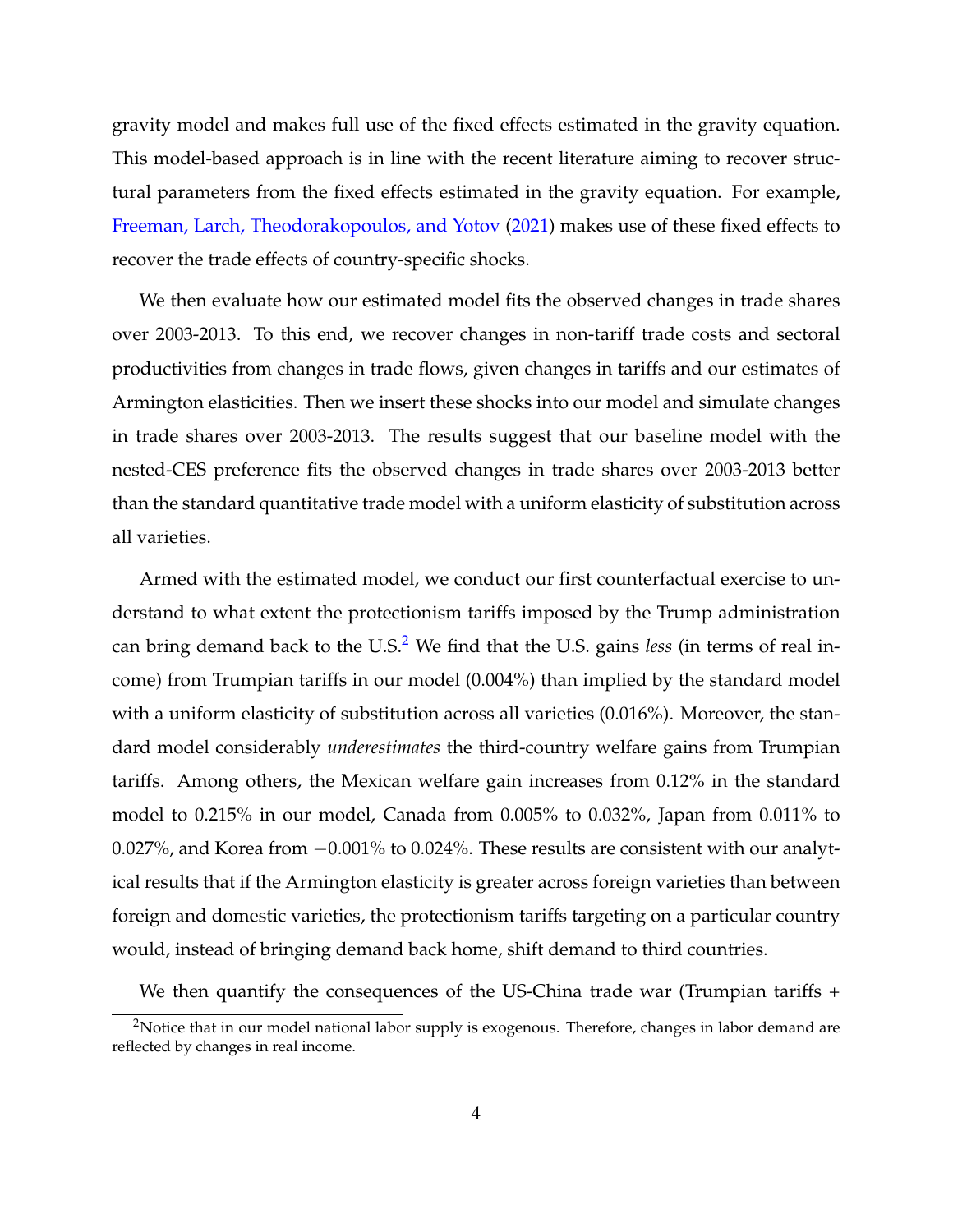gravity model and makes full use of the fixed effects estimated in the gravity equation. This model-based approach is in line with the recent literature aiming to recover structural parameters from the fixed effects estimated in the gravity equation. For example, Freeman, Larch, Theodorakopoulos, and Yotov (2021) makes use of these fixed effects to recover the trade effects of country-specific shocks.

We then evaluate how our estimated model fits the observed changes in trade shares over 2003-2013. To this end, we recover changes in non-tariff trade costs and sectoral productivities from changes in trade flows, given changes in tariffs and our estimates of Armington elasticities. Then we insert these shocks into our model and simulate changes in trade shares over 2003-2013. The results suggest that our baseline model with the nested-CES preference fits the observed changes in trade shares over 2003-2013 better than the standard quantitative trade model with a uniform elasticity of substitution across all varieties.

Armed with the estimated model, we conduct our first counterfactual exercise to understand to what extent the protectionism tariffs imposed by the Trump administration can bring demand back to the U.S.[2] We find that the U.S. gains *less* (in terms of real income) from Trumpian tariffs in our model (0.004%) than implied by the standard model with a uniform elasticity of substitution across all varieties (0.016%). Moreover, the standard model considerably *underestimates* the third-country welfare gains from Trumpian tariffs. Among others, the Mexican welfare gain increases from 0.12% in the standard model to 0.215% in our model, Canada from 0.005% to 0.032%, Japan from 0.011% to 0.027%, and Korea from $-0.001\%$ to 0.024%. These results are consistent with our analytical results that if the Armington elasticity is greater across foreign varieties than between foreign and domestic varieties, the protectionism tariffs targeting on a particular country would, instead of bringing demand back home, shift demand to third countries.

We then quantify the consequences of the US-China trade war (Trumpian tariffs +

[2] Notice that in our model national labor supply is exogenous. Therefore, changes in labor demand are reflected by changes in real income.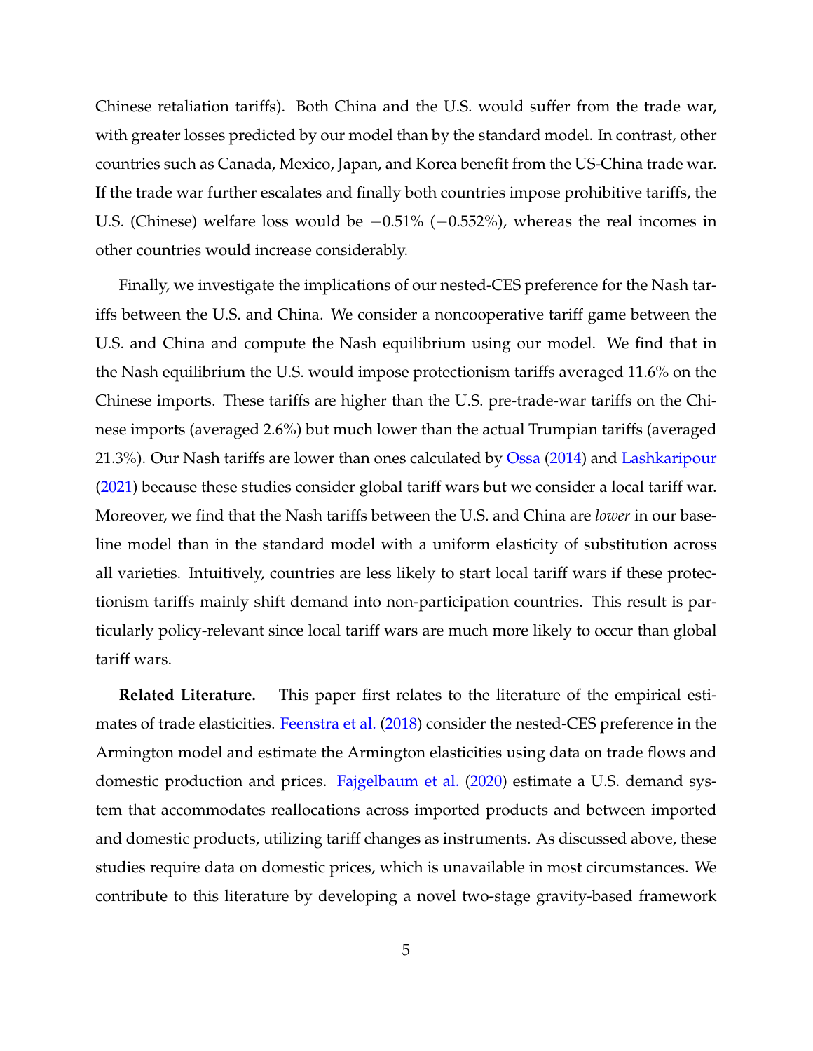Chinese retaliation tariffs). Both China and the U.S. would suffer from the trade war, with greater losses predicted by our model than by the standard model. In contrast, other countries such as Canada, Mexico, Japan, and Korea benefit from the US-China trade war. If the trade war further escalates and finally both countries impose prohibitive tariffs, the U.S. (Chinese) welfare loss would be $-0.51\%$ ($-0.552\%$), whereas the real incomes in other countries would increase considerably.

Finally, we investigate the implications of our nested-CES preference for the Nash tariffs between the U.S. and China. We consider a noncooperative tariff game between the U.S. and China and compute the Nash equilibrium using our model. We find that in the Nash equilibrium the U.S. would impose protectionism tariffs averaged 11.6% on the Chinese imports. These tariffs are higher than the U.S. pre-trade-war tariffs on the Chinese imports (averaged 2.6%) but much lower than the actual Trumpian tariffs (averaged 21.3%). Our Nash tariffs are lower than ones calculated by Ossa (2014) and Lashkaripour (2021) because these studies consider global tariff wars but we consider a local tariff war. Moreover, we find that the Nash tariffs between the U.S. and China are *lower* in our baseline model than in the standard model with a uniform elasticity of substitution across all varieties. Intuitively, countries are less likely to start local tariff wars if these protectionism tariffs mainly shift demand into non-participation countries. This result is particularly policy-relevant since local tariff wars are much more likely to occur than global tariff wars.

**Related Literature.** This paper first relates to the literature of the empirical estimates of trade elasticities. Feenstra et al. (2018) consider the nested-CES preference in the Armington model and estimate the Armington elasticities using data on trade flows and domestic production and prices. Fajgelbaum et al. (2020) estimate a U.S. demand system that accommodates reallocations across imported products and between imported and domestic products, utilizing tariff changes as instruments. As discussed above, these studies require data on domestic prices, which is unavailable in most circumstances. We contribute to this literature by developing a novel two-stage gravity-based framework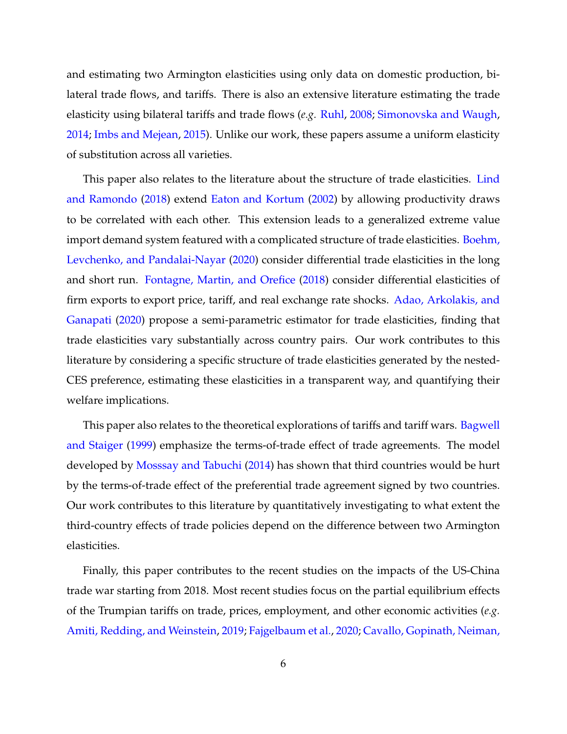and estimating two Armington elasticities using only data on domestic production, bilateral trade flows, and tariffs. There is also an extensive literature estimating the trade elasticity using bilateral tariffs and trade flows (*e.g.* Ruhl, 2008; Simonovska and Waugh, 2014; Imbs and Mejean, 2015). Unlike our work, these papers assume a uniform elasticity of substitution across all varieties.

This paper also relates to the literature about the structure of trade elasticities. Lind and Ramondo (2018) extend Eaton and Kortum (2002) by allowing productivity draws to be correlated with each other. This extension leads to a generalized extreme value import demand system featured with a complicated structure of trade elasticities. Boehm, Levchenko, and Pandalai-Nayar (2020) consider differential trade elasticities in the long and short run. Fontagne, Martin, and Orefice (2018) consider differential elasticities of firm exports to export price, tariff, and real exchange rate shocks. Adao, Arkolakis, and Ganapati (2020) propose a semi-parametric estimator for trade elasticities, finding that trade elasticities vary substantially across country pairs. Our work contributes to this literature by considering a specific structure of trade elasticities generated by the nested-CES preference, estimating these elasticities in a transparent way, and quantifying their welfare implications.

This paper also relates to the theoretical explorations of tariffs and tariff wars. Bagwell and Staiger (1999) emphasize the terms-of-trade effect of trade agreements. The model developed by Mosssay and Tabuchi (2014) has shown that third countries would be hurt by the terms-of-trade effect of the preferential trade agreement signed by two countries. Our work contributes to this literature by quantitatively investigating to what extent the third-country effects of trade policies depend on the difference between two Armington elasticities.

Finally, this paper contributes to the recent studies on the impacts of the US-China trade war starting from 2018. Most recent studies focus on the partial equilibrium effects of the Trumpian tariffs on trade, prices, employment, and other economic activities (*e.g.* Amiti, Redding, and Weinstein, 2019; Fajgelbaum et al., 2020; Cavallo, Gopinath, Neiman,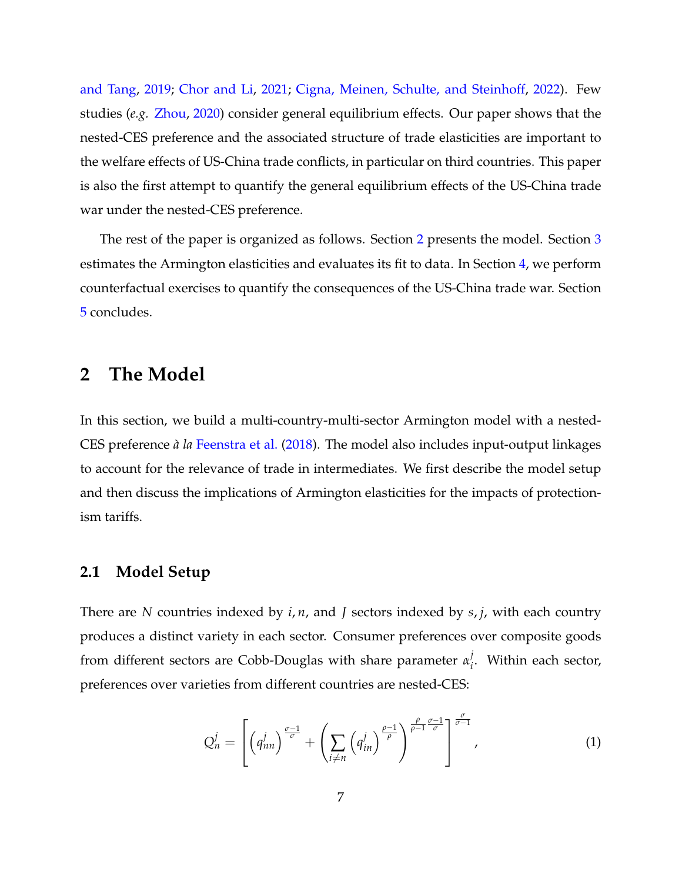and Tang, 2019; Chor and Li, 2021; Cigna, Meinen, Schulte, and Steinhoff, 2022). Few studies (*e.g.* Zhou, 2020) consider general equilibrium effects. Our paper shows that the nested-CES preference and the associated structure of trade elasticities are important to the welfare effects of US-China trade conflicts, in particular on third countries. This paper is also the first attempt to quantify the general equilibrium effects of the US-China trade war under the nested-CES preference.

The rest of the paper is organized as follows. Section 2 presents the model. Section 3 estimates the Armington elasticities and evaluates its fit to data. In Section 4, we perform counterfactual exercises to quantify the consequences of the US-China trade war. Section 5 concludes.

## 2 The Model

In this section, we build a multi-country-multi-sector Armington model with a nested-CES preference *à la* Feenstra et al. (2018). The model also includes input-output linkages to account for the relevance of trade in intermediates. We first describe the model setup and then discuss the implications of Armington elasticities for the impacts of protectionism tariffs.

### 2.1 Model Setup

There are $N$ countries indexed by $i, n$, and $J$ sectors indexed by $s, j$, with each country produces a distinct variety in each sector. Consumer preferences over composite goods from different sectors are Cobb-Douglas with share parameter $\alpha_i^j$. Within each sector, preferences over varieties from different countries are nested-CES:

$$Q_n^j = \left[ \left( q_{nn}^j \right)^{\frac{\sigma-1}{\sigma}} + \left( \sum_{i \neq n} \left( q_{in}^j \right)^{\frac{\rho-1}{\rho}} \right)^{\frac{\rho}{\rho-1} \frac{\sigma-1}{\sigma}} \right]^{\frac{\sigma}{\sigma-1}}, \tag{1}$$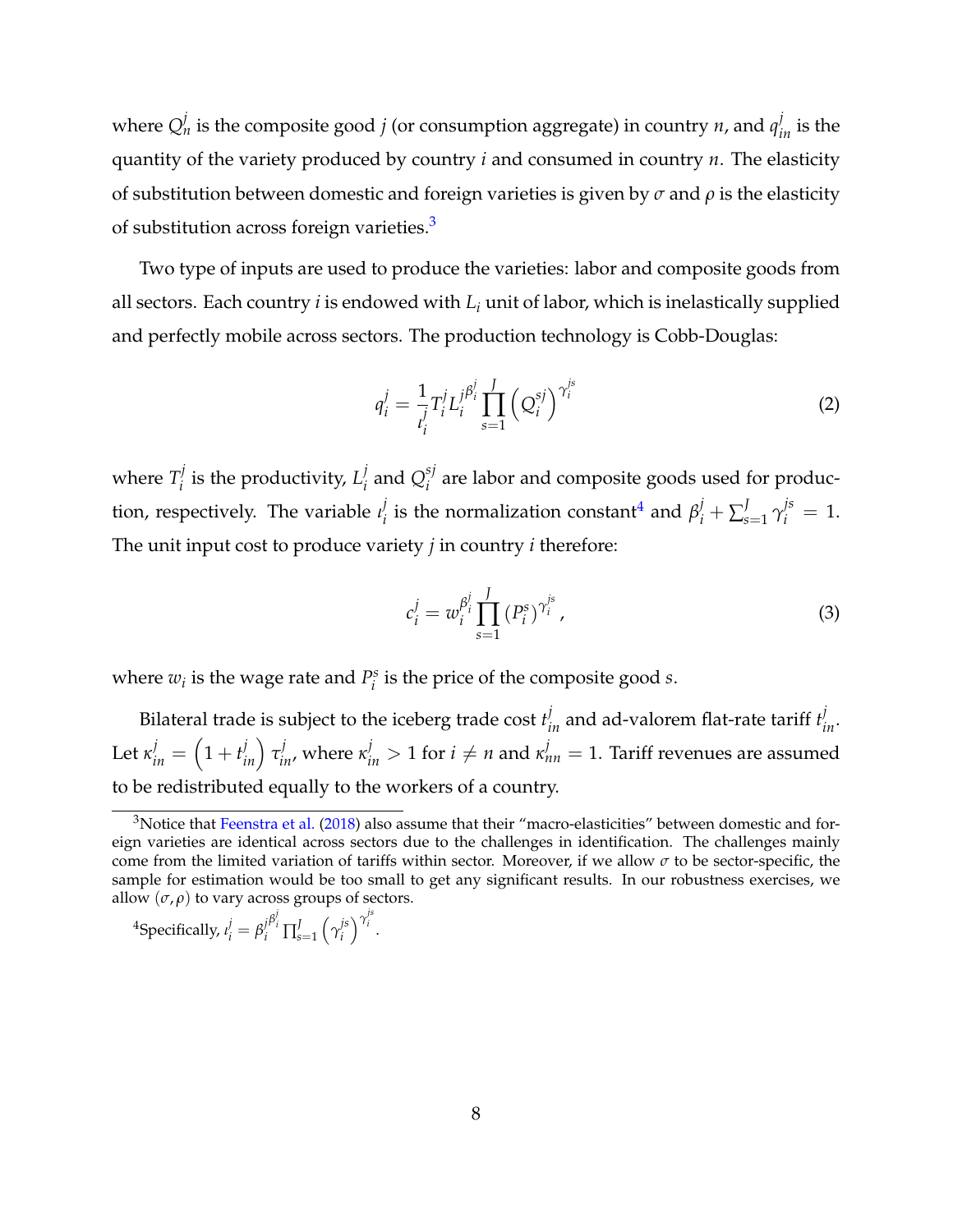where $Q_n^j$ is the composite good $j$ (or consumption aggregate) in country $n$, and $q_{in}^j$ is the quantity of the variety produced by country $i$ and consumed in country $n$. The elasticity of substitution between domestic and foreign varieties is given by $\sigma$ and $\rho$ is the elasticity of substitution across foreign varieties.[3]

Two type of inputs are used to produce the varieties: labor and composite goods from all sectors. Each country $i$ is endowed with $L_i$ unit of labor, which is inelastically supplied and perfectly mobile across sectors. The production technology is Cobb-Douglas:

$$q_i^j = \frac{1}{\iota_i^j} T_i^j L_i^{j\beta_i^j} \prod_{s=1}^{J} \left( Q_i^{sj} \right)^{\gamma_i^{js}} \tag{2}$$

where $T_i^j$ is the productivity, $L_i^j$ and $Q_i^{sj}$ are labor and composite goods used for production, respectively. The variable $\iota_i^j$ is the normalization constant[4] and $\beta_i^j + \sum_{s=1}^{J} \gamma_i^{js} = 1$. The unit input cost to produce variety $j$ in country $i$ therefore:

$$c_i^j = w_i^{\beta_i^j} \prod_{s=1}^{J} \left( P_i^s \right)^{\gamma_i^{js}}, \tag{3}$$

where $w_i$ is the wage rate and $P_i^s$ is the price of the composite good $s$.

Bilateral trade is subject to the iceberg trade cost $t_{in}^j$ and ad-valorem flat-rate tariff $t_{in}^j$. Let $\kappa_{in}^j = \left(1 + t_{in}^j\right) \tau_{in}^j$, where $\kappa_{in}^j > 1$ for $i \neq n$ and $\kappa_{nn}^j = 1$. Tariff revenues are assumed to be redistributed equally to the workers of a country.

[3] Notice that Feenstra et al. (2018) also assume that their "macro-elasticities" between domestic and foreign varieties are identical across sectors due to the challenges in identification. The challenges mainly come from the limited variation of tariffs within sector. Moreover, if we allow $\sigma$ to be sector-specific, the sample for estimation would be too small to get any significant results. In our robustness exercises, we allow $(\sigma, \rho)$ to vary across groups of sectors.

[4] Specifically, $\iota_i^j = \beta_i^{j\beta_i^j} \prod_{s=1}^{J} \left( \gamma_i^{js} \right)^{\gamma_i^{js}}$.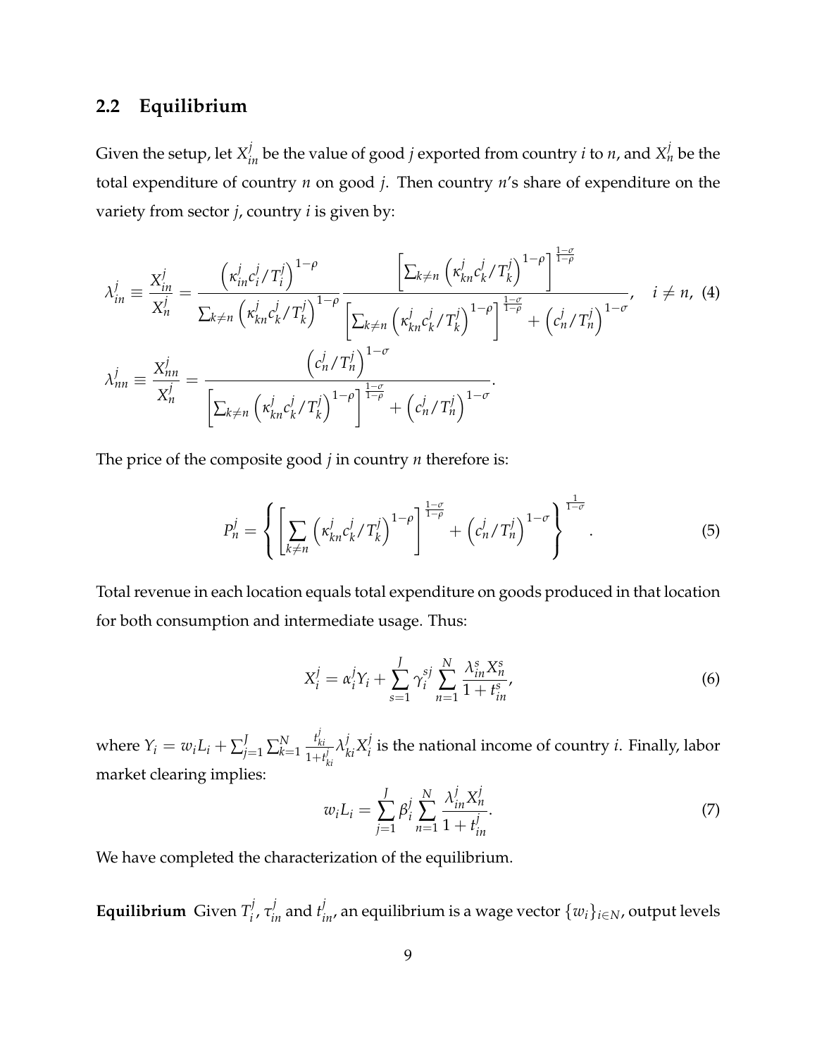## 2.2 Equilibrium

Given the setup, let $X_{in}^j$ be the value of good $j$ exported from country $i$ to $n$, and $X_n^j$ be the total expenditure of country $n$ on good $j$. Then country $n$'s share of expenditure on the variety from sector $j$, country $i$ is given by:

$$
\lambda_{in}^j \equiv \frac{X_{in}^j}{X_n^j} = \frac{\left(\kappa_{in}^j c_i^j / T_i^j\right)^{1-\rho}}{\sum_{k \neq n} \left(\kappa_{kn}^j c_k^j / T_k^j\right)^{1-\rho}} \frac{\left[\sum_{k \neq n} \left(\kappa_{kn}^j c_k^j / T_k^j\right)^{1-\rho}\right]^{\frac{1-\sigma}{1-\rho}}}{\left[\sum_{k \neq n} \left(\kappa_{kn}^j c_k^j / T_k^j\right)^{1-\rho}\right]^{\frac{1-\sigma}{1-\rho}} + \left(c_n^j / T_n^j\right)^{1-\sigma}}, \quad i \neq n, \tag{4}
$$

$$
\lambda_{nn}^j \equiv \frac{X_{nn}^j}{X_n^j} = \frac{\left(c_n^j / T_n^j\right)^{1-\sigma}}{\left[\sum_{k \neq n} \left(\kappa_{kn}^j c_k^j / T_k^j\right)^{1-\rho}\right]^{\frac{1-\sigma}{1-\rho}} + \left(c_n^j / T_n^j\right)^{1-\sigma}}.
$$

The price of the composite good $j$ in country $n$ therefore is:

$$
P_n^j = \left\{ \left[ \sum_{k \neq n} \left(\kappa_{kn}^j c_k^j / T_k^j\right)^{1-\rho} \right]^{\frac{1-\sigma}{1-\rho}} + \left(c_n^j / T_n^j\right)^{1-\sigma} \right\}^{\frac{1}{1-\sigma}}. \tag{5}
$$

Total revenue in each location equals total expenditure on goods produced in that location for both consumption and intermediate usage. Thus:

$$
X_i^j = \alpha_i^j Y_i + \sum_{s=1}^J \gamma_i^{sj} \sum_{n=1}^N \frac{\lambda_{in}^s X_n^s}{1 + t_{in}^s}, \tag{6}
$$

where $Y_i = w_i L_i + \sum_{j=1}^J \sum_{k=1}^N \frac{t_{ki}^j}{1+t_{ki}^j} \lambda_{ki}^j X_i^j$ is the national income of country $i$. Finally, labor market clearing implies:

$$
w_i L_i = \sum_{j=1}^J \beta_i^j \sum_{n=1}^N \frac{\lambda_{in}^j X_n^j}{1 + t_{in}^j}. \tag{7}
$$

We have completed the characterization of the equilibrium.

**Equilibrium** Given $T_i^j$, $\tau_{in}^j$ and $t_{in}^j$, an equilibrium is a wage vector $\{w_i\}_{i \in N}$, output levels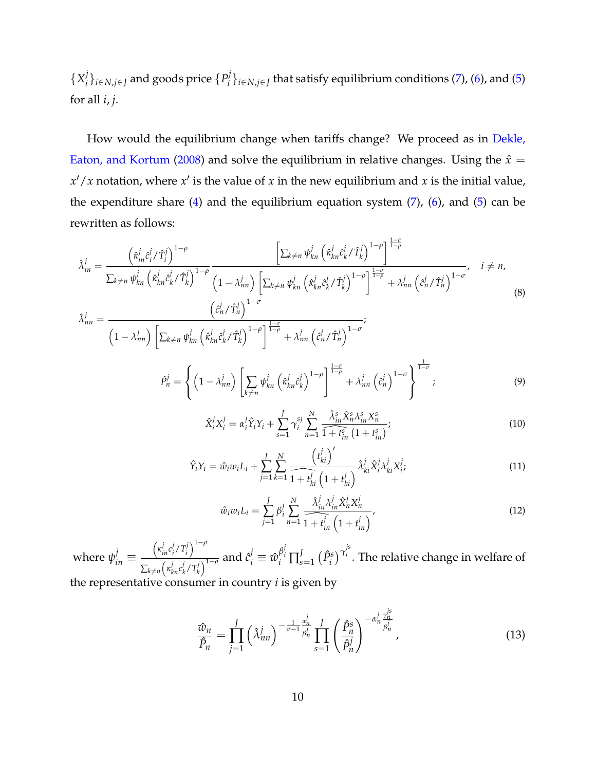$\{X_i^j\}_{i\in N, j\in J}$ and goods price $\{P_i^j\}_{i\in N, j\in J}$ that satisfy equilibrium conditions (7), (6), and (5) for all $i, j$.

How would the equilibrium change when tariffs change? We proceed as in Dekle, Eaton, and Kortum (2008) and solve the equilibrium in relative changes. Using the $\hat{x} = x'/x$ notation, where $x'$ is the value of $x$ in the new equilibrium and $x$ is the initial value, the expenditure share (4) and the equilibrium equation system (7), (6), and (5) can be rewritten as follows:

$$
\begin{aligned}
\hat{\lambda}_{in}^j &= \frac{\left(\hat{\kappa}_{in}^j \hat{c}_i^j / \hat{T}_i^j\right)^{1-\rho}}{\sum_{k\neq n} \psi_{kn}^j \left(\hat{\kappa}_{kn}^j \hat{c}_k^j / \hat{T}_k^j\right)^{1-\rho}} \frac{\left[\sum_{k\neq n} \psi_{kn}^j \left(\hat{\kappa}_{kn}^j \hat{c}_k^j / \hat{T}_k^j\right)^{1-\rho}\right]^{\frac{1-\sigma}{1-\rho}}}{\left(1-\lambda_{nn}^j\right)\left[\sum_{k\neq n} \psi_{kn}^j \left(\hat{\kappa}_{kn}^j \hat{c}_k^j / \hat{T}_k^j\right)^{1-\rho}\right]^{\frac{1-\sigma}{1-\rho}} + \lambda_{nn}^j \left(\hat{c}_n^j / \hat{T}_n^j\right)^{1-\sigma}}, \quad i \neq n, \\
\hat{\lambda}_{nn}^j &= \frac{\left(\hat{c}_n^j / \hat{T}_n^j\right)^{1-\sigma}}{\left(1-\lambda_{nn}^j\right)\left[\sum_{k\neq n} \psi_{kn}^j \left(\hat{\kappa}_{kn}^j \hat{c}_k^j / \hat{T}_k^j\right)^{1-\rho}\right]^{\frac{1-\sigma}{1-\rho}} + \lambda_{nn}^j \left(\hat{c}_n^j / \hat{T}_n^j\right)^{1-\sigma}};
\end{aligned} \tag{8}
$$

$$
\hat{P}_n^j = \left\{\left(1-\lambda_{nn}^j\right)\left[\sum_{k\neq n} \psi_{kn}^j \left(\hat{\kappa}_{kn}^j \hat{c}_k^j\right)^{1-\rho}\right]^{\frac{1-\sigma}{1-\rho}} + \lambda_{nn}^j \left(\hat{c}_n^j\right)^{1-\sigma}\right\}^{\frac{1}{1-\sigma}}; \tag{9}
$$

$$
\hat{X}_i^j X_i^j = \alpha_i^j \hat{Y}_i Y_i + \sum_{s=1}^{J} \gamma_i^{sj} \sum_{n=1}^{N} \frac{\hat{\lambda}_{in}^s \hat{X}_n^s \lambda_{in}^s X_n^s}{\widehat{1+t_{in}^s}\left(1+t_{in}^s\right)}; \tag{10}
$$

$$
\hat{Y}_i Y_i = \hat{w}_i w_i L_i + \sum_{j=1}^{J} \sum_{k=1}^{N} \frac{\left(t_{ki}^j\right)'}{\widehat{1+t_{ki}^j}\left(1+t_{ki}^j\right)} \hat{\lambda}_{ki}^j \hat{X}_i^j \lambda_{ki}^j X_i^j; \tag{11}
$$

$$
\hat{w}_i w_i L_i = \sum_{j=1}^{J} \beta_i^j \sum_{n=1}^{N} \frac{\hat{\lambda}_{in}^j \lambda_{in}^j \hat{X}_n^j X_n^j}{\widehat{1+t_{in}^j}\left(1+t_{in}^j\right)}, \tag{12}
$$

where $\psi_{in}^j \equiv \frac{\left(\kappa_{in}^j c_i^j / T_i^j\right)^{1-\rho}}{\sum_{k\neq n}\left(\kappa_{kn}^j c_k^j / T_k^j\right)^{1-\rho}}$ and $\hat{c}_i^j \equiv \hat{w}_i^{\beta_i^j} \prod_{s=1}^{J} \left(\hat{P}_i^s\right)^{\gamma_i^{js}}$. The relative change in welfare of the representative consumer in country $i$ is given by

$$
\frac{\hat{w}_n}{\hat{P}_n} = \prod_{j=1}^{J} \left(\hat{\lambda}_{nn}^j\right)^{-\frac{1}{\sigma-1}\frac{\alpha_n^j}{\beta_n^j}} \prod_{s=1}^{J} \left(\frac{\hat{P}_n^s}{\hat{P}_n^j}\right)^{-\alpha_n^j \frac{\gamma_n^{js}}{\beta_n^j}}, \tag{13}
$$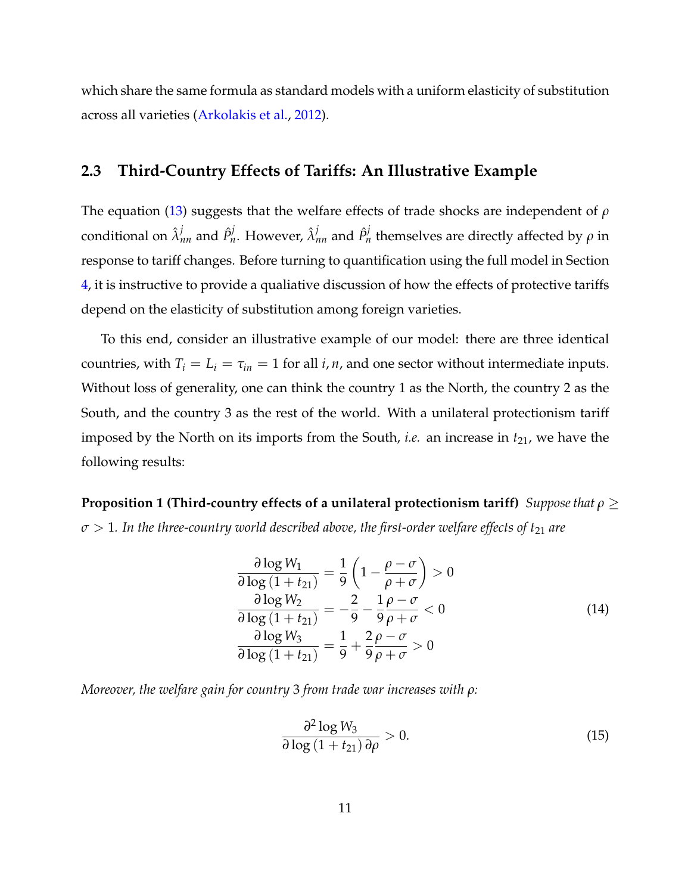which share the same formula as standard models with a uniform elasticity of substitution across all varieties (Arkolakis et al., 2012).

## 2.3 Third-Country Effects of Tariffs: An Illustrative Example

The equation (13) suggests that the welfare effects of trade shocks are independent of $\rho$ conditional on $\hat{\lambda}^j_{nn}$ and $\hat{P}^j_n$. However, $\hat{\lambda}^j_{nn}$ and $\hat{P}^j_n$ themselves are directly affected by $\rho$ in response to tariff changes. Before turning to quantification using the full model in Section 4, it is instructive to provide a qualiative discussion of how the effects of protective tariffs depend on the elasticity of substitution among foreign varieties.

To this end, consider an illustrative example of our model: there are three identical countries, with $T_i = L_i = \tau_{in} = 1$ for all $i, n$, and one sector without intermediate inputs. Without loss of generality, one can think the country 1 as the North, the country 2 as the South, and the country 3 as the rest of the world. With a unilateral protectionism tariff imposed by the North on its imports from the South, *i.e.* an increase in $t_{21}$, we have the following results:

**Proposition 1 (Third-country effects of a unilateral protectionism tariff)** *Suppose that $\rho \geq \sigma > 1$. In the three-country world described above, the first-order welfare effects of $t_{21}$ are*

$$
\begin{aligned}
\frac{\partial \log W_1}{\partial \log (1+t_{21})} &= \frac{1}{9}\left(1 - \frac{\rho-\sigma}{\rho+\sigma}\right) > 0 \\
\frac{\partial \log W_2}{\partial \log (1+t_{21})} &= -\frac{2}{9} - \frac{1}{9}\frac{\rho-\sigma}{\rho+\sigma} < 0 \\
\frac{\partial \log W_3}{\partial \log (1+t_{21})} &= \frac{1}{9} + \frac{2}{9}\frac{\rho-\sigma}{\rho+\sigma} > 0
\end{aligned}
\tag{14}
$$

*Moreover, the welfare gain for country 3 from trade war increases with $\rho$:*

$$
\frac{\partial^2 \log W_3}{\partial \log (1+t_{21})\, \partial \rho} > 0. \tag{15}
$$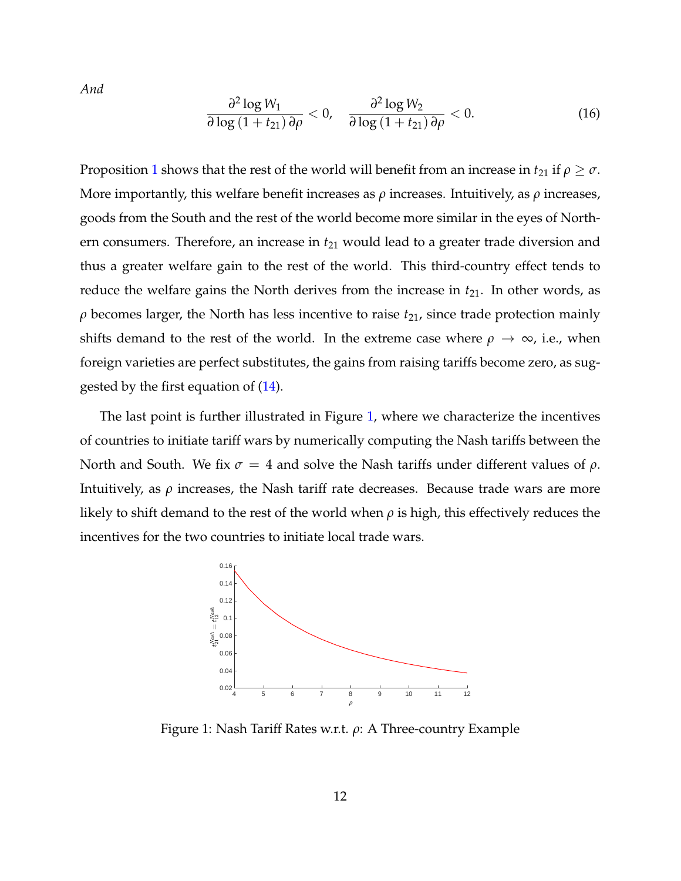*And*

$$\frac{\partial^2 \log W_1}{\partial \log (1+t_{21})\,\partial \rho} < 0, \quad \frac{\partial^2 \log W_2}{\partial \log (1+t_{21})\,\partial \rho} < 0. \tag{16}$$

Proposition 1 shows that the rest of the world will benefit from an increase in $t_{21}$ if $\rho \geq \sigma$. More importantly, this welfare benefit increases as $\rho$ increases. Intuitively, as $\rho$ increases, goods from the South and the rest of the world become more similar in the eyes of Northern consumers. Therefore, an increase in $t_{21}$ would lead to a greater trade diversion and thus a greater welfare gain to the rest of the world. This third-country effect tends to reduce the welfare gains the North derives from the increase in $t_{21}$. In other words, as $\rho$ becomes larger, the North has less incentive to raise $t_{21}$, since trade protection mainly shifts demand to the rest of the world. In the extreme case where $\rho \to \infty$, i.e., when foreign varieties are perfect substitutes, the gains from raising tariffs become zero, as suggested by the first equation of (14).

The last point is further illustrated in Figure 1, where we characterize the incentives of countries to initiate tariff wars by numerically computing the Nash tariffs between the North and South. We fix $\sigma = 4$ and solve the Nash tariffs under different values of $\rho$. Intuitively, as $\rho$ increases, the Nash tariff rate decreases. Because trade wars are more likely to shift demand to the rest of the world when $\rho$ is high, this effectively reduces the incentives for the two countries to initiate local trade wars.

Figure 1: Nash Tariff Rates w.r.t. $\rho$: A Three-country Example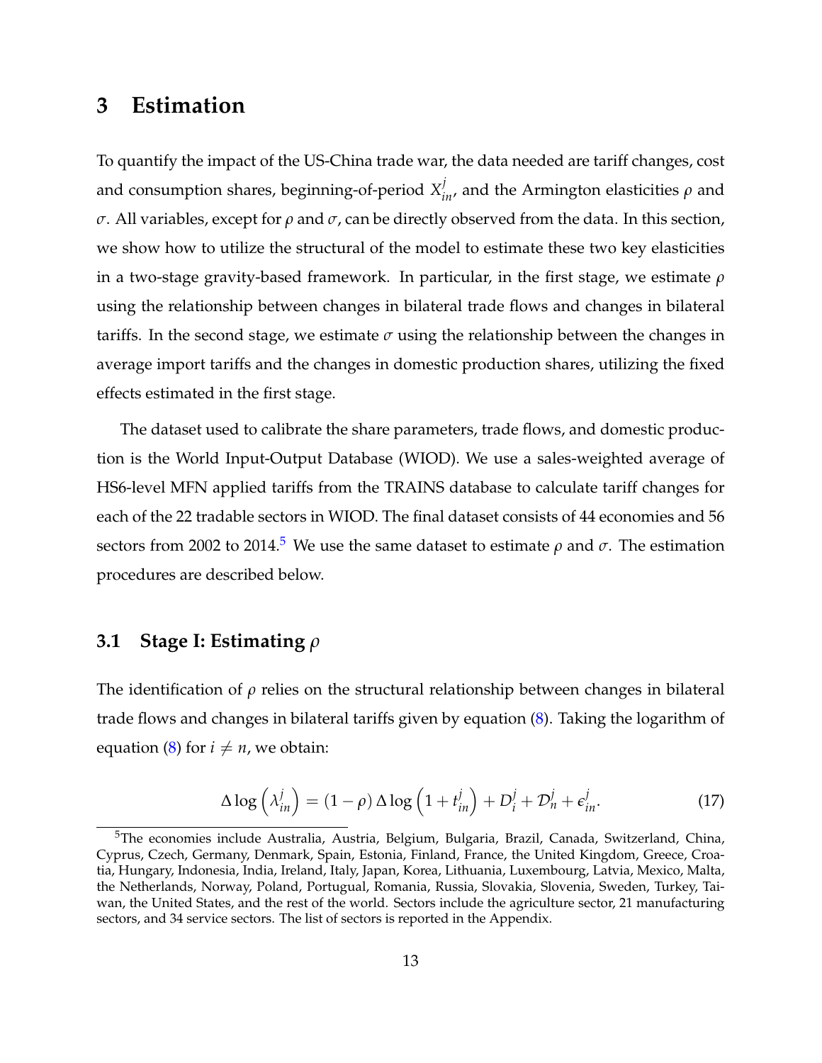# 3 Estimation

To quantify the impact of the US-China trade war, the data needed are tariff changes, cost and consumption shares, beginning-of-period $X_{in}^{j}$, and the Armington elasticities $\rho$ and $\sigma$. All variables, except for $\rho$ and $\sigma$, can be directly observed from the data. In this section, we show how to utilize the structural of the model to estimate these two key elasticities in a two-stage gravity-based framework. In particular, in the first stage, we estimate $\rho$ using the relationship between changes in bilateral trade flows and changes in bilateral tariffs. In the second stage, we estimate $\sigma$ using the relationship between the changes in average import tariffs and the changes in domestic production shares, utilizing the fixed effects estimated in the first stage.

The dataset used to calibrate the share parameters, trade flows, and domestic production is the World Input-Output Database (WIOD). We use a sales-weighted average of HS6-level MFN applied tariffs from the TRAINS database to calculate tariff changes for each of the 22 tradable sectors in WIOD. The final dataset consists of 44 economies and 56 sectors from 2002 to 2014.[5] We use the same dataset to estimate $\rho$ and $\sigma$. The estimation procedures are described below.

## 3.1 Stage I: Estimating $\rho$

The identification of $\rho$ relies on the structural relationship between changes in bilateral trade flows and changes in bilateral tariffs given by equation (8). Taking the logarithm of equation (8) for $i \neq n$, we obtain:

$$\Delta \log \left( \lambda_{in}^{j} \right) = (1 - \rho) \Delta \log \left( 1 + t_{in}^{j} \right) + D_{i}^{j} + \mathcal{D}_{n}^{j} + \epsilon_{in}^{j}. \tag{17}$$

[5] The economies include Australia, Austria, Belgium, Bulgaria, Brazil, Canada, Switzerland, China, Cyprus, Czech, Germany, Denmark, Spain, Estonia, Finland, France, the United Kingdom, Greece, Croatia, Hungary, Indonesia, India, Ireland, Italy, Japan, Korea, Lithuania, Luxembourg, Latvia, Mexico, Malta, the Netherlands, Norway, Poland, Portugual, Romania, Russia, Slovakia, Slovenia, Sweden, Turkey, Taiwan, the United States, and the rest of the world. Sectors include the agriculture sector, 21 manufacturing sectors, and 34 service sectors. The list of sectors is reported in the Appendix.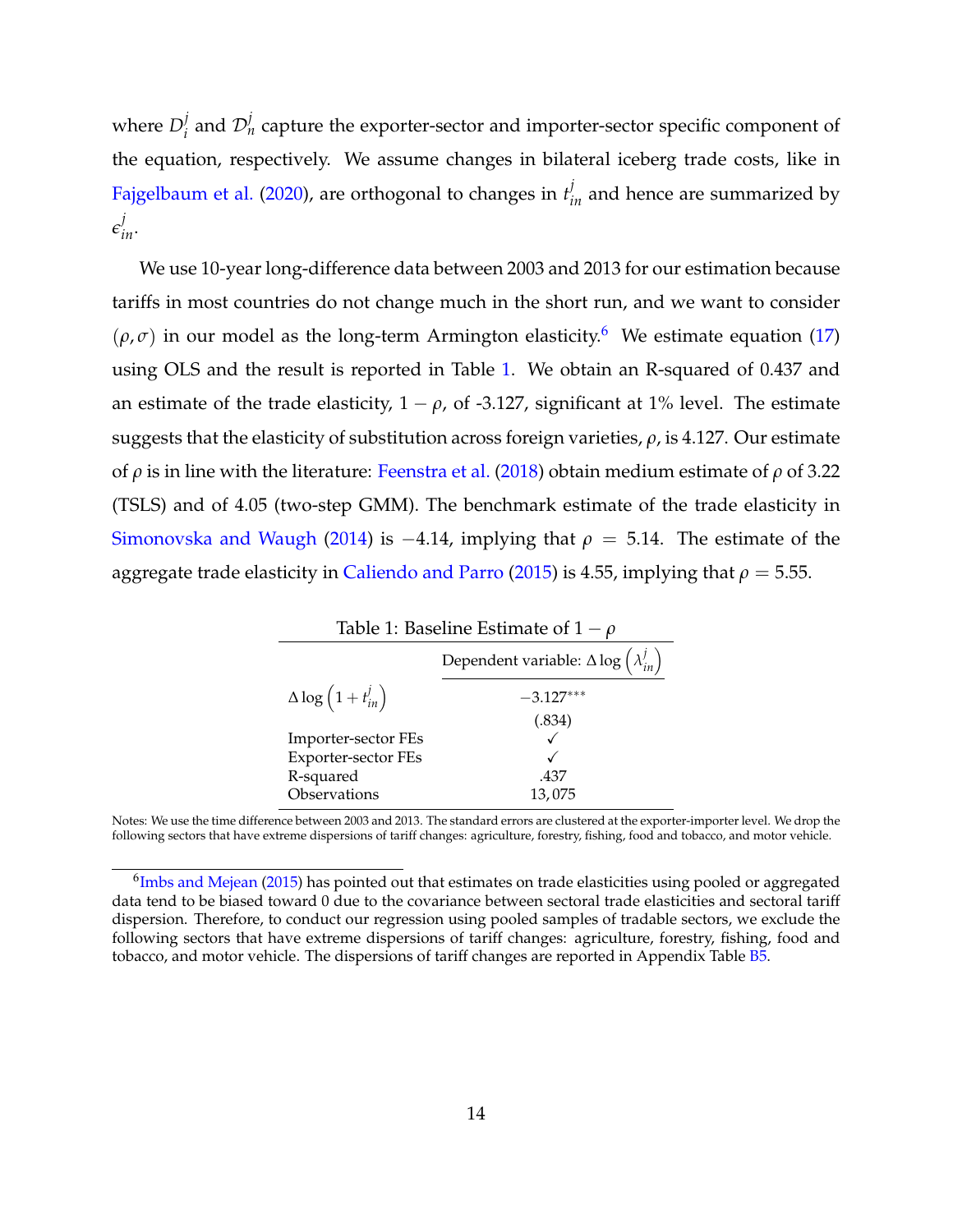where $D_i^j$ and $\mathcal{D}_n^j$ capture the exporter-sector and importer-sector specific component of the equation, respectively. We assume changes in bilateral iceberg trade costs, like in Fajgelbaum et al. (2020), are orthogonal to changes in $t_{in}^j$ and hence are summarized by $\epsilon_{in}^j$.

We use 10-year long-difference data between 2003 and 2013 for our estimation because tariffs in most countries do not change much in the short run, and we want to consider $(\rho, \sigma)$ in our model as the long-term Armington elasticity.[6] We estimate equation (17) using OLS and the result is reported in Table 1. We obtain an R-squared of 0.437 and an estimate of the trade elasticity, $1-\rho$, of -3.127, significant at 1% level. The estimate suggests that the elasticity of substitution across foreign varieties, $\rho$, is 4.127. Our estimate of $\rho$ is in line with the literature: Feenstra et al. (2018) obtain medium estimate of $\rho$ of 3.22 (TSLS) and of 4.05 (two-step GMM). The benchmark estimate of the trade elasticity in Simonovska and Waugh (2014) is $-4.14$, implying that $\rho = 5.14$. The estimate of the aggregate trade elasticity in Caliendo and Parro (2015) is 4.55, implying that $\rho = 5.55$.

Table 1: Baseline Estimate of $1-\rho$

| | Dependent variable: $\Delta \log \left(\lambda_{in}^j\right)$ |
|---|---|
| $\Delta \log \left(1 + t_{in}^j\right)$ | $-3.127^{***}$ |
| | (.834) |
| Importer-sector FEs | ✓ |
| Exporter-sector FEs | ✓ |
| R-squared | .437 |
| Observations | 13,075 |

Notes: We use the time difference between 2003 and 2013. The standard errors are clustered at the exporter-importer level. We drop the following sectors that have extreme dispersions of tariff changes: agriculture, forestry, fishing, food and tobacco, and motor vehicle.

[6] Imbs and Mejean (2015) has pointed out that estimates on trade elasticities using pooled or aggregated data tend to be biased toward 0 due to the covariance between sectoral trade elasticities and sectoral tariff dispersion. Therefore, to conduct our regression using pooled samples of tradable sectors, we exclude the following sectors that have extreme dispersions of tariff changes: agriculture, forestry, fishing, food and tobacco, and motor vehicle. The dispersions of tariff changes are reported in Appendix Table B5.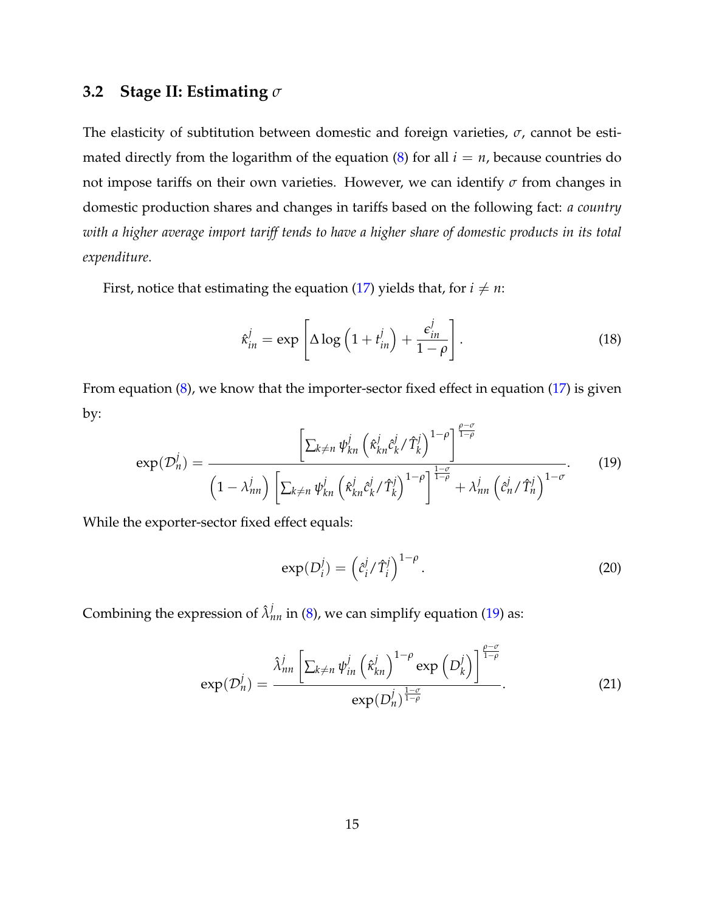### 3.2 Stage II: Estimating $\sigma$

The elasticity of subtitution between domestic and foreign varieties, $\sigma$, cannot be estimated directly from the logarithm of the equation (8) for all $i = n$, because countries do not impose tariffs on their own varieties. However, we can identify $\sigma$ from changes in domestic production shares and changes in tariffs based on the following fact: *a country with a higher average import tariff tends to have a higher share of domestic products in its total expenditure*.

First, notice that estimating the equation (17) yields that, for $i \neq n$:

$$\hat{\kappa}_{in}^{j} = \exp\left[\Delta \log\left(1 + t_{in}^{j}\right) + \frac{\epsilon_{in}^{j}}{1-\rho}\right]. \tag{18}$$

From equation (8), we know that the importer-sector fixed effect in equation (17) is given by:

$$\exp(\mathcal{D}_{n}^{j}) = \frac{\left[\sum_{k\neq n} \psi_{kn}^{j}\left(\hat{\kappa}_{kn}^{j}\hat{c}_{k}^{j}/\hat{T}_{k}^{j}\right)^{1-\rho}\right]^{\frac{\rho-\sigma}{1-\rho}}}{\left(1-\lambda_{nn}^{j}\right)\left[\sum_{k\neq n} \psi_{kn}^{j}\left(\hat{\kappa}_{kn}^{j}\hat{c}_{k}^{j}/\hat{T}_{k}^{j}\right)^{1-\rho}\right]^{\frac{1-\sigma}{1-\rho}} + \lambda_{nn}^{j}\left(\hat{c}_{n}^{j}/\hat{T}_{n}^{j}\right)^{1-\sigma}}. \tag{19}$$

While the exporter-sector fixed effect equals:

$$\exp(D_{i}^{j}) = \left(\hat{c}_{i}^{j}/\hat{T}_{i}^{j}\right)^{1-\rho}. \tag{20}$$

Combining the expression of $\hat{\lambda}_{nn}^{j}$ in (8), we can simplify equation (19) as:

$$\exp(\mathcal{D}_{n}^{j}) = \frac{\hat{\lambda}_{nn}^{j}\left[\sum_{k\neq n} \psi_{in}^{j}\left(\hat{\kappa}_{kn}^{j}\right)^{1-\rho}\exp\left(D_{k}^{j}\right)\right]^{\frac{\rho-\sigma}{1-\rho}}}{\exp(D_{n}^{j})^{\frac{1-\sigma}{1-\rho}}}. \tag{21}$$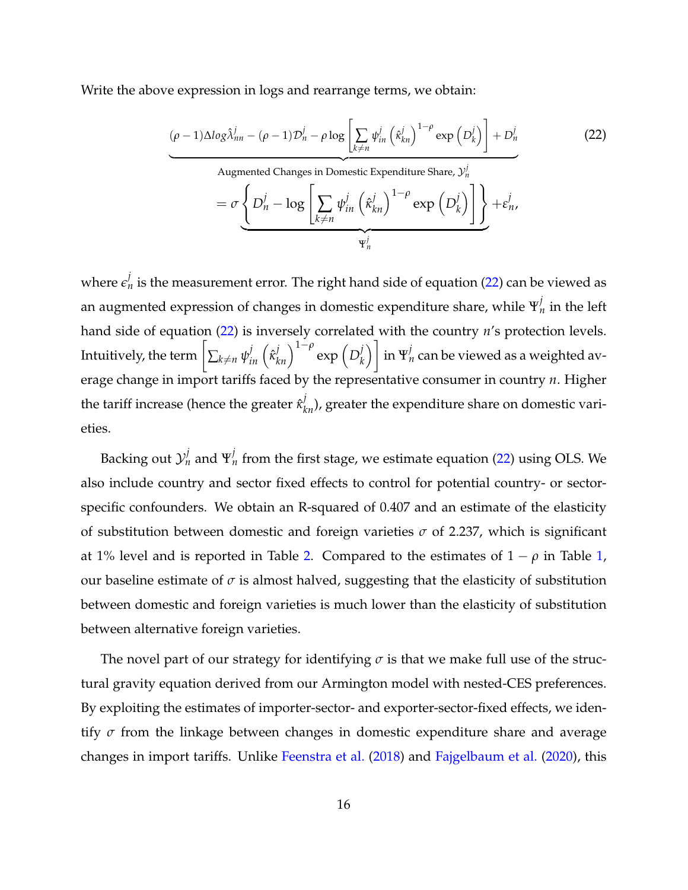Write the above expression in logs and rearrange terms, we obtain:

$$\underbrace{(\rho-1)\Delta log\hat{\lambda}_{nn}^{j}-(\rho-1)\mathcal{D}_{n}^{j}-\rho\log\left[\sum_{k\neq n}\psi_{in}^{j}\left(\hat{\kappa}_{kn}^{j}\right)^{1-\rho}\exp\left(D_{k}^{j}\right)\right]+D_{n}^{j}}_{\text{Augmented Changes in Domestic Expenditure Share, }\mathcal{Y}_{n}^{j}}$$
$$=\sigma\underbrace{\left\{D_{n}^{j}-\log\left[\sum_{k\neq n}\psi_{in}^{j}\left(\hat{\kappa}_{kn}^{j}\right)^{1-\rho}\exp\left(D_{k}^{j}\right)\right]\right\}}_{\Psi_{n}^{j}}+\varepsilon_{n}^{j}, \tag{22}$$

where $\epsilon_n^j$ is the measurement error. The right hand side of equation (22) can be viewed as an augmented expression of changes in domestic expenditure share, while $\Psi_n^j$ in the left hand side of equation (22) is inversely correlated with the country $n$'s protection levels. Intuitively, the term $\left[\sum_{k\neq n}\psi_{in}^{j}\left(\hat{\kappa}_{kn}^{j}\right)^{1-\rho}\exp\left(D_{k}^{j}\right)\right]$ in $\Psi_n^j$ can be viewed as a weighted average change in import tariffs faced by the representative consumer in country $n$. Higher the tariff increase (hence the greater $\hat{\kappa}_{kn}^j$), greater the expenditure share on domestic varieties.

Backing out $\mathcal{Y}_n^j$ and $\Psi_n^j$ from the first stage, we estimate equation (22) using OLS. We also include country and sector fixed effects to control for potential country- or sector-specific confounders. We obtain an R-squared of 0.407 and an estimate of the elasticity of substitution between domestic and foreign varieties $\sigma$ of 2.237, which is significant at 1% level and is reported in Table 2. Compared to the estimates of $1-\rho$ in Table 1, our baseline estimate of $\sigma$ is almost halved, suggesting that the elasticity of substitution between domestic and foreign varieties is much lower than the elasticity of substitution between alternative foreign varieties.

The novel part of our strategy for identifying $\sigma$ is that we make full use of the structural gravity equation derived from our Armington model with nested-CES preferences. By exploiting the estimates of importer-sector- and exporter-sector-fixed effects, we identify $\sigma$ from the linkage between changes in domestic expenditure share and average changes in import tariffs. Unlike Feenstra et al. (2018) and Fajgelbaum et al. (2020), this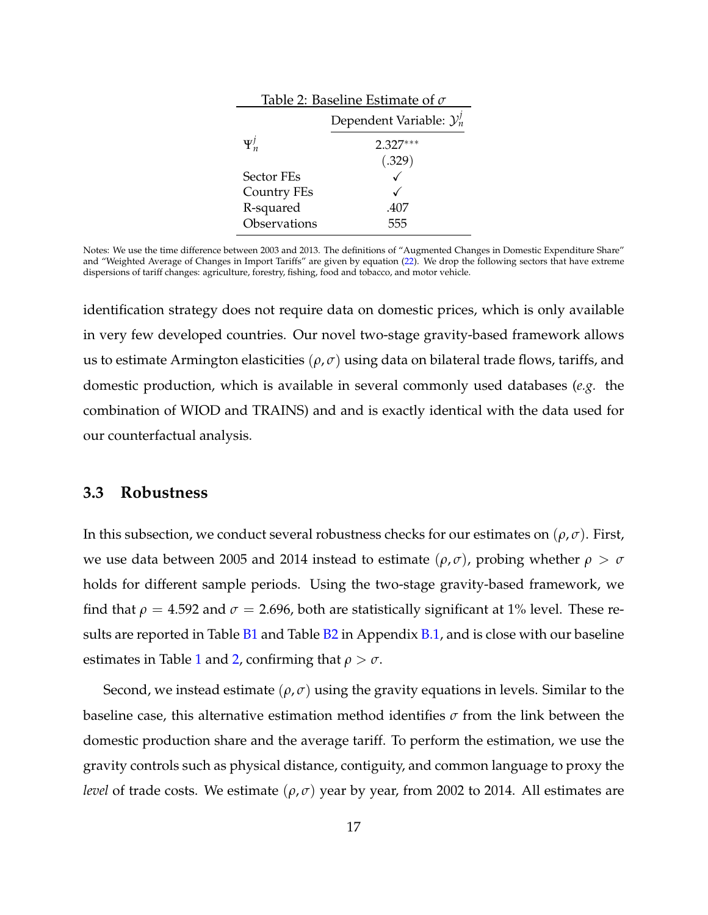Table 2: Baseline Estimate of $\sigma$

| | Dependent Variable: $\mathcal{Y}_n^j$ |
|---|---|
| $\Psi_n^j$ | $2.327^{***}$ |
| | (.329) |
| Sector FEs | ✓ |
| Country FEs | ✓ |
| R-squared | .407 |
| Observations | 555 |

Notes: We use the time difference between 2003 and 2013. The definitions of "Augmented Changes in Domestic Expenditure Share" and "Weighted Average of Changes in Import Tariffs" are given by equation (22). We drop the following sectors that have extreme dispersions of tariff changes: agriculture, forestry, fishing, food and tobacco, and motor vehicle.

identification strategy does not require data on domestic prices, which is only available in very few developed countries. Our novel two-stage gravity-based framework allows us to estimate Armington elasticities $(\rho, \sigma)$ using data on bilateral trade flows, tariffs, and domestic production, which is available in several commonly used databases (*e.g.* the combination of WIOD and TRAINS) and and is exactly identical with the data used for our counterfactual analysis.

### 3.3 Robustness

In this subsection, we conduct several robustness checks for our estimates on $(\rho, \sigma)$. First, we use data between 2005 and 2014 instead to estimate $(\rho, \sigma)$, probing whether $\rho > \sigma$ holds for different sample periods. Using the two-stage gravity-based framework, we find that $\rho = 4.592$ and $\sigma = 2.696$, both are statistically significant at 1% level. These results are reported in Table B1 and Table B2 in Appendix B.1, and is close with our baseline estimates in Table 1 and 2, confirming that $\rho > \sigma$.

Second, we instead estimate $(\rho, \sigma)$ using the gravity equations in levels. Similar to the baseline case, this alternative estimation method identifies $\sigma$ from the link between the domestic production share and the average tariff. To perform the estimation, we use the gravity controls such as physical distance, contiguity, and common language to proxy the *level* of trade costs. We estimate $(\rho, \sigma)$ year by year, from 2002 to 2014. All estimates are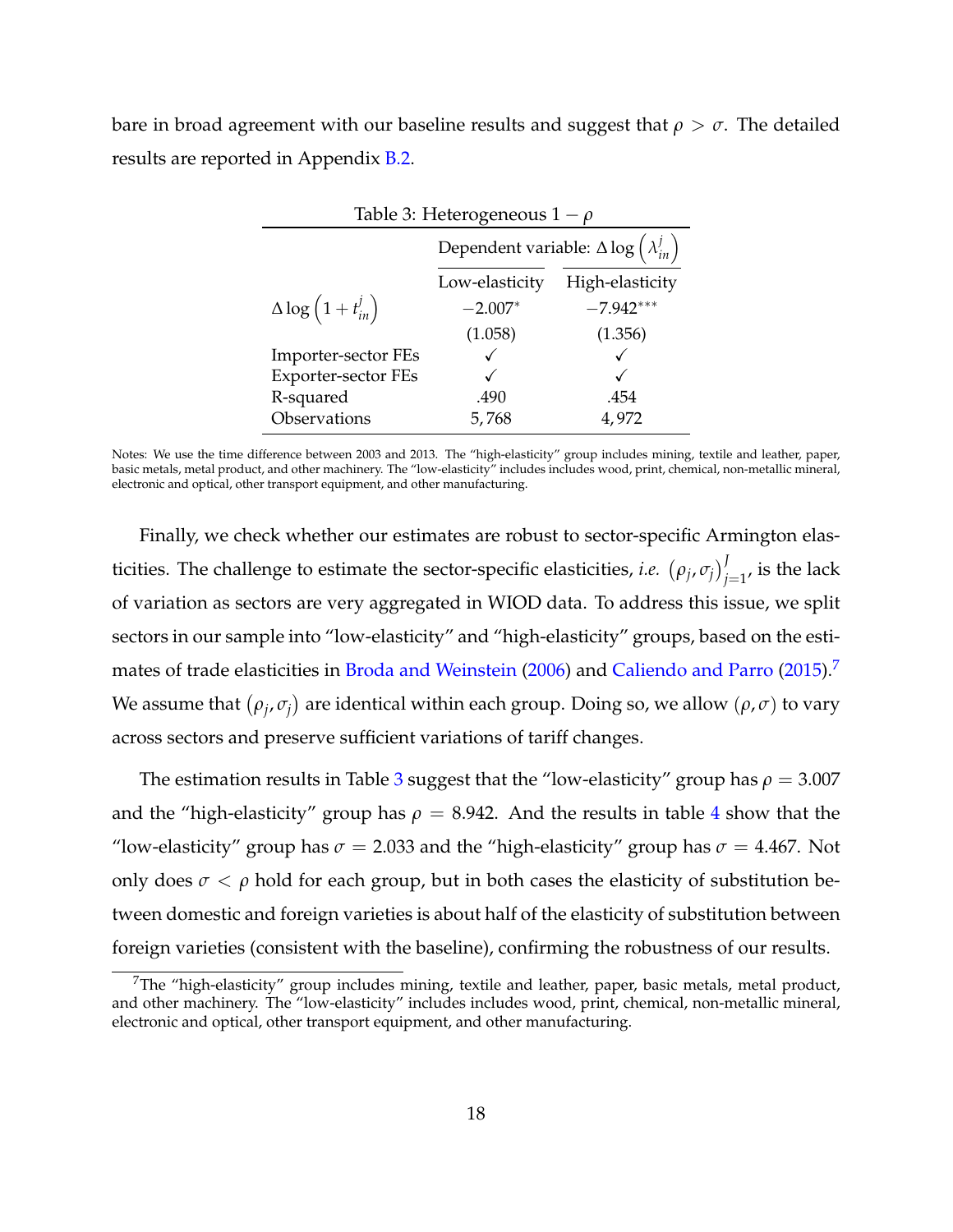bare in broad agreement with our baseline results and suggest that $\rho > \sigma$. The detailed results are reported in Appendix B.2.

Table 3: Heterogeneous $1 - \rho$

| | Dependent variable: $\Delta \log \left(\lambda_{in}^{j}\right)$ | |
|---|---|---|
| | Low-elasticity | High-elasticity |
| $\Delta \log \left(1 + t_{in}^{j}\right)$ | $-2.007^{*}$ | $-7.942^{***}$ |
| | (1.058) | (1.356) |
| Importer-sector FEs | ✓ | ✓ |
| Exporter-sector FEs | ✓ | ✓ |
| R-squared | .490 | .454 |
| Observations | 5,768 | 4,972 |

Notes: We use the time difference between 2003 and 2013. The "high-elasticity" group includes mining, textile and leather, paper, basic metals, metal product, and other machinery. The "low-elasticity" includes includes wood, print, chemical, non-metallic mineral, electronic and optical, other transport equipment, and other manufacturing.

Finally, we check whether our estimates are robust to sector-specific Armington elasticities. The challenge to estimate the sector-specific elasticities, *i.e.* $\left(\rho_j, \sigma_j\right)_{j=1}^{J}$, is the lack of variation as sectors are very aggregated in WIOD data. To address this issue, we split sectors in our sample into "low-elasticity" and "high-elasticity" groups, based on the estimates of trade elasticities in Broda and Weinstein (2006) and Caliendo and Parro (2015).[7] We assume that $\left(\rho_j, \sigma_j\right)$ are identical within each group. Doing so, we allow $(\rho, \sigma)$ to vary across sectors and preserve sufficient variations of tariff changes.

The estimation results in Table 3 suggest that the "low-elasticity" group has $\rho = 3.007$ and the "high-elasticity" group has $\rho = 8.942$. And the results in table 4 show that the "low-elasticity" group has $\sigma = 2.033$ and the "high-elasticity" group has $\sigma = 4.467$. Not only does $\sigma < \rho$ hold for each group, but in both cases the elasticity of substitution between domestic and foreign varieties is about half of the elasticity of substitution between foreign varieties (consistent with the baseline), confirming the robustness of our results.

[7]The "high-elasticity" group includes mining, textile and leather, paper, basic metals, metal product, and other machinery. The "low-elasticity" includes includes wood, print, chemical, non-metallic mineral, electronic and optical, other transport equipment, and other manufacturing.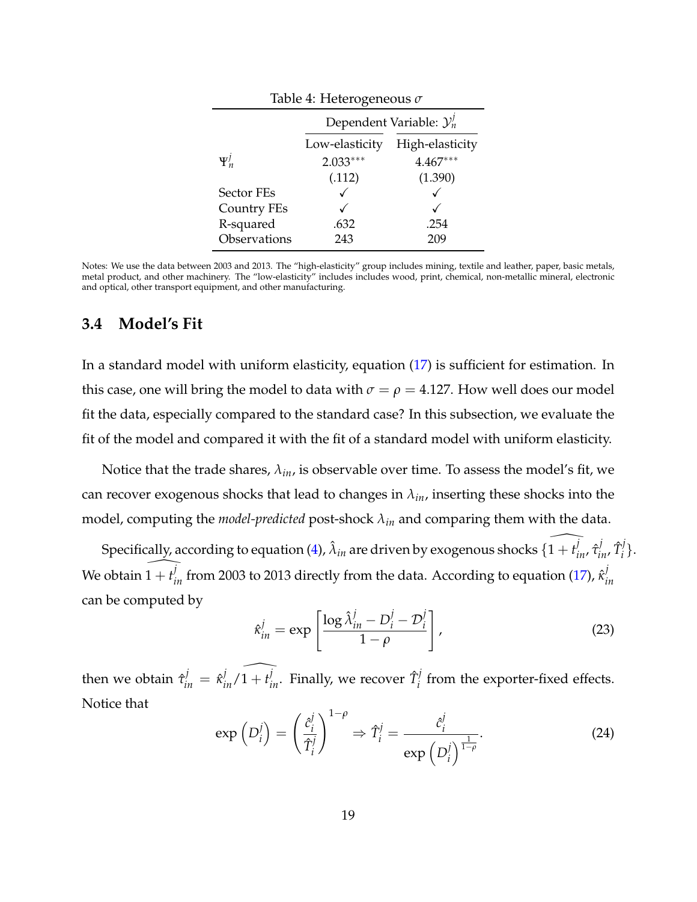Table 4: Heterogeneous $\sigma$

| | Dependent Variable: $\mathcal{Y}_n^j$ | |
|---|---|---|
| | Low-elasticity | High-elasticity |
| $\Psi_n^j$ | 2.033*** | 4.467*** |
| | (.112) | (1.390) |
| Sector FEs | ✓ | ✓ |
| Country FEs | ✓ | ✓ |
| R-squared | .632 | .254 |
| Observations | 243 | 209 |

Notes: We use the data between 2003 and 2013. The "high-elasticity" group includes mining, textile and leather, paper, basic metals, metal product, and other machinery. The "low-elasticity" includes includes wood, print, chemical, non-metallic mineral, electronic and optical, other transport equipment, and other manufacturing.

## 3.4 Model's Fit

In a standard model with uniform elasticity, equation (17) is sufficient for estimation. In this case, one will bring the model to data with $\sigma = \rho = 4.127$. How well does our model fit the data, especially compared to the standard case? In this subsection, we evaluate the fit of the model and compared it with the fit of a standard model with uniform elasticity.

Notice that the trade shares, $\lambda_{in}$, is observable over time. To assess the model's fit, we can recover exogenous shocks that lead to changes in $\lambda_{in}$, inserting these shocks into the model, computing the *model-predicted* post-shock $\lambda_{in}$ and comparing them with the data.

Specifically, according to equation (4), $\hat{\lambda}_{in}$ are driven by exogenous shocks $\{\widehat{1+t_{in}^j}, \hat{\tau}_{in}^j, \hat{T}_i^j\}$. We obtain $\widehat{1+t_{in}^j}$ from 2003 to 2013 directly from the data. According to equation (17), $\hat{\kappa}_{in}^j$ can be computed by

$$
\hat{\kappa}_{in}^j = \exp\left[\frac{\log \hat{\lambda}_{in}^j - D_i^j - \mathcal{D}_i^j}{1-\rho}\right], \tag{23}
$$

then we obtain $\hat{\tau}_{in}^j = \hat{\kappa}_{in}^j / \widehat{1+t_{in}^j}$. Finally, we recover $\hat{T}_i^j$ from the exporter-fixed effects. Notice that

$$
\exp\left(D_i^j\right) = \left(\frac{\hat{c}_i^j}{\hat{T}_i^j}\right)^{1-\rho} \Rightarrow \hat{T}_i^j = \frac{\hat{c}_i^j}{\exp\left(D_i^j\right)^{\frac{1}{1-\rho}}}. \tag{24}
$$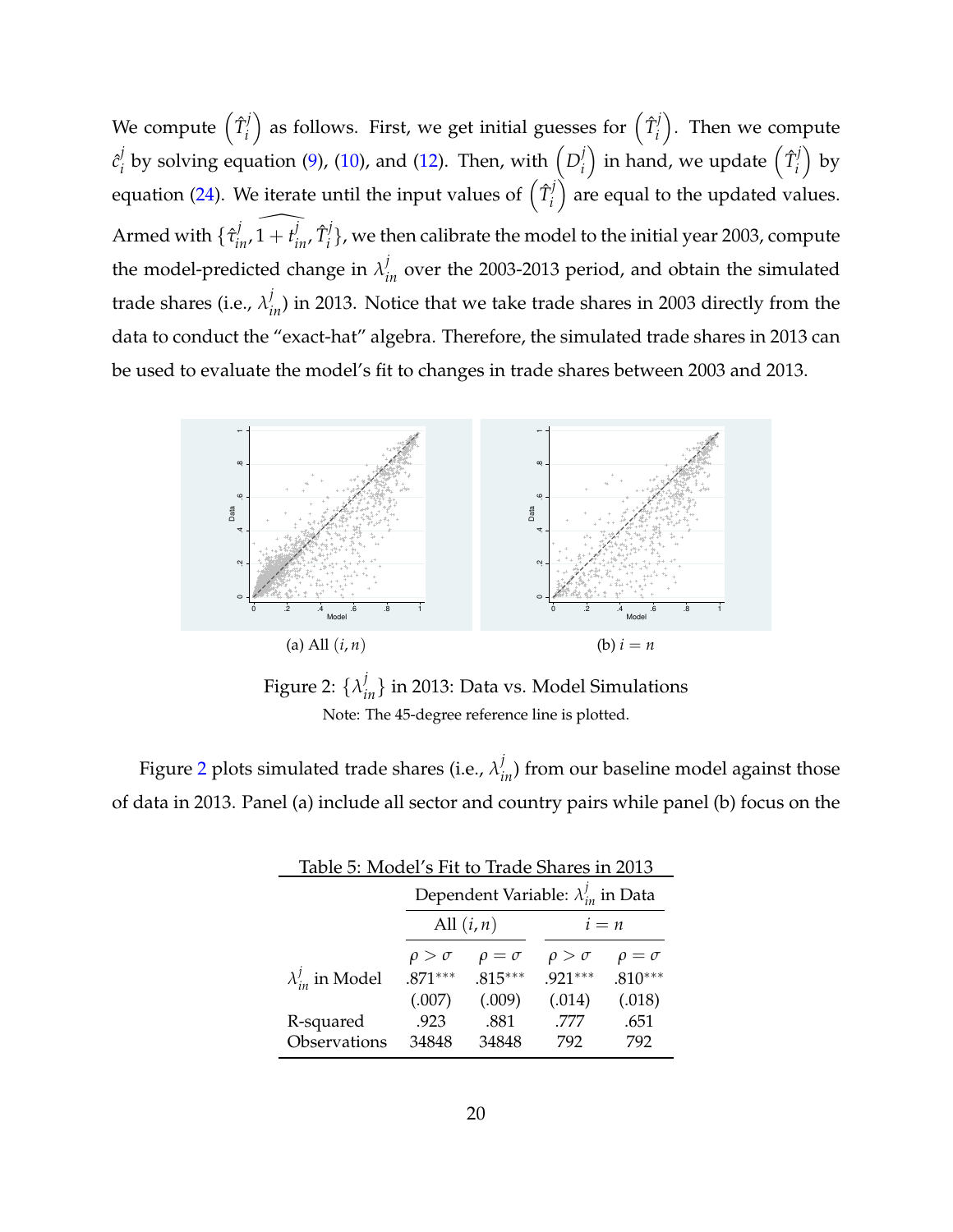We compute $\left(\hat{T}_i^j\right)$ as follows. First, we get initial guesses for $\left(\hat{T}_i^j\right)$. Then we compute $\hat{c}_i^j$ by solving equation (9), (10), and (12). Then, with $\left(D_i^j\right)$ in hand, we update $\left(\hat{T}_i^j\right)$ by equation (24). We iterate until the input values of $\left(\hat{T}_i^j\right)$ are equal to the updated values. Armed with $\{\hat{\tau}_{in}^j, \widehat{1+t_{in}^j}, \hat{T}_i^j\}$, we then calibrate the model to the initial year 2003, compute the model-predicted change in $\lambda_{in}^j$ over the 2003-2013 period, and obtain the simulated trade shares (i.e., $\lambda_{in}^j$) in 2013. Notice that we take trade shares in 2003 directly from the data to conduct the "exact-hat" algebra. Therefore, the simulated trade shares in 2013 can be used to evaluate the model's fit to changes in trade shares between 2003 and 2013.

(a) All $(i, n)$

(b) $i = n$

Figure 2: $\{\lambda_{in}^j\}$ in 2013: Data vs. Model Simulations

Note: The 45-degree reference line is plotted.

Figure 2 plots simulated trade shares (i.e., $\lambda_{in}^j$) from our baseline model against those of data in 2013. Panel (a) include all sector and country pairs while panel (b) focus on the

Table 5: Model's Fit to Trade Shares in 2013

| | Dependent Variable: $\lambda_{in}^j$ in Data | | | |
|---|---|---|---|---|
| | All $(i, n)$ | | $i = n$ | |
| | $\rho > \sigma$ | $\rho = \sigma$ | $\rho > \sigma$ | $\rho = \sigma$ |
| $\lambda_{in}^j$ in Model | .871*** | .815*** | .921*** | .810*** |
| | (.007) | (.009) | (.014) | (.018) |
| R-squared | .923 | .881 | .777 | .651 |
| Observations | 34848 | 34848 | 792 | 792 |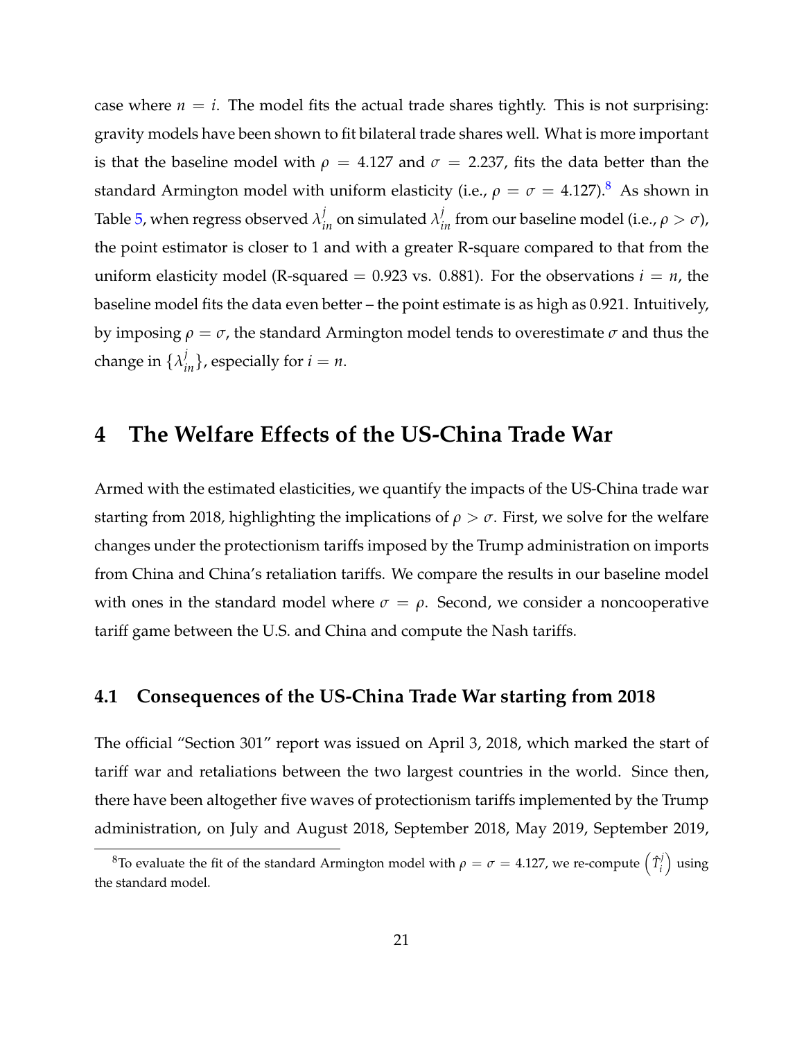case where $n = i$. The model fits the actual trade shares tightly. This is not surprising: gravity models have been shown to fit bilateral trade shares well. What is more important is that the baseline model with $\rho = 4.127$ and $\sigma = 2.237$, fits the data better than the standard Armington model with uniform elasticity (i.e., $\rho = \sigma = 4.127$).[8] As shown in Table 5, when regress observed $\lambda_{in}^{j}$ on simulated $\lambda_{in}^{j}$ from our baseline model (i.e., $\rho > \sigma$), the point estimator is closer to 1 and with a greater R-square compared to that from the uniform elasticity model (R-squared = 0.923 vs. 0.881). For the observations $i = n$, the baseline model fits the data even better – the point estimate is as high as 0.921. Intuitively, by imposing $\rho = \sigma$, the standard Armington model tends to overestimate $\sigma$ and thus the change in $\{\lambda_{in}^{j}\}$, especially for $i = n$.

# 4 The Welfare Effects of the US-China Trade War

Armed with the estimated elasticities, we quantify the impacts of the US-China trade war starting from 2018, highlighting the implications of $\rho > \sigma$. First, we solve for the welfare changes under the protectionism tariffs imposed by the Trump administration on imports from China and China's retaliation tariffs. We compare the results in our baseline model with ones in the standard model where $\sigma = \rho$. Second, we consider a noncooperative tariff game between the U.S. and China and compute the Nash tariffs.

## 4.1 Consequences of the US-China Trade War starting from 2018

The official "Section 301" report was issued on April 3, 2018, which marked the start of tariff war and retaliations between the two largest countries in the world. Since then, there have been altogether five waves of protectionism tariffs implemented by the Trump administration, on July and August 2018, September 2018, May 2019, September 2019,

[8] To evaluate the fit of the standard Armington model with $\rho = \sigma = 4.127$, we re-compute $\left(\hat{T}_i^j\right)$ using the standard model.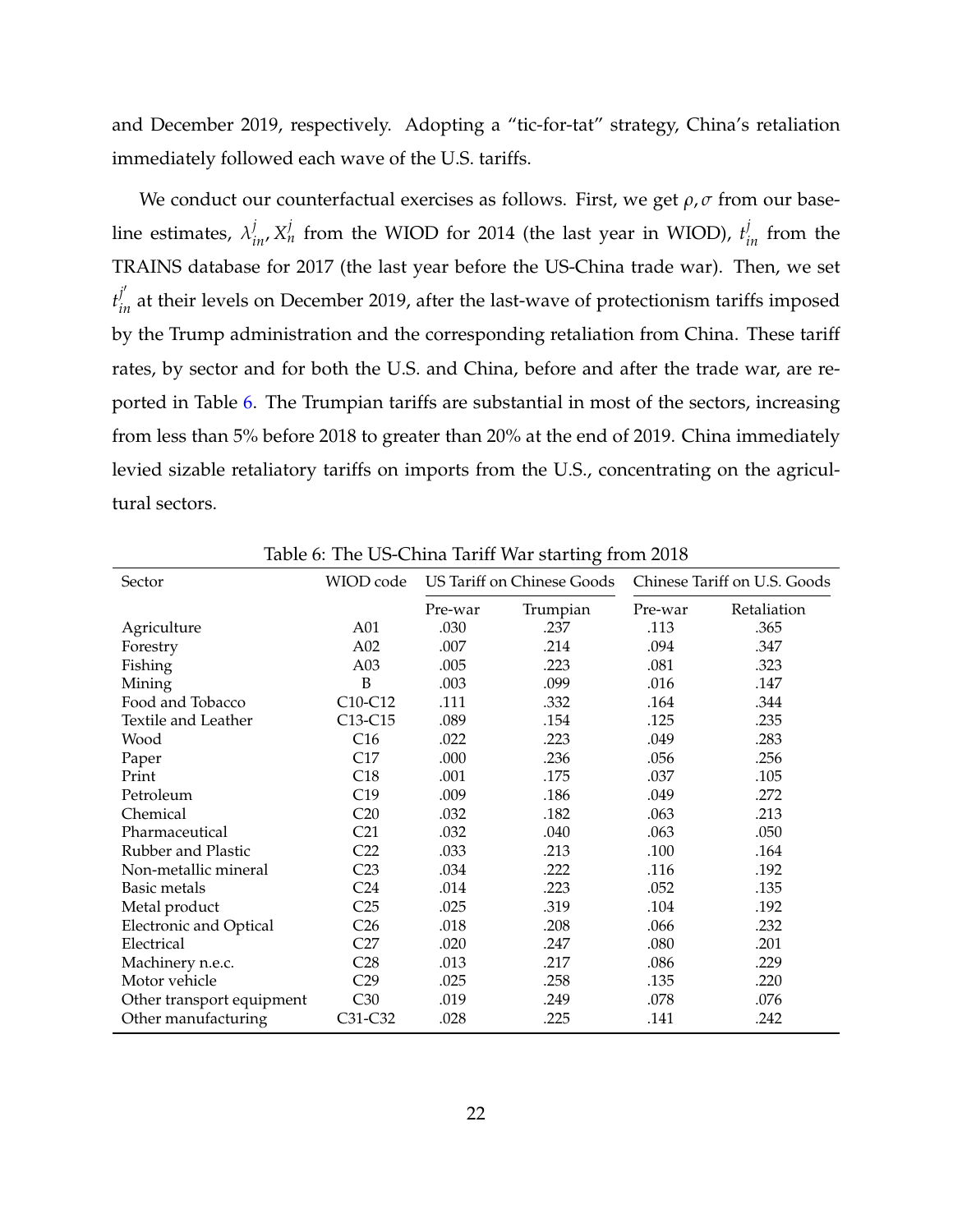and December 2019, respectively. Adopting a "tic-for-tat" strategy, China's retaliation immediately followed each wave of the U.S. tariffs.

We conduct our counterfactual exercises as follows. First, we get $\rho, \sigma$ from our baseline estimates, $\lambda_{in}^{j}$, $X_{n}^{j}$ from the WIOD for 2014 (the last year in WIOD), $t_{in}^{j}$ from the TRAINS database for 2017 (the last year before the US-China trade war). Then, we set $t_{in}^{j\prime}$ at their levels on December 2019, after the last-wave of protectionism tariffs imposed by the Trump administration and the corresponding retaliation from China. These tariff rates, by sector and for both the U.S. and China, before and after the trade war, are reported in Table 6. The Trumpian tariffs are substantial in most of the sectors, increasing from less than 5% before 2018 to greater than 20% at the end of 2019. China immediately levied sizable retaliatory tariffs on imports from the U.S., concentrating on the agricultural sectors.

Table 6: The US-China Tariff War starting from 2018

| Sector | WIOD code | US Tariff on Chinese Goods | | Chinese Tariff on U.S. Goods | |
|---|---|---|---|---|---|
| | | Pre-war | Trumpian | Pre-war | Retaliation |
| Agriculture | A01 | .030 | .237 | .113 | .365 |
| Forestry | A02 | .007 | .214 | .094 | .347 |
| Fishing | A03 | .005 | .223 | .081 | .323 |
| Mining | B | .003 | .099 | .016 | .147 |
| Food and Tobacco | C10-C12 | .111 | .332 | .164 | .344 |
| Textile and Leather | C13-C15 | .089 | .154 | .125 | .235 |
| Wood | C16 | .022 | .223 | .049 | .283 |
| Paper | C17 | .000 | .236 | .056 | .256 |
| Print | C18 | .001 | .175 | .037 | .105 |
| Petroleum | C19 | .009 | .186 | .049 | .272 |
| Chemical | C20 | .032 | .182 | .063 | .213 |
| Pharmaceutical | C21 | .032 | .040 | .063 | .050 |
| Rubber and Plastic | C22 | .033 | .213 | .100 | .164 |
| Non-metallic mineral | C23 | .034 | .222 | .116 | .192 |
| Basic metals | C24 | .014 | .223 | .052 | .135 |
| Metal product | C25 | .025 | .319 | .104 | .192 |
| Electronic and Optical | C26 | .018 | .208 | .066 | .232 |
| Electrical | C27 | .020 | .247 | .080 | .201 |
| Machinery n.e.c. | C28 | .013 | .217 | .086 | .229 |
| Motor vehicle | C29 | .025 | .258 | .135 | .220 |
| Other transport equipment | C30 | .019 | .249 | .078 | .076 |
| Other manufacturing | C31-C32 | .028 | .225 | .141 | .242 |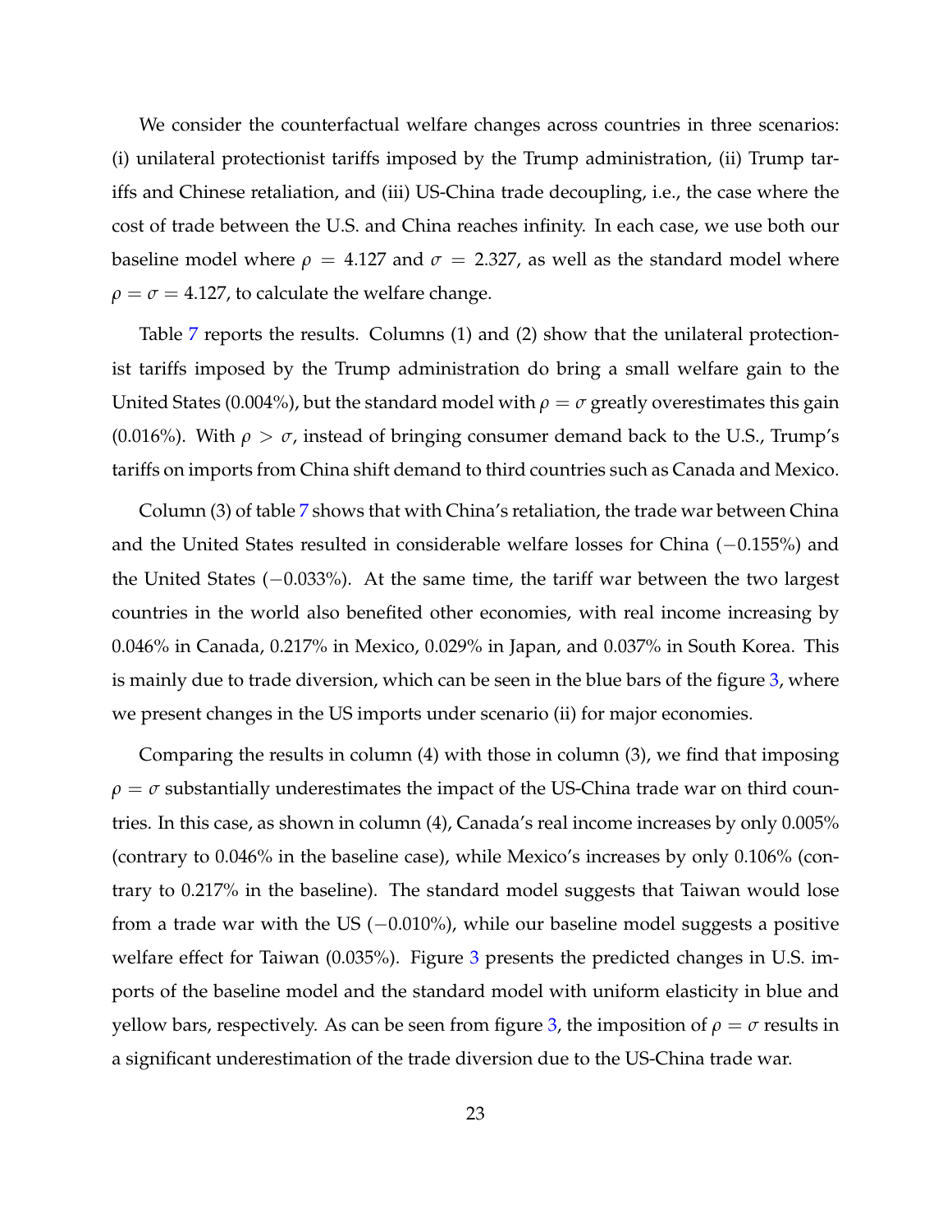We consider the counterfactual welfare changes across countries in three scenarios: (i) unilateral protectionist tariffs imposed by the Trump administration, (ii) Trump tariffs and Chinese retaliation, and (iii) US-China trade decoupling, i.e., the case where the cost of trade between the U.S. and China reaches infinity. In each case, we use both our baseline model where $\rho = 4.127$ and $\sigma = 2.327$, as well as the standard model where $\rho = \sigma = 4.127$, to calculate the welfare change.

Table 7 reports the results. Columns (1) and (2) show that the unilateral protectionist tariffs imposed by the Trump administration do bring a small welfare gain to the United States (0.004%), but the standard model with $\rho = \sigma$ greatly overestimates this gain (0.016%). With $\rho > \sigma$, instead of bringing consumer demand back to the U.S., Trump's tariffs on imports from China shift demand to third countries such as Canada and Mexico.

Column (3) of table 7 shows that with China's retaliation, the trade war between China and the United States resulted in considerable welfare losses for China ($-0.155\%$) and the United States ($-0.033\%$). At the same time, the tariff war between the two largest countries in the world also benefited other economies, with real income increasing by 0.046% in Canada, 0.217% in Mexico, 0.029% in Japan, and 0.037% in South Korea. This is mainly due to trade diversion, which can be seen in the blue bars of the figure 3, where we present changes in the US imports under scenario (ii) for major economies.

Comparing the results in column (4) with those in column (3), we find that imposing $\rho = \sigma$ substantially underestimates the impact of the US-China trade war on third countries. In this case, as shown in column (4), Canada's real income increases by only 0.005% (contrary to 0.046% in the baseline case), while Mexico's increases by only 0.106% (contrary to 0.217% in the baseline). The standard model suggests that Taiwan would lose from a trade war with the US ($-0.010\%$), while our baseline model suggests a positive welfare effect for Taiwan (0.035%). Figure 3 presents the predicted changes in U.S. imports of the baseline model and the standard model with uniform elasticity in blue and yellow bars, respectively. As can be seen from figure 3, the imposition of $\rho = \sigma$ results in a significant underestimation of the trade diversion due to the US-China trade war.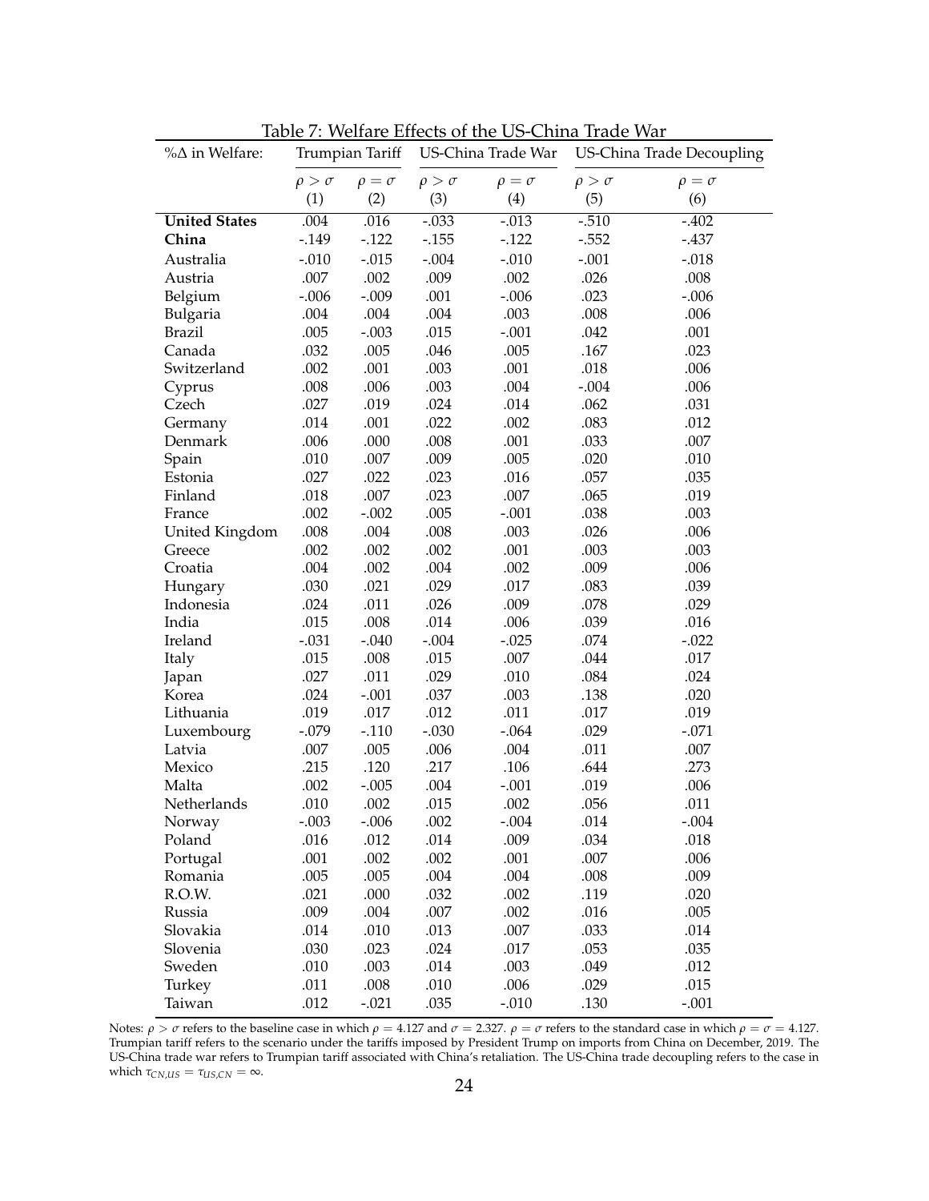Table 7: Welfare Effects of the US-China Trade War

| %Δ in Welfare: | Trumpian Tariff | | US-China Trade War | | US-China Trade Decoupling | |
|---|---|---|---|---|---|---|
| | $\rho > \sigma$ | $\rho = \sigma$ | $\rho > \sigma$ | $\rho = \sigma$ | $\rho > \sigma$ | $\rho = \sigma$ |
| | (1) | (2) | (3) | (4) | (5) | (6) |
| **United States** | .004 | .016 | -.033 | -.013 | -.510 | -.402 |
| **China** | -.149 | -.122 | -.155 | -.122 | -.552 | -.437 |
| Australia | -.010 | -.015 | -.004 | -.010 | -.001 | -.018 |
| Austria | .007 | .002 | .009 | .002 | .026 | .008 |
| Belgium | -.006 | -.009 | .001 | -.006 | .023 | -.006 |
| Bulgaria | .004 | .004 | .004 | .003 | .008 | .006 |
| Brazil | .005 | -.003 | .015 | -.001 | .042 | .001 |
| Canada | .032 | .005 | .046 | .005 | .167 | .023 |
| Switzerland | .002 | .001 | .003 | .001 | .018 | .006 |
| Cyprus | .008 | .006 | .003 | .004 | -.004 | .006 |
| Czech | .027 | .019 | .024 | .014 | .062 | .031 |
| Germany | .014 | .001 | .022 | .002 | .083 | .012 |
| Denmark | .006 | .000 | .008 | .001 | .033 | .007 |
| Spain | .010 | .007 | .009 | .005 | .020 | .010 |
| Estonia | .027 | .022 | .023 | .016 | .057 | .035 |
| Finland | .018 | .007 | .023 | .007 | .065 | .019 |
| France | .002 | -.002 | .005 | -.001 | .038 | .003 |
| United Kingdom | .008 | .004 | .008 | .003 | .026 | .006 |
| Greece | .002 | .002 | .002 | .001 | .003 | .003 |
| Croatia | .004 | .002 | .004 | .002 | .009 | .006 |
| Hungary | .030 | .021 | .029 | .017 | .083 | .039 |
| Indonesia | .024 | .011 | .026 | .009 | .078 | .029 |
| India | .015 | .008 | .014 | .006 | .039 | .016 |
| Ireland | -.031 | -.040 | -.004 | -.025 | .074 | -.022 |
| Italy | .015 | .008 | .015 | .007 | .044 | .017 |
| Japan | .027 | .011 | .029 | .010 | .084 | .024 |
| Korea | .024 | -.001 | .037 | .003 | .138 | .020 |
| Lithuania | .019 | .017 | .012 | .011 | .017 | .019 |
| Luxembourg | -.079 | -.110 | -.030 | -.064 | .029 | -.071 |
| Latvia | .007 | .005 | .006 | .004 | .011 | .007 |
| Mexico | .215 | .120 | .217 | .106 | .644 | .273 |
| Malta | .002 | -.005 | .004 | -.001 | .019 | .006 |
| Netherlands | .010 | .002 | .015 | .002 | .056 | .011 |
| Norway | -.003 | -.006 | .002 | -.004 | .014 | -.004 |
| Poland | .016 | .012 | .014 | .009 | .034 | .018 |
| Portugal | .001 | .002 | .002 | .001 | .007 | .006 |
| Romania | .005 | .005 | .004 | .004 | .008 | .009 |
| R.O.W. | .021 | .000 | .032 | .002 | .119 | .020 |
| Russia | .009 | .004 | .007 | .002 | .016 | .005 |
| Slovakia | .014 | .010 | .013 | .007 | .033 | .014 |
| Slovenia | .030 | .023 | .024 | .017 | .053 | .035 |
| Sweden | .010 | .003 | .014 | .003 | .049 | .012 |
| Turkey | .011 | .008 | .010 | .006 | .029 | .015 |
| Taiwan | .012 | -.021 | .035 | -.010 | .130 | -.001 |

Notes: $\rho > \sigma$ refers to the baseline case in which $\rho = 4.127$ and $\sigma = 2.327$. $\rho = \sigma$ refers to the standard case in which $\rho = \sigma = 4.127$. Trumpian tariff refers to the scenario under the tariffs imposed by President Trump on imports from China on December, 2019. The US-China trade war refers to Trumpian tariff associated with China's retaliation. The US-China trade decoupling refers to the case in which $\tau_{CN,US} = \tau_{US,CN} = \infty$.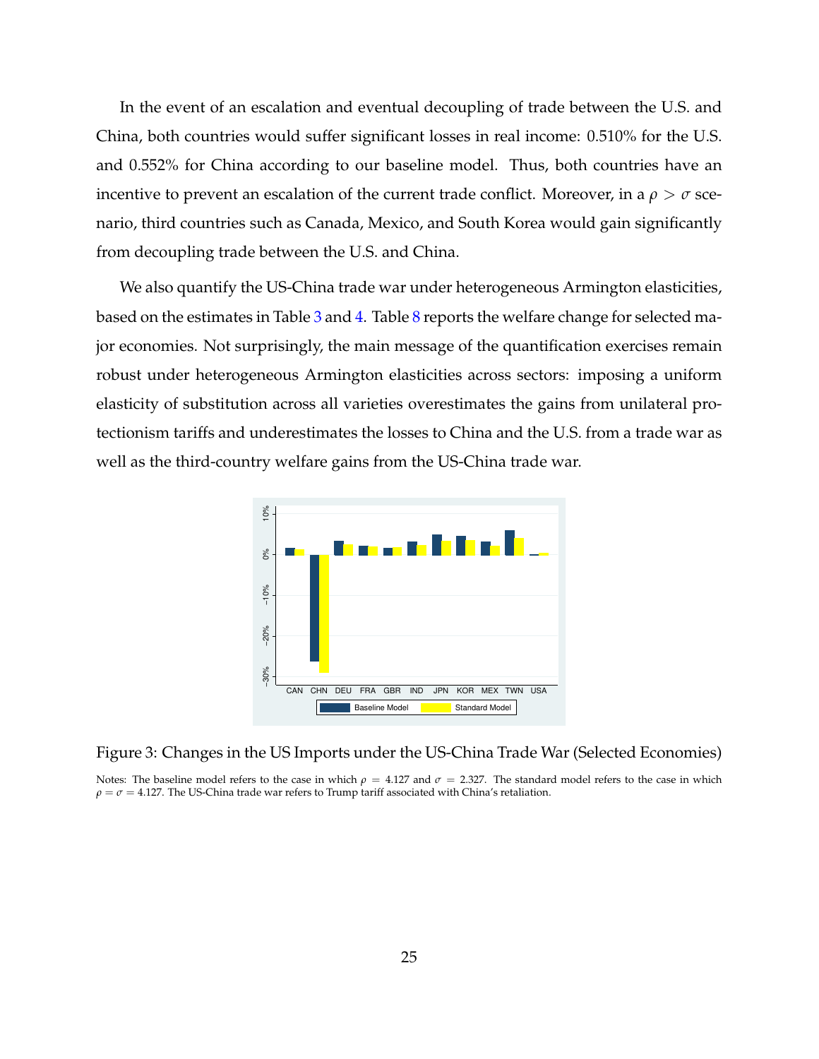In the event of an escalation and eventual decoupling of trade between the U.S. and China, both countries would suffer significant losses in real income: 0.510% for the U.S. and 0.552% for China according to our baseline model. Thus, both countries have an incentive to prevent an escalation of the current trade conflict. Moreover, in a $\rho > \sigma$ scenario, third countries such as Canada, Mexico, and South Korea would gain significantly from decoupling trade between the U.S. and China.

We also quantify the US-China trade war under heterogeneous Armington elasticities, based on the estimates in Table 3 and 4. Table 8 reports the welfare change for selected major economies. Not surprisingly, the main message of the quantification exercises remain robust under heterogeneous Armington elasticities across sectors: imposing a uniform elasticity of substitution across all varieties overestimates the gains from unilateral protectionism tariffs and underestimates the losses to China and the U.S. from a trade war as well as the third-country welfare gains from the US-China trade war.

Figure 3: Changes in the US Imports under the US-China Trade War (Selected Economies)

Notes: The baseline model refers to the case in which $\rho = 4.127$ and $\sigma = 2.327$. The standard model refers to the case in which $\rho = \sigma = 4.127$. The US-China trade war refers to Trump tariff associated with China's retaliation.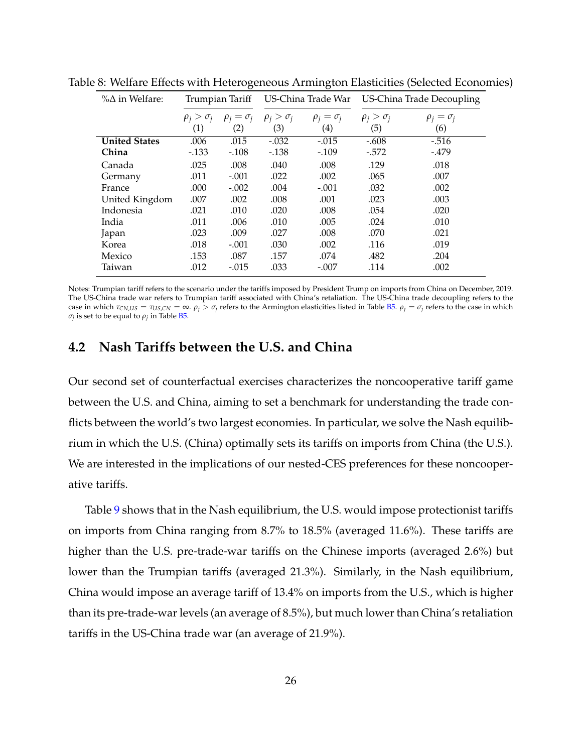Table 8: Welfare Effects with Heterogeneous Armington Elasticities (Selected Economies)

| %Δ in Welfare: | Trumpian Tariff | | US-China Trade War | | US-China Trade Decoupling | |
|---|---|---|---|---|---|---|
| | $\rho_j > \sigma_j$ (1) | $\rho_j = \sigma_j$ (2) | $\rho_j > \sigma_j$ (3) | $\rho_j = \sigma_j$ (4) | $\rho_j > \sigma_j$ (5) | $\rho_j = \sigma_j$ (6) |
| **United States** | .006 | .015 | -.032 | -.015 | -.608 | -.516 |
| **China** | -.133 | -.108 | -.138 | -.109 | -.572 | -.479 |
| Canada | .025 | .008 | .040 | .008 | .129 | .018 |
| Germany | .011 | -.001 | .022 | .002 | .065 | .007 |
| France | .000 | -.002 | .004 | -.001 | .032 | .002 |
| United Kingdom | .007 | .002 | .008 | .001 | .023 | .003 |
| Indonesia | .021 | .010 | .020 | .008 | .054 | .020 |
| India | .011 | .006 | .010 | .005 | .024 | .010 |
| Japan | .023 | .009 | .027 | .008 | .070 | .021 |
| Korea | .018 | -.001 | .030 | .002 | .116 | .019 |
| Mexico | .153 | .087 | .157 | .074 | .482 | .204 |
| Taiwan | .012 | -.015 | .033 | -.007 | .114 | .002 |

Notes: Trumpian tariff refers to the scenario under the tariffs imposed by President Trump on imports from China on December, 2019. The US-China trade war refers to Trumpian tariff associated with China's retaliation. The US-China trade decoupling refers to the case in which $\tau_{CN,US} = \tau_{US,CN} = \infty$. $\rho_j > \sigma_j$ refers to the Armington elasticities listed in Table B5. $\rho_j = \sigma_j$ refers to the case in which $\sigma_j$ is set to be equal to $\rho_j$ in Table B5.

## 4.2 Nash Tariffs between the U.S. and China

Our second set of counterfactual exercises characterizes the noncooperative tariff game between the U.S. and China, aiming to set a benchmark for understanding the trade conflicts between the world's two largest economies. In particular, we solve the Nash equilibrium in which the U.S. (China) optimally sets its tariffs on imports from China (the U.S.). We are interested in the implications of our nested-CES preferences for these noncooperative tariffs.

Table 9 shows that in the Nash equilibrium, the U.S. would impose protectionist tariffs on imports from China ranging from 8.7% to 18.5% (averaged 11.6%). These tariffs are higher than the U.S. pre-trade-war tariffs on the Chinese imports (averaged 2.6%) but lower than the Trumpian tariffs (averaged 21.3%). Similarly, in the Nash equilibrium, China would impose an average tariff of 13.4% on imports from the U.S., which is higher than its pre-trade-war levels (an average of 8.5%), but much lower than China's retaliation tariffs in the US-China trade war (an average of 21.9%).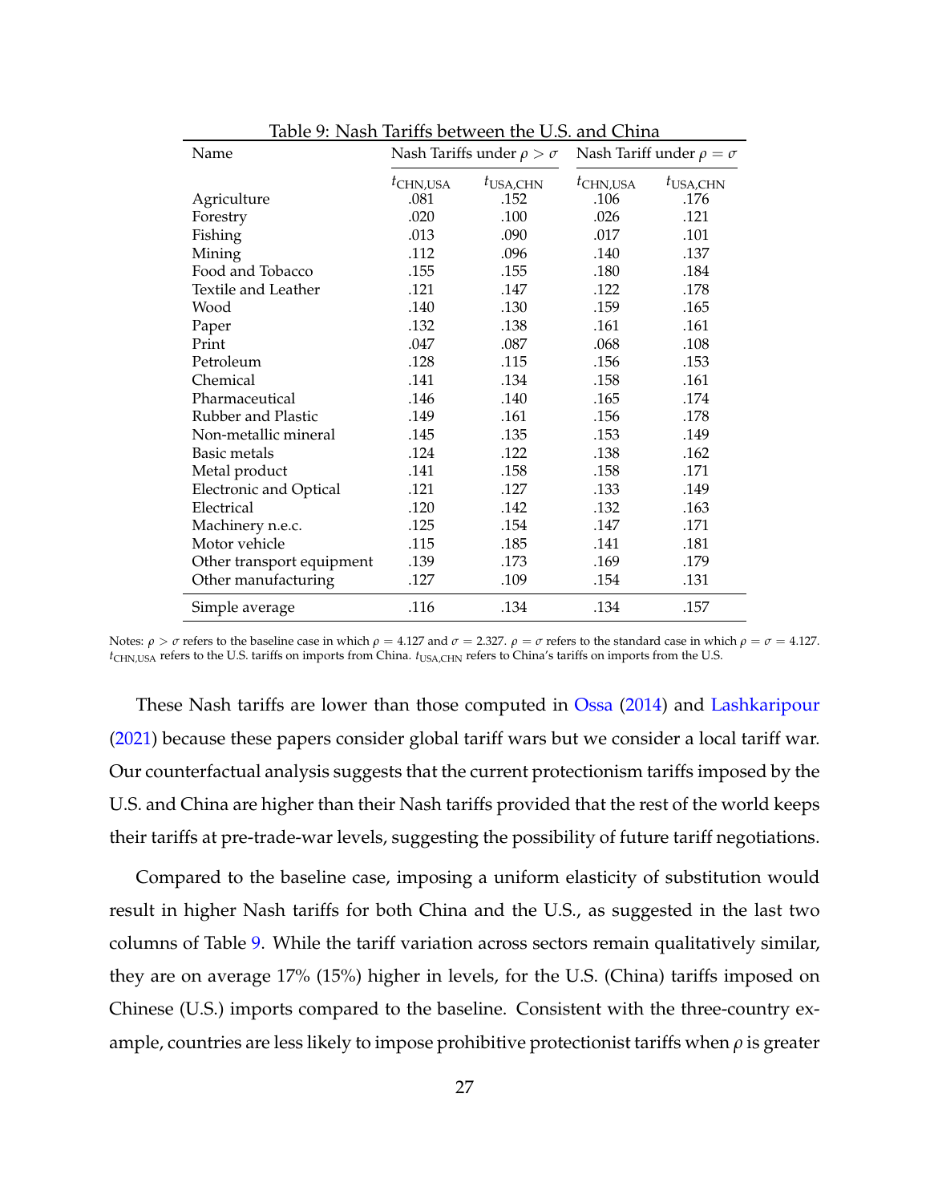Table 9: Nash Tariffs between the U.S. and China

| Name | Nash Tariffs under $\rho > \sigma$ | | Nash Tariff under $\rho = \sigma$ | |
|---|---|---|---|---|
| | $t_{\text{CHN,USA}}$ | $t_{\text{USA,CHN}}$ | $t_{\text{CHN,USA}}$ | $t_{\text{USA,CHN}}$ |
| Agriculture | .081 | .152 | .106 | .176 |
| Forestry | .020 | .100 | .026 | .121 |
| Fishing | .013 | .090 | .017 | .101 |
| Mining | .112 | .096 | .140 | .137 |
| Food and Tobacco | .155 | .155 | .180 | .184 |
| Textile and Leather | .121 | .147 | .122 | .178 |
| Wood | .140 | .130 | .159 | .165 |
| Paper | .132 | .138 | .161 | .161 |
| Print | .047 | .087 | .068 | .108 |
| Petroleum | .128 | .115 | .156 | .153 |
| Chemical | .141 | .134 | .158 | .161 |
| Pharmaceutical | .146 | .140 | .165 | .174 |
| Rubber and Plastic | .149 | .161 | .156 | .178 |
| Non-metallic mineral | .145 | .135 | .153 | .149 |
| Basic metals | .124 | .122 | .138 | .162 |
| Metal product | .141 | .158 | .158 | .171 |
| Electronic and Optical | .121 | .127 | .133 | .149 |
| Electrical | .120 | .142 | .132 | .163 |
| Machinery n.e.c. | .125 | .154 | .147 | .171 |
| Motor vehicle | .115 | .185 | .141 | .181 |
| Other transport equipment | .139 | .173 | .169 | .179 |
| Other manufacturing | .127 | .109 | .154 | .131 |
| Simple average | .116 | .134 | .134 | .157 |

Notes: $\rho > \sigma$ refers to the baseline case in which $\rho = 4.127$ and $\sigma = 2.327$. $\rho = \sigma$ refers to the standard case in which $\rho = \sigma = 4.127$. $t_{\text{CHN,USA}}$ refers to the U.S. tariffs on imports from China. $t_{\text{USA,CHN}}$ refers to China's tariffs on imports from the U.S.

These Nash tariffs are lower than those computed in Ossa (2014) and Lashkaripour (2021) because these papers consider global tariff wars but we consider a local tariff war. Our counterfactual analysis suggests that the current protectionism tariffs imposed by the U.S. and China are higher than their Nash tariffs provided that the rest of the world keeps their tariffs at pre-trade-war levels, suggesting the possibility of future tariff negotiations.

Compared to the baseline case, imposing a uniform elasticity of substitution would result in higher Nash tariffs for both China and the U.S., as suggested in the last two columns of Table 9. While the tariff variation across sectors remain qualitatively similar, they are on average 17% (15%) higher in levels, for the U.S. (China) tariffs imposed on Chinese (U.S.) imports compared to the baseline. Consistent with the three-country example, countries are less likely to impose prohibitive protectionist tariffs when $\rho$ is greater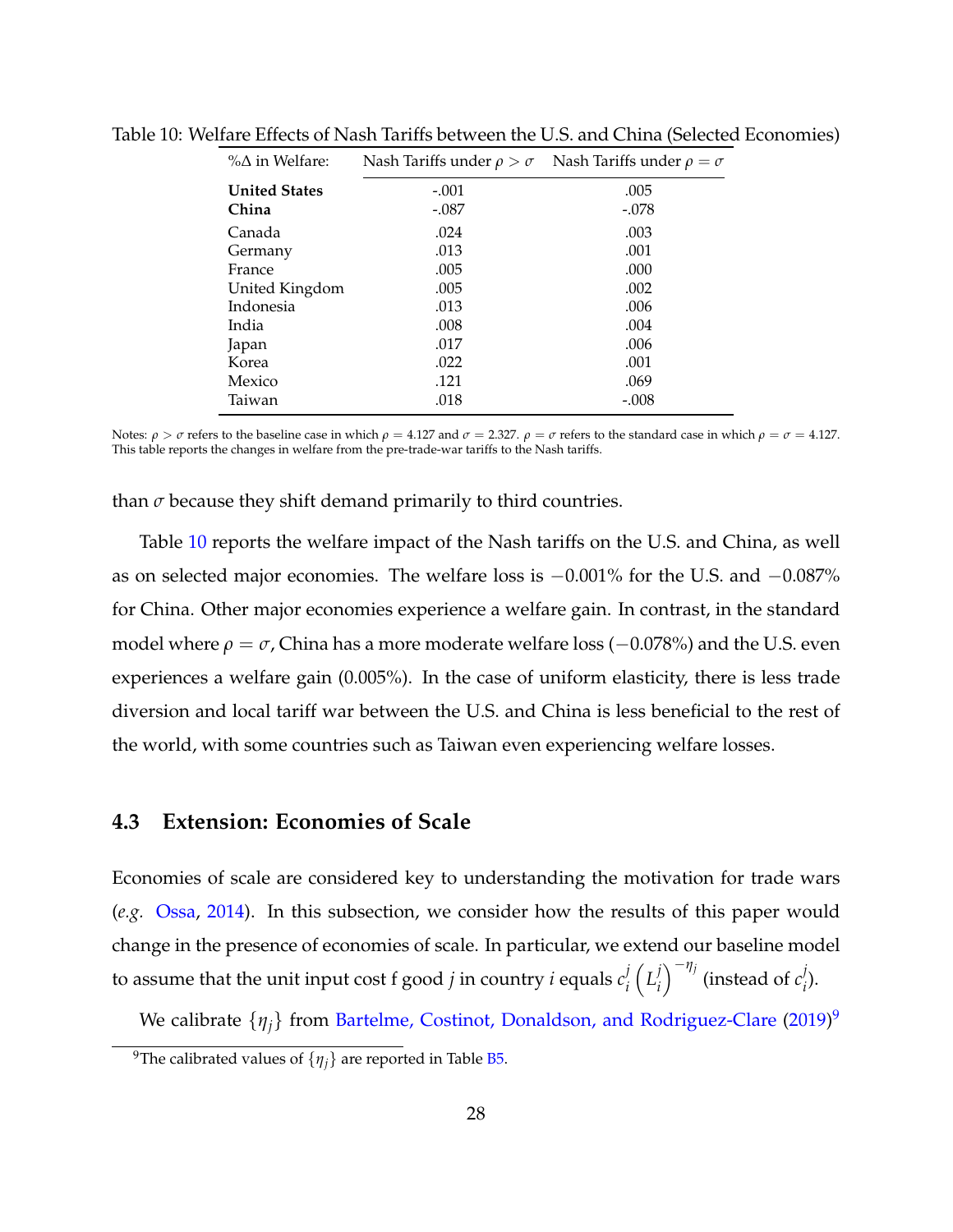Table 10: Welfare Effects of Nash Tariffs between the U.S. and China (Selected Economies)

| %Δ in Welfare: | Nash Tariffs under $\rho > \sigma$ | Nash Tariffs under $\rho = \sigma$ |
|---|---|---|
| **United States** | -.001 | .005 |
| **China** | -.087 | -.078 |
| Canada | .024 | .003 |
| Germany | .013 | .001 |
| France | .005 | .000 |
| United Kingdom | .005 | .002 |
| Indonesia | .013 | .006 |
| India | .008 | .004 |
| Japan | .017 | .006 |
| Korea | .022 | .001 |
| Mexico | .121 | .069 |
| Taiwan | .018 | -.008 |

Notes: $\rho > \sigma$ refers to the baseline case in which $\rho = 4.127$ and $\sigma = 2.327$. $\rho = \sigma$ refers to the standard case in which $\rho = \sigma = 4.127$. This table reports the changes in welfare from the pre-trade-war tariffs to the Nash tariffs.

than $\sigma$ because they shift demand primarily to third countries.

Table 10 reports the welfare impact of the Nash tariffs on the U.S. and China, as well as on selected major economies. The welfare loss is $-0.001\%$ for the U.S. and $-0.087\%$ for China. Other major economies experience a welfare gain. In contrast, in the standard model where $\rho = \sigma$, China has a more moderate welfare loss ($-0.078\%$) and the U.S. even experiences a welfare gain (0.005%). In the case of uniform elasticity, there is less trade diversion and local tariff war between the U.S. and China is less beneficial to the rest of the world, with some countries such as Taiwan even experiencing welfare losses.

### 4.3 Extension: Economies of Scale

Economies of scale are considered key to understanding the motivation for trade wars (*e.g.* Ossa, 2014). In this subsection, we consider how the results of this paper would change in the presence of economies of scale. In particular, we extend our baseline model to assume that the unit input cost f good $j$ in country $i$ equals $c_i^j \left(L_i^j\right)^{-\eta_j}$ (instead of $c_i^j$).

We calibrate $\{\eta_j\}$ from Bartelme, Costinot, Donaldson, and Rodriguez-Clare (2019)[9]

[9] The calibrated values of $\{\eta_j\}$ are reported in Table B5.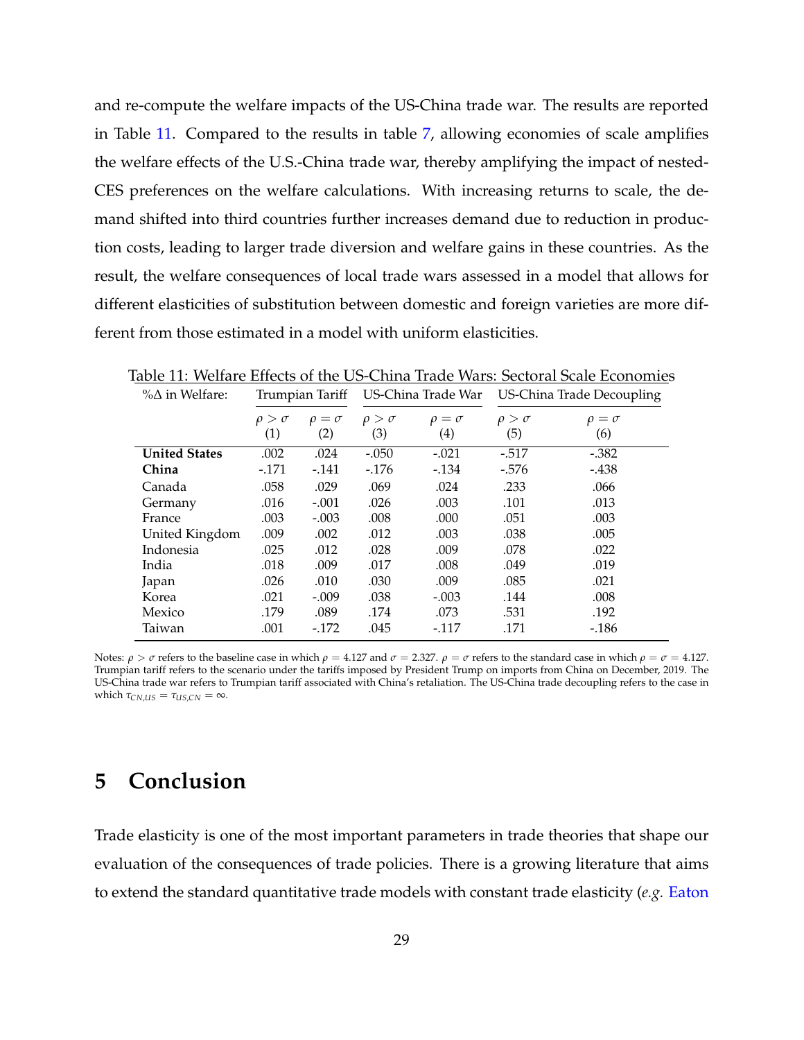and re-compute the welfare impacts of the US-China trade war. The results are reported in Table 11. Compared to the results in table 7, allowing economies of scale amplifies the welfare effects of the U.S.-China trade war, thereby amplifying the impact of nested-CES preferences on the welfare calculations. With increasing returns to scale, the demand shifted into third countries further increases demand due to reduction in production costs, leading to larger trade diversion and welfare gains in these countries. As the result, the welfare consequences of local trade wars assessed in a model that allows for different elasticities of substitution between domestic and foreign varieties are more different from those estimated in a model with uniform elasticities.

Table 11: Welfare Effects of the US-China Trade Wars: Sectoral Scale Economies

| %Δ in Welfare: | Trumpian Tariff | | US-China Trade War | | US-China Trade Decoupling | |
|---|---|---|---|---|---|---|
| | $\rho > \sigma$ (1) | $\rho = \sigma$ (2) | $\rho > \sigma$ (3) | $\rho = \sigma$ (4) | $\rho > \sigma$ (5) | $\rho = \sigma$ (6) |
| **United States** | .002 | .024 | -.050 | -.021 | -.517 | -.382 |
| **China** | -.171 | -.141 | -.176 | -.134 | -.576 | -.438 |
| Canada | .058 | .029 | .069 | .024 | .233 | .066 |
| Germany | .016 | -.001 | .026 | .003 | .101 | .013 |
| France | .003 | -.003 | .008 | .000 | .051 | .003 |
| United Kingdom | .009 | .002 | .012 | .003 | .038 | .005 |
| Indonesia | .025 | .012 | .028 | .009 | .078 | .022 |
| India | .018 | .009 | .017 | .008 | .049 | .019 |
| Japan | .026 | .010 | .030 | .009 | .085 | .021 |
| Korea | .021 | -.009 | .038 | -.003 | .144 | .008 |
| Mexico | .179 | .089 | .174 | .073 | .531 | .192 |
| Taiwan | .001 | -.172 | .045 | -.117 | .171 | -.186 |

Notes: $\rho > \sigma$ refers to the baseline case in which $\rho = 4.127$ and $\sigma = 2.327$. $\rho = \sigma$ refers to the standard case in which $\rho = \sigma = 4.127$. Trumpian tariff refers to the scenario under the tariffs imposed by President Trump on imports from China on December, 2019. The US-China trade war refers to Trumpian tariff associated with China's retaliation. The US-China trade decoupling refers to the case in which $\tau_{CN,US} = \tau_{US,CN} = \infty$.

# 5 Conclusion

Trade elasticity is one of the most important parameters in trade theories that shape our evaluation of the consequences of trade policies. There is a growing literature that aims to extend the standard quantitative trade models with constant trade elasticity (*e.g.* Eaton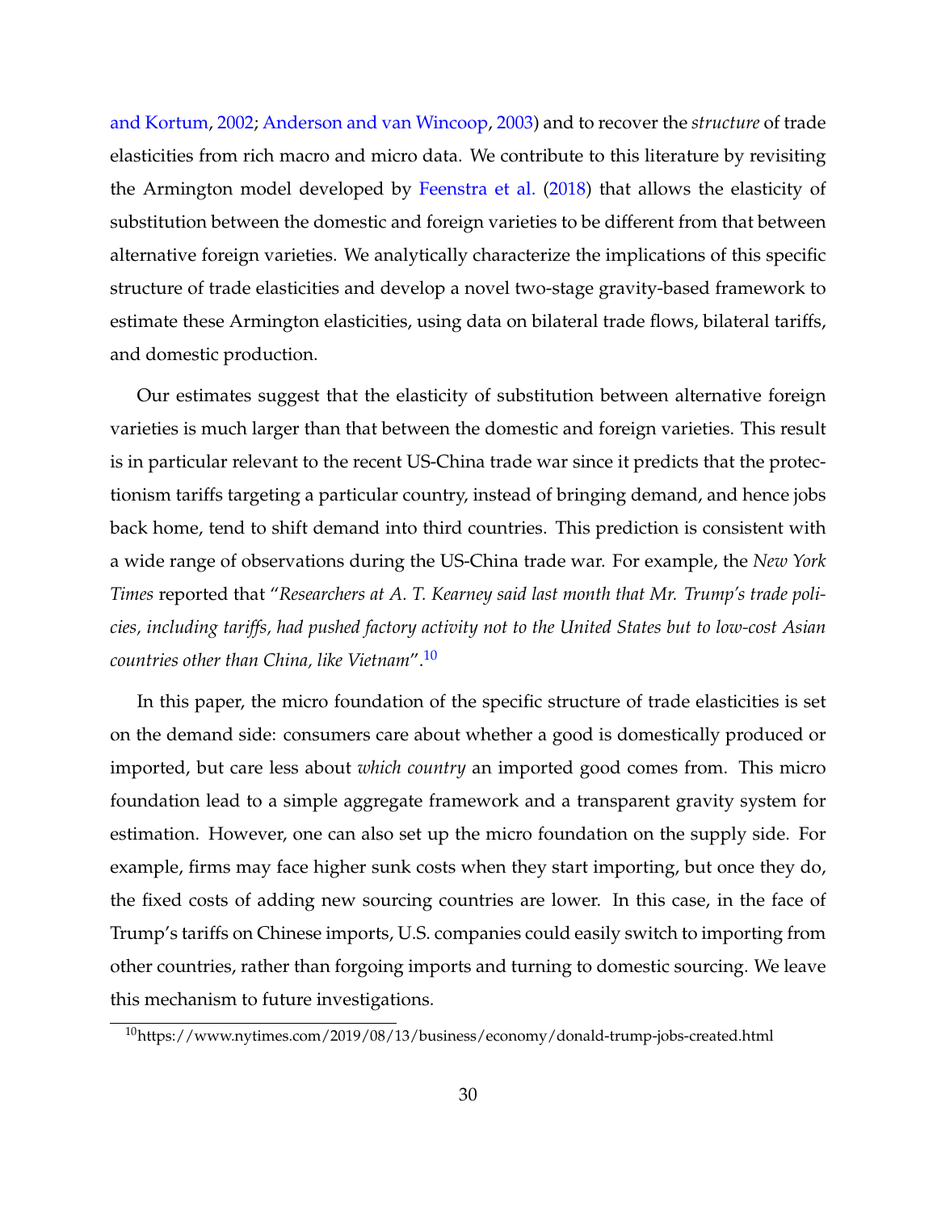and Kortum, 2002; Anderson and van Wincoop, 2003) and to recover the *structure* of trade elasticities from rich macro and micro data. We contribute to this literature by revisiting the Armington model developed by Feenstra et al. (2018) that allows the elasticity of substitution between the domestic and foreign varieties to be different from that between alternative foreign varieties. We analytically characterize the implications of this specific structure of trade elasticities and develop a novel two-stage gravity-based framework to estimate these Armington elasticities, using data on bilateral trade flows, bilateral tariffs, and domestic production.

Our estimates suggest that the elasticity of substitution between alternative foreign varieties is much larger than that between the domestic and foreign varieties. This result is in particular relevant to the recent US-China trade war since it predicts that the protectionism tariffs targeting a particular country, instead of bringing demand, and hence jobs back home, tend to shift demand into third countries. This prediction is consistent with a wide range of observations during the US-China trade war. For example, the *New York Times* reported that "*Researchers at A. T. Kearney said last month that Mr. Trump's trade policies, including tariffs, had pushed factory activity not to the United States but to low-cost Asian countries other than China, like Vietnam*".[10]

In this paper, the micro foundation of the specific structure of trade elasticities is set on the demand side: consumers care about whether a good is domestically produced or imported, but care less about *which country* an imported good comes from. This micro foundation lead to a simple aggregate framework and a transparent gravity system for estimation. However, one can also set up the micro foundation on the supply side. For example, firms may face higher sunk costs when they start importing, but once they do, the fixed costs of adding new sourcing countries are lower. In this case, in the face of Trump's tariffs on Chinese imports, U.S. companies could easily switch to importing from other countries, rather than forgoing imports and turning to domestic sourcing. We leave this mechanism to future investigations.

[10] https://www.nytimes.com/2019/08/13/business/economy/donald-trump-jobs-created.html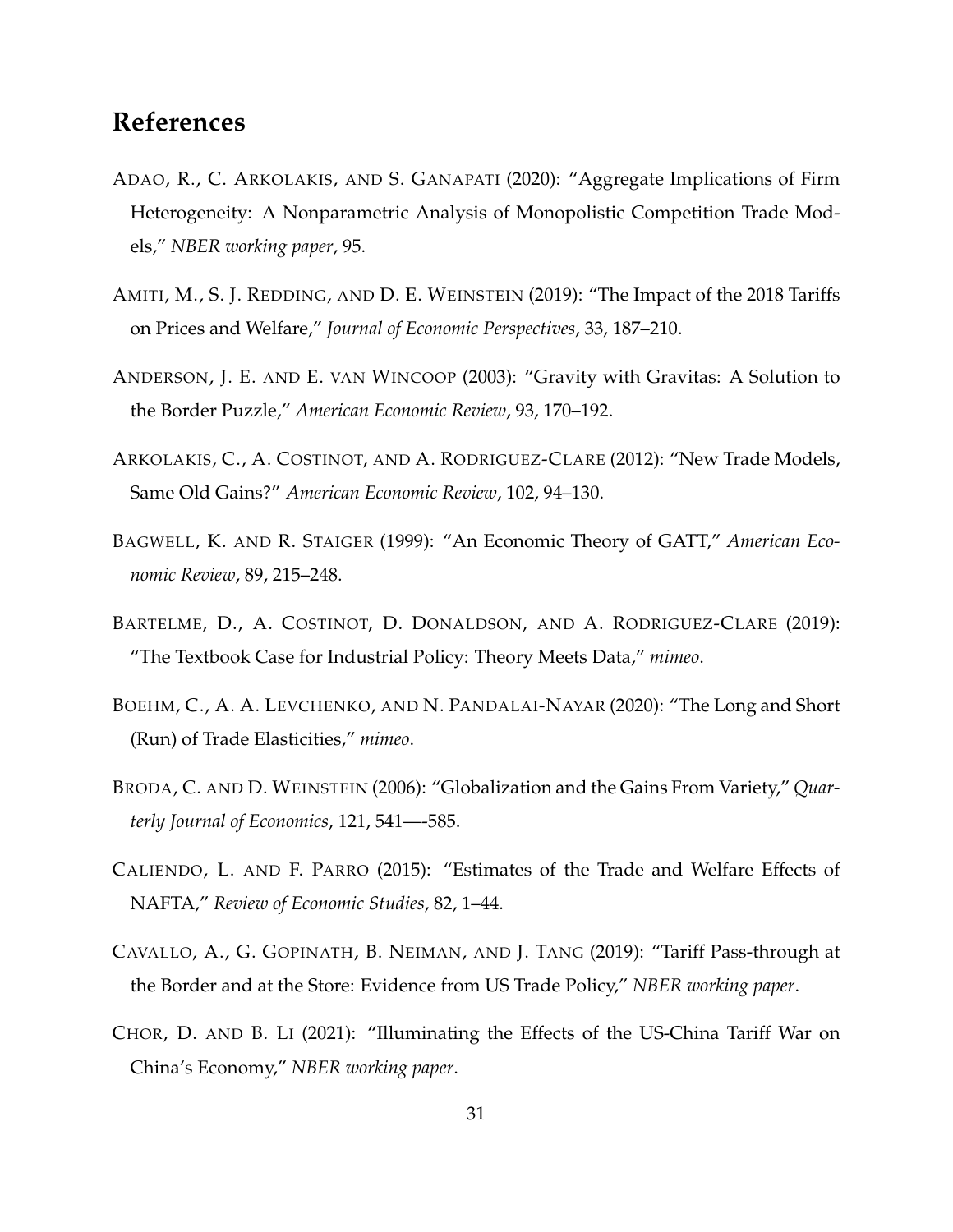## References

ADAO, R., C. ARKOLAKIS, AND S. GANAPATI (2020): "Aggregate Implications of Firm Heterogeneity: A Nonparametric Analysis of Monopolistic Competition Trade Models," *NBER working paper*, 95.

AMITI, M., S. J. REDDING, AND D. E. WEINSTEIN (2019): "The Impact of the 2018 Tariffs on Prices and Welfare," *Journal of Economic Perspectives*, 33, 187–210.

ANDERSON, J. E. AND E. VAN WINCOOP (2003): "Gravity with Gravitas: A Solution to the Border Puzzle," *American Economic Review*, 93, 170–192.

ARKOLAKIS, C., A. COSTINOT, AND A. RODRIGUEZ-CLARE (2012): "New Trade Models, Same Old Gains?" *American Economic Review*, 102, 94–130.

BAGWELL, K. AND R. STAIGER (1999): "An Economic Theory of GATT," *American Economic Review*, 89, 215–248.

BARTELME, D., A. COSTINOT, D. DONALDSON, AND A. RODRIGUEZ-CLARE (2019): "The Textbook Case for Industrial Policy: Theory Meets Data," *mimeo*.

BOEHM, C., A. A. LEVCHENKO, AND N. PANDALAI-NAYAR (2020): "The Long and Short (Run) of Trade Elasticities," *mimeo*.

BRODA, C. AND D. WEINSTEIN (2006): "Globalization and the Gains From Variety," *Quarterly Journal of Economics*, 121, 541—-585.

CALIENDO, L. AND F. PARRO (2015): "Estimates of the Trade and Welfare Effects of NAFTA," *Review of Economic Studies*, 82, 1–44.

CAVALLO, A., G. GOPINATH, B. NEIMAN, AND J. TANG (2019): "Tariff Pass-through at the Border and at the Store: Evidence from US Trade Policy," *NBER working paper*.

CHOR, D. AND B. LI (2021): "Illuminating the Effects of the US-China Tariff War on China's Economy," *NBER working paper*.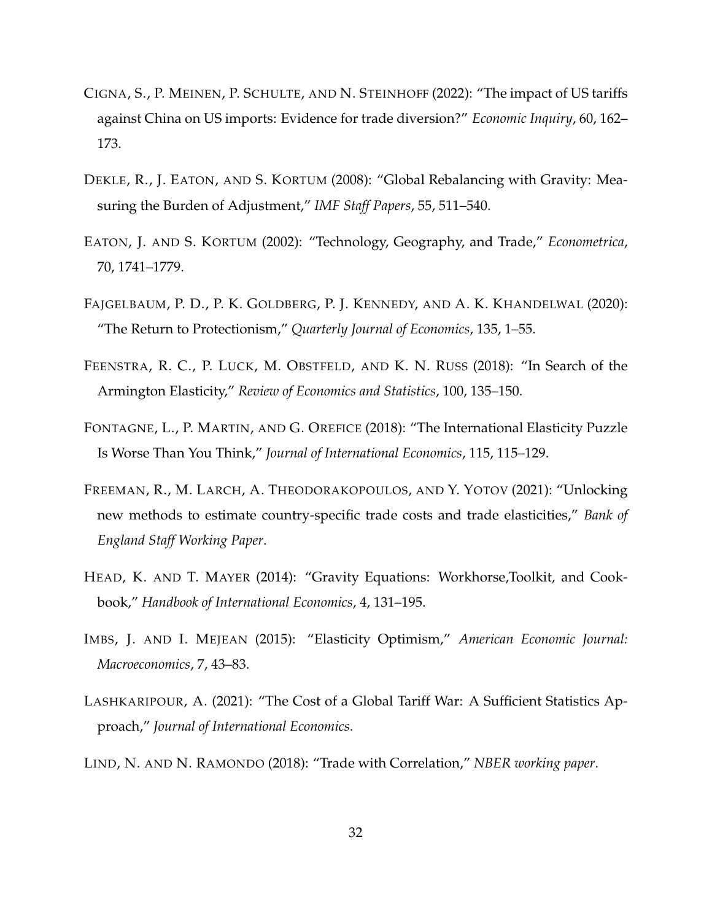CIGNA, S., P. MEINEN, P. SCHULTE, AND N. STEINHOFF (2022): "The impact of US tariffs against China on US imports: Evidence for trade diversion?" *Economic Inquiry*, 60, 162–173.

DEKLE, R., J. EATON, AND S. KORTUM (2008): "Global Rebalancing with Gravity: Measuring the Burden of Adjustment," *IMF Staff Papers*, 55, 511–540.

EATON, J. AND S. KORTUM (2002): "Technology, Geography, and Trade," *Econometrica*, 70, 1741–1779.

FAJGELBAUM, P. D., P. K. GOLDBERG, P. J. KENNEDY, AND A. K. KHANDELWAL (2020): "The Return to Protectionism," *Quarterly Journal of Economics*, 135, 1–55.

FEENSTRA, R. C., P. LUCK, M. OBSTFELD, AND K. N. RUSS (2018): "In Search of the Armington Elasticity," *Review of Economics and Statistics*, 100, 135–150.

FONTAGNE, L., P. MARTIN, AND G. OREFICE (2018): "The International Elasticity Puzzle Is Worse Than You Think," *Journal of International Economics*, 115, 115–129.

FREEMAN, R., M. LARCH, A. THEODORAKOPOULOS, AND Y. YOTOV (2021): "Unlocking new methods to estimate country-specific trade costs and trade elasticities," *Bank of England Staff Working Paper*.

HEAD, K. AND T. MAYER (2014): "Gravity Equations: Workhorse,Toolkit, and Cookbook," *Handbook of International Economics*, 4, 131–195.

IMBS, J. AND I. MEJEAN (2015): "Elasticity Optimism," *American Economic Journal: Macroeconomics*, 7, 43–83.

LASHKARIPOUR, A. (2021): "The Cost of a Global Tariff War: A Sufficient Statistics Approach," *Journal of International Economics*.

LIND, N. AND N. RAMONDO (2018): "Trade with Correlation," *NBER working paper*.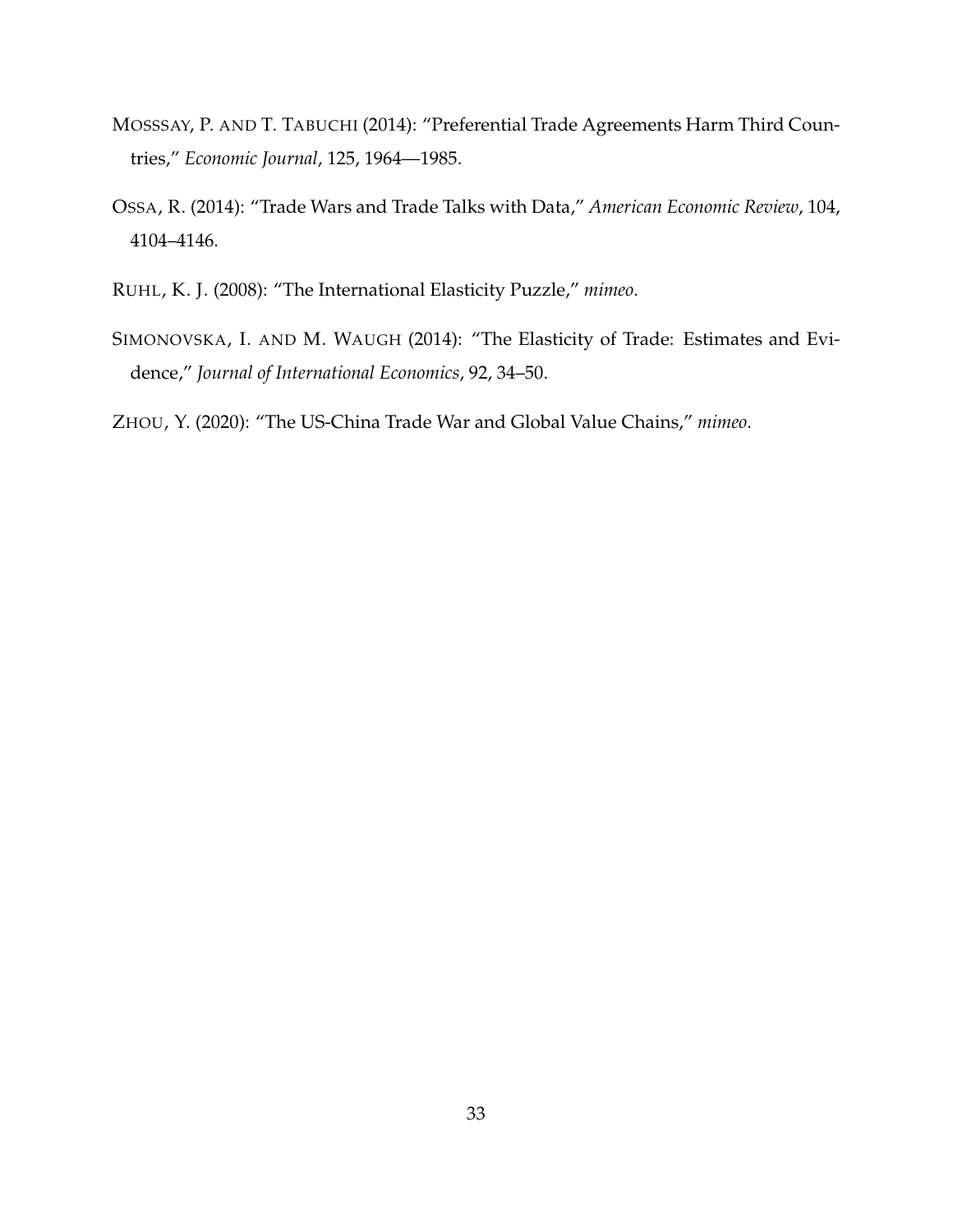MOSSSAY, P. AND T. TABUCHI (2014): "Preferential Trade Agreements Harm Third Countries," *Economic Journal*, 125, 1964—1985.

OSSA, R. (2014): "Trade Wars and Trade Talks with Data," *American Economic Review*, 104, 4104–4146.

RUHL, K. J. (2008): "The International Elasticity Puzzle," *mimeo*.

SIMONOVSKA, I. AND M. WAUGH (2014): "The Elasticity of Trade: Estimates and Evidence," *Journal of International Economics*, 92, 34–50.

ZHOU, Y. (2020): "The US-China Trade War and Global Value Chains," *mimeo*.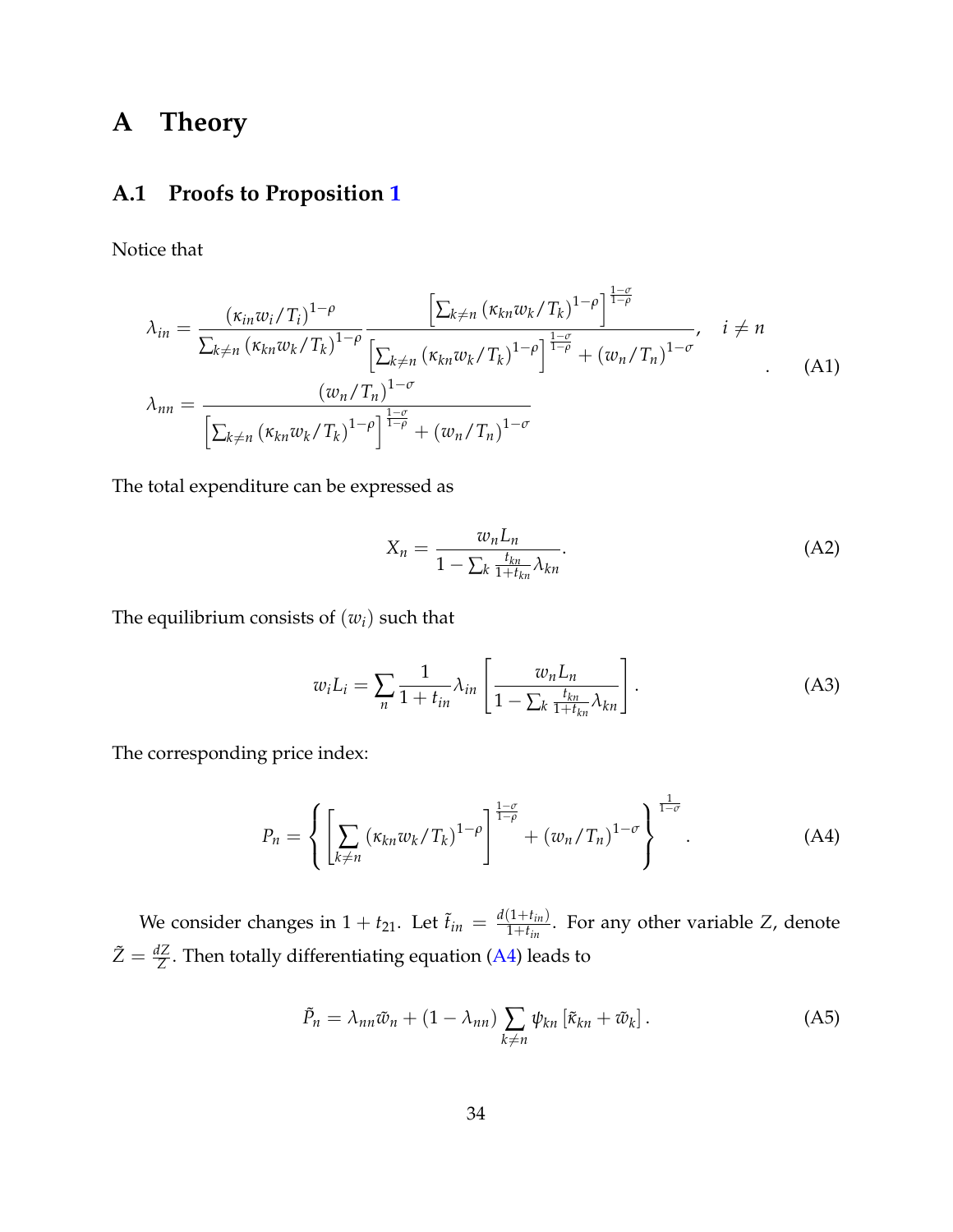# A Theory

## A.1 Proofs to Proposition 1

Notice that

$$
\begin{aligned}
\lambda_{in} &= \frac{\left(\kappa_{in} w_i / T_i\right)^{1-\rho}}{\sum_{k \neq n} \left(\kappa_{kn} w_k / T_k\right)^{1-\rho}} \frac{\left[\sum_{k \neq n} \left(\kappa_{kn} w_k / T_k\right)^{1-\rho}\right]^{\frac{1-\sigma}{1-\rho}}}{\left[\sum_{k \neq n} \left(\kappa_{kn} w_k / T_k\right)^{1-\rho}\right]^{\frac{1-\sigma}{1-\rho}} + \left(w_n / T_n\right)^{1-\sigma}}, \quad i \neq n \\
\lambda_{nn} &= \frac{\left(w_n / T_n\right)^{1-\sigma}}{\left[\sum_{k \neq n} \left(\kappa_{kn} w_k / T_k\right)^{1-\rho}\right]^{\frac{1-\sigma}{1-\rho}} + \left(w_n / T_n\right)^{1-\sigma}}
\end{aligned}
. \tag{A1}
$$

The total expenditure can be expressed as

$$
X_n = \frac{w_n L_n}{1 - \sum_k \frac{t_{kn}}{1+t_{kn}} \lambda_{kn}}. \tag{A2}
$$

The equilibrium consists of $(w_i)$ such that

$$
w_i L_i = \sum_n \frac{1}{1+t_{in}} \lambda_{in} \left[\frac{w_n L_n}{1 - \sum_k \frac{t_{kn}}{1+t_{kn}} \lambda_{kn}}\right]. \tag{A3}
$$

The corresponding price index:

$$
P_n = \left\{\left[\sum_{k \neq n} \left(\kappa_{kn} w_k / T_k\right)^{1-\rho}\right]^{\frac{1-\sigma}{1-\rho}} + \left(w_n / T_n\right)^{1-\sigma}\right\}^{\frac{1}{1-\sigma}}. \tag{A4}
$$

We consider changes in $1 + t_{21}$. Let $\tilde{t}_{in} = \frac{d(1+t_{in})}{1+t_{in}}$. For any other variable $Z$, denote $\tilde{Z} = \frac{dZ}{Z}$. Then totally differentiating equation (A4) leads to

$$
\tilde{P}_n = \lambda_{nn} \tilde{w}_n + (1 - \lambda_{nn}) \sum_{k \neq n} \psi_{kn} \left[\tilde{\kappa}_{kn} + \tilde{w}_k\right]. \tag{A5}
$$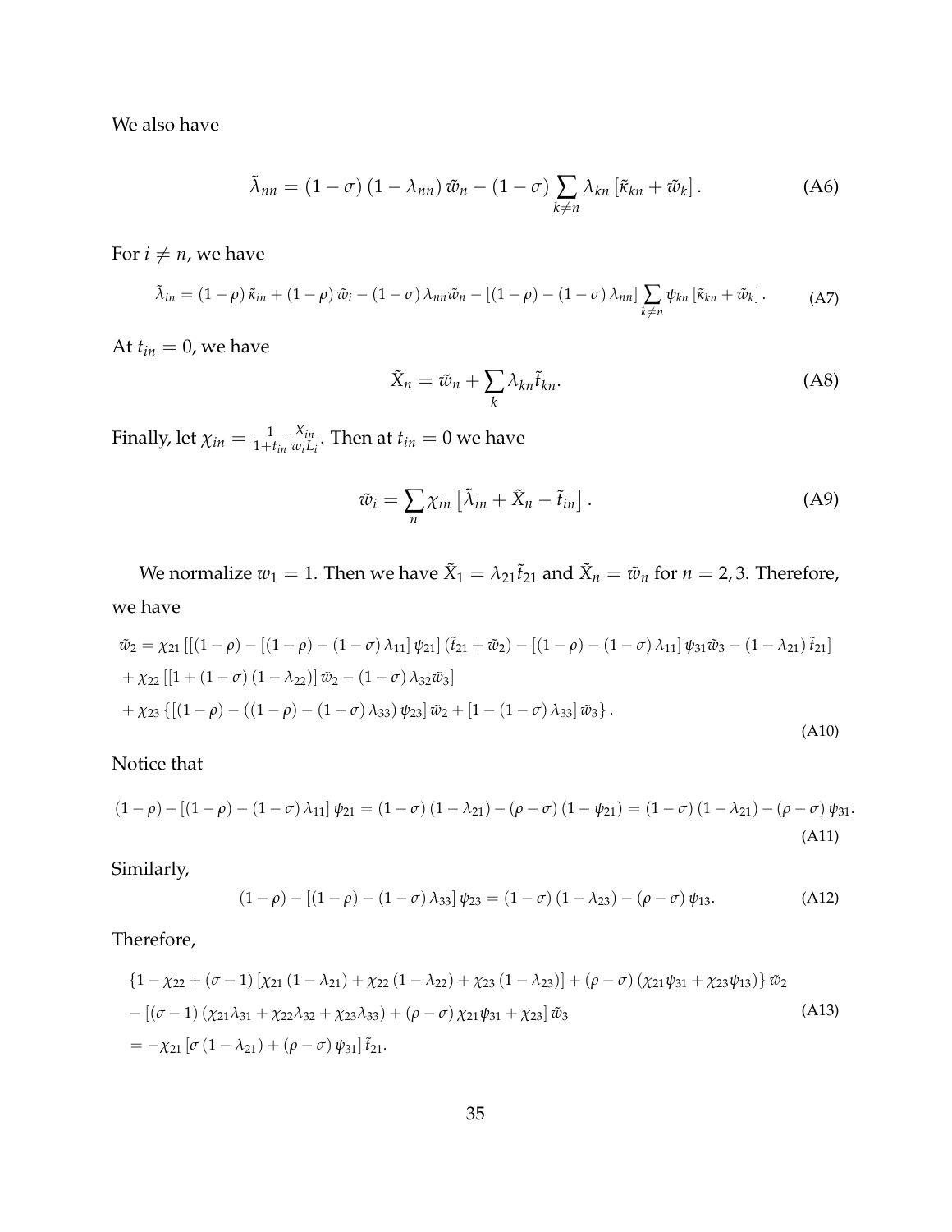We also have

$$\tilde{\lambda}_{nn} = (1-\sigma)(1-\lambda_{nn})\tilde{w}_n - (1-\sigma)\sum_{k\neq n}\lambda_{kn}\left[\tilde{\kappa}_{kn} + \tilde{w}_k\right]. \tag{A6}$$

For $i \neq n$, we have

$$\tilde{\lambda}_{in} = (1-\rho)\tilde{\kappa}_{in} + (1-\rho)\tilde{w}_i - (1-\sigma)\lambda_{nn}\tilde{w}_n - \left[(1-\rho) - (1-\sigma)\lambda_{nn}\right]\sum_{k\neq n}\psi_{kn}\left[\tilde{\kappa}_{kn} + \tilde{w}_k\right]. \tag{A7}$$

At $t_{in} = 0$, we have

$$\tilde{X}_n = \tilde{w}_n + \sum_k \lambda_{kn}\tilde{t}_{kn}. \tag{A8}$$

Finally, let $\chi_{in} = \frac{1}{1+t_{in}}\frac{X_{in}}{w_i L_i}$. Then at $t_{in} = 0$ we have

$$\tilde{w}_i = \sum_n \chi_{in}\left[\tilde{\lambda}_{in} + \tilde{X}_n - \tilde{t}_{in}\right]. \tag{A9}$$

We normalize $w_1 = 1$. Then we have $\tilde{X}_1 = \lambda_{21}\tilde{t}_{21}$ and $\tilde{X}_n = \tilde{w}_n$ for $n = 2, 3$. Therefore, we have

$$\begin{aligned}
\tilde{w}_2 &= \chi_{21}\left[\left[(1-\rho) - \left[(1-\rho) - (1-\sigma)\lambda_{11}\right]\psi_{21}\right]\left(\tilde{t}_{21} + \tilde{w}_2\right) - \left[(1-\rho) - (1-\sigma)\lambda_{11}\right]\psi_{31}\tilde{w}_3 - (1-\lambda_{21})\tilde{t}_{21}\right] \\
&+ \chi_{22}\left[\left[1 + (1-\sigma)(1-\lambda_{22})\right]\tilde{w}_2 - (1-\sigma)\lambda_{32}\tilde{w}_3\right] \\
&+ \chi_{23}\left\{\left[(1-\rho) - ((1-\rho) - (1-\sigma)\lambda_{33})\psi_{23}\right]\tilde{w}_2 + \left[1 - (1-\sigma)\lambda_{33}\right]\tilde{w}_3\right\}.
\end{aligned} \tag{A10}$$

Notice that

$$(1-\rho) - \left[(1-\rho) - (1-\sigma)\lambda_{11}\right]\psi_{21} = (1-\sigma)(1-\lambda_{21}) - (\rho-\sigma)(1-\psi_{21}) = (1-\sigma)(1-\lambda_{21}) - (\rho-\sigma)\psi_{31}. \tag{A11}$$

Similarly,

$$(1-\rho) - \left[(1-\rho) - (1-\sigma)\lambda_{33}\right]\psi_{23} = (1-\sigma)(1-\lambda_{23}) - (\rho-\sigma)\psi_{13}. \tag{A12}$$

Therefore,

$$\begin{aligned}
&\left\{1 - \chi_{22} + (\sigma-1)\left[\chi_{21}(1-\lambda_{21}) + \chi_{22}(1-\lambda_{22}) + \chi_{23}(1-\lambda_{23})\right] + (\rho-\sigma)\left(\chi_{21}\psi_{31} + \chi_{23}\psi_{13}\right)\right\}\tilde{w}_2 \\
&- \left[(\sigma-1)\left(\chi_{21}\lambda_{31} + \chi_{22}\lambda_{32} + \chi_{23}\lambda_{33}\right) + (\rho-\sigma)\chi_{21}\psi_{31} + \chi_{23}\right]\tilde{w}_3 \\
&= -\chi_{21}\left[\sigma(1-\lambda_{21}) + (\rho-\sigma)\psi_{31}\right]\tilde{t}_{21}.
\end{aligned} \tag{A13}$$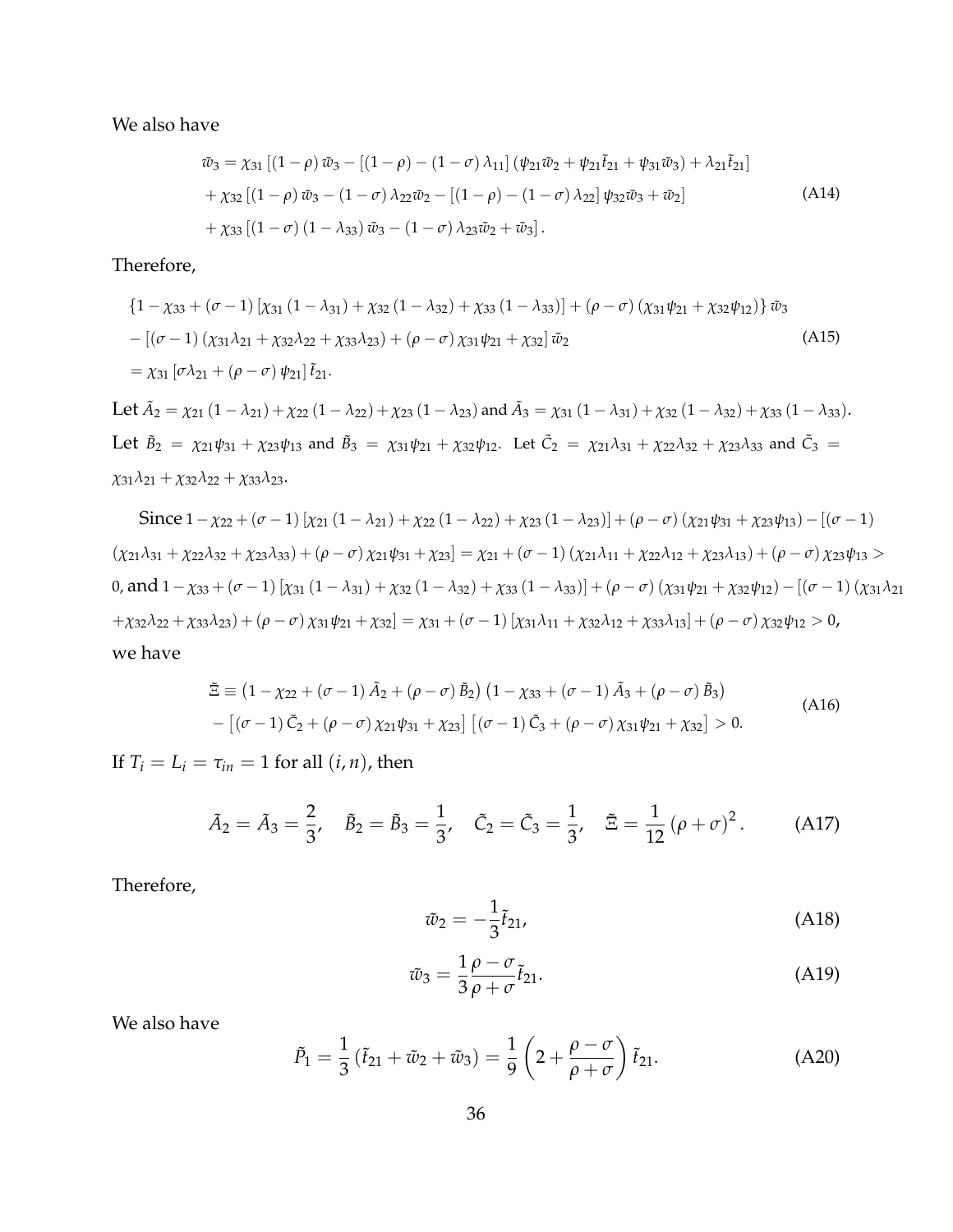We also have

$$
\begin{aligned}
\tilde{w}_3 &= \chi_{31}\left[(1-\rho)\,\tilde{w}_3 - \left[(1-\rho)-(1-\sigma)\,\lambda_{11}\right](\psi_{21}\tilde{w}_2+\psi_{21}\tilde{t}_{21}+\psi_{31}\tilde{w}_3)+\lambda_{21}\tilde{t}_{21}\right] \\
&\quad + \chi_{32}\left[(1-\rho)\,\tilde{w}_3-(1-\sigma)\,\lambda_{22}\tilde{w}_2-\left[(1-\rho)-(1-\sigma)\,\lambda_{22}\right]\psi_{32}\tilde{w}_3+\tilde{w}_2\right] \\
&\quad + \chi_{33}\left[(1-\sigma)\,(1-\lambda_{33})\,\tilde{w}_3-(1-\sigma)\,\lambda_{23}\tilde{w}_2+\tilde{w}_3\right].
\end{aligned}
\tag{A14}
$$

Therefore,

$$
\begin{aligned}
&\left\{1-\chi_{33}+(\sigma-1)\left[\chi_{31}\,(1-\lambda_{31})+\chi_{32}\,(1-\lambda_{32})+\chi_{33}\,(1-\lambda_{33})\right]+(\rho-\sigma)\,(\chi_{31}\psi_{21}+\chi_{32}\psi_{12})\right\}\tilde{w}_3 \\
&-\left[(\sigma-1)\,(\chi_{31}\lambda_{21}+\chi_{32}\lambda_{22}+\chi_{33}\lambda_{23})+(\rho-\sigma)\,\chi_{31}\psi_{21}+\chi_{32}\right]\tilde{w}_2 \\
&=\chi_{31}\left[\sigma\lambda_{21}+(\rho-\sigma)\,\psi_{21}\right]\tilde{t}_{21}.
\end{aligned}
\tag{A15}
$$

Let $\tilde{A}_2=\chi_{21}\,(1-\lambda_{21})+\chi_{22}\,(1-\lambda_{22})+\chi_{23}\,(1-\lambda_{23})$ and $\tilde{A}_3=\chi_{31}\,(1-\lambda_{31})+\chi_{32}\,(1-\lambda_{32})+\chi_{33}\,(1-\lambda_{33})$. Let $\tilde{B}_2=\chi_{21}\psi_{31}+\chi_{23}\psi_{13}$ and $\tilde{B}_3=\chi_{31}\psi_{21}+\chi_{32}\psi_{12}$. Let $\tilde{C}_2=\chi_{21}\lambda_{31}+\chi_{22}\lambda_{32}+\chi_{23}\lambda_{33}$ and $\tilde{C}_3=\chi_{31}\lambda_{21}+\chi_{32}\lambda_{22}+\chi_{33}\lambda_{23}$.

Since $1-\chi_{22}+(\sigma-1)\left[\chi_{21}\,(1-\lambda_{21})+\chi_{22}\,(1-\lambda_{22})+\chi_{23}\,(1-\lambda_{23})\right]+(\rho-\sigma)\,(\chi_{21}\psi_{31}+\chi_{23}\psi_{13})-[(\sigma-1)$ $(\chi_{21}\lambda_{31}+\chi_{22}\lambda_{32}+\chi_{23}\lambda_{33})+(\rho-\sigma)\,\chi_{21}\psi_{31}+\chi_{23}]=\chi_{21}+(\sigma-1)\,(\chi_{21}\lambda_{11}+\chi_{22}\lambda_{12}+\chi_{23}\lambda_{13})+(\rho-\sigma)\,\chi_{23}\psi_{13}>0$, and $1-\chi_{33}+(\sigma-1)\left[\chi_{31}\,(1-\lambda_{31})+\chi_{32}\,(1-\lambda_{32})+\chi_{33}\,(1-\lambda_{33})\right]+(\rho-\sigma)\,(\chi_{31}\psi_{21}+\chi_{32}\psi_{12})-[(\sigma-1)\,(\chi_{31}\lambda_{21}$ $+\chi_{32}\lambda_{22}+\chi_{33}\lambda_{23})+(\rho-\sigma)\,\chi_{31}\psi_{21}+\chi_{32}]=\chi_{31}+(\sigma-1)\left[\chi_{31}\lambda_{11}+\chi_{32}\lambda_{12}+\chi_{33}\lambda_{13}\right]+(\rho-\sigma)\,\chi_{32}\psi_{12}>0$, we have

$$
\begin{aligned}
\tilde{\Xi} &\equiv \left(1-\chi_{22}+(\sigma-1)\,\tilde{A}_2+(\rho-\sigma)\,\tilde{B}_2\right)\left(1-\chi_{33}+(\sigma-1)\,\tilde{A}_3+(\rho-\sigma)\,\tilde{B}_3\right) \\
&\quad -\left[(\sigma-1)\,\tilde{C}_2+(\rho-\sigma)\,\chi_{21}\psi_{31}+\chi_{23}\right]\left[(\sigma-1)\,\tilde{C}_3+(\rho-\sigma)\,\chi_{31}\psi_{21}+\chi_{32}\right]>0.
\end{aligned}
\tag{A16}
$$

If $T_i=L_i=\tau_{in}=1$ for all $(i,n)$, then

$$
\tilde{A}_2=\tilde{A}_3=\frac{2}{3},\quad \tilde{B}_2=\tilde{B}_3=\frac{1}{3},\quad \tilde{C}_2=\tilde{C}_3=\frac{1}{3},\quad \tilde{\Xi}=\frac{1}{12}\,(\rho+\sigma)^2. \tag{A17}
$$

Therefore,

$$
\tilde{w}_2=-\frac{1}{3}\tilde{t}_{21}, \tag{A18}
$$

$$
\tilde{w}_3=\frac{1}{3}\frac{\rho-\sigma}{\rho+\sigma}\tilde{t}_{21}. \tag{A19}
$$

We also have

$$
\tilde{P}_1=\frac{1}{3}\left(\tilde{t}_{21}+\tilde{w}_2+\tilde{w}_3\right)=\frac{1}{9}\left(2+\frac{\rho-\sigma}{\rho+\sigma}\right)\tilde{t}_{21}. \tag{A20}
$$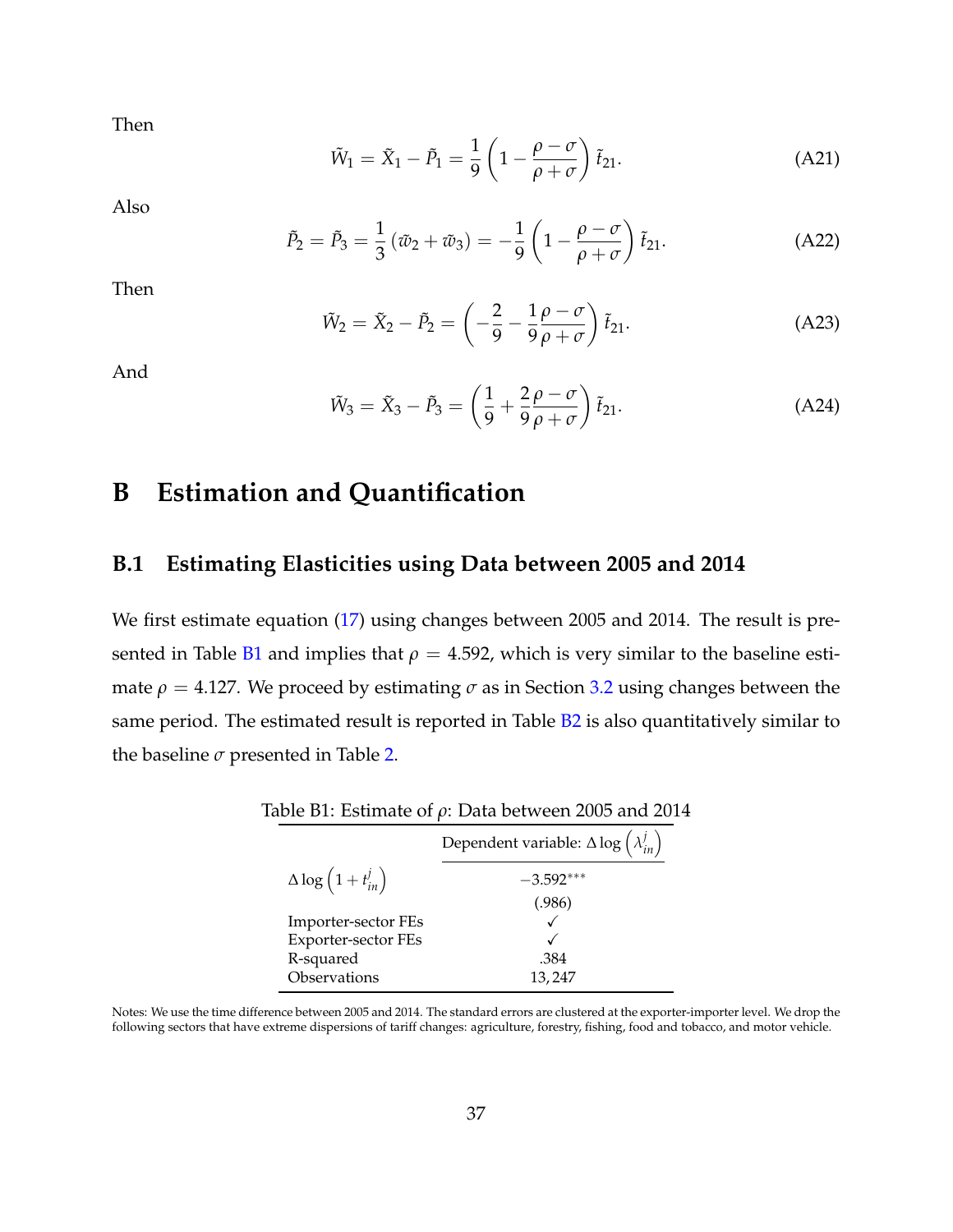Then

$$\tilde{W}_1 = \tilde{X}_1 - \tilde{P}_1 = \frac{1}{9}\left(1 - \frac{\rho - \sigma}{\rho + \sigma}\right)\tilde{t}_{21}. \tag{A21}$$

Also

$$\tilde{P}_2 = \tilde{P}_3 = \frac{1}{3}\left(\tilde{w}_2 + \tilde{w}_3\right) = -\frac{1}{9}\left(1 - \frac{\rho - \sigma}{\rho + \sigma}\right)\tilde{t}_{21}. \tag{A22}$$

Then

$$\tilde{W}_2 = \tilde{X}_2 - \tilde{P}_2 = \left(-\frac{2}{9} - \frac{1}{9}\frac{\rho - \sigma}{\rho + \sigma}\right)\tilde{t}_{21}. \tag{A23}$$

And

$$\tilde{W}_3 = \tilde{X}_3 - \tilde{P}_3 = \left(\frac{1}{9} + \frac{2}{9}\frac{\rho - \sigma}{\rho + \sigma}\right)\tilde{t}_{21}. \tag{A24}$$

# B Estimation and Quantification

## B.1 Estimating Elasticities using Data between 2005 and 2014

We first estimate equation (17) using changes between 2005 and 2014. The result is presented in Table B1 and implies that $\rho = 4.592$, which is very similar to the baseline estimate $\rho = 4.127$. We proceed by estimating $\sigma$ as in Section 3.2 using changes between the same period. The estimated result is reported in Table B2 is also quantitatively similar to the baseline $\sigma$ presented in Table 2.

Table B1: Estimate of $\rho$: Data between 2005 and 2014

| | Dependent variable: $\Delta \log\left(\lambda_{in}^{j}\right)$ |
|---|---|
| $\Delta \log\left(1 + t_{in}^{j}\right)$ | $-3.592^{***}$ |
| | (.986) |
| Importer-sector FEs | ✓ |
| Exporter-sector FEs | ✓ |
| R-squared | .384 |
| Observations | 13,247 |

Notes: We use the time difference between 2005 and 2014. The standard errors are clustered at the exporter-importer level. We drop the following sectors that have extreme dispersions of tariff changes: agriculture, forestry, fishing, food and tobacco, and motor vehicle.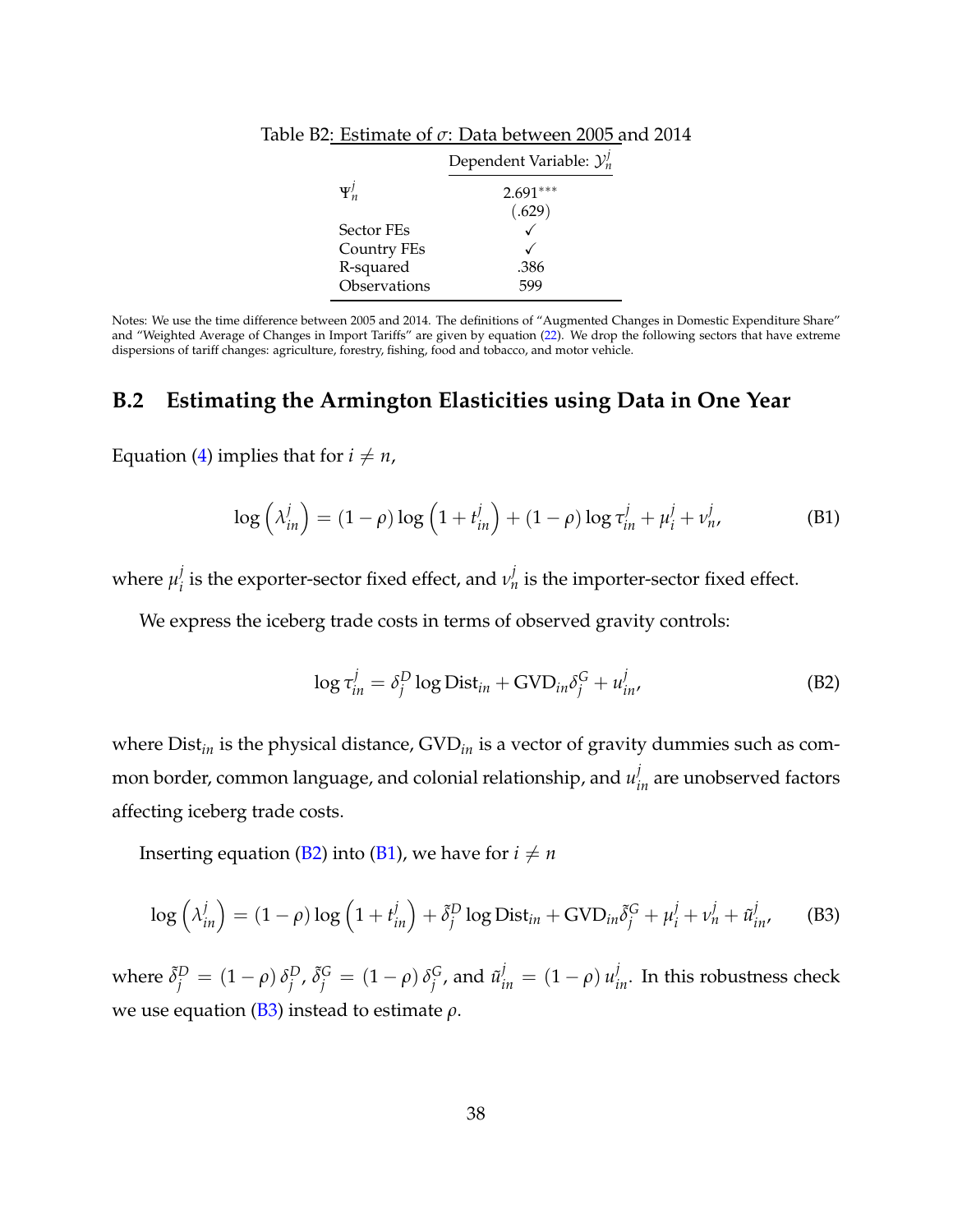Table B2: Estimate of $\sigma$: Data between 2005 and 2014

| | Dependent Variable: $\mathcal{Y}_n^j$ |
|---|---|
| $\Psi_n^j$ | 2.691*** |
| | (.629) |
| Sector FEs | ✓ |
| Country FEs | ✓ |
| R-squared | .386 |
| Observations | 599 |

Notes: We use the time difference between 2005 and 2014. The definitions of "Augmented Changes in Domestic Expenditure Share" and "Weighted Average of Changes in Import Tariffs" are given by equation (22). We drop the following sectors that have extreme dispersions of tariff changes: agriculture, forestry, fishing, food and tobacco, and motor vehicle.

## B.2 Estimating the Armington Elasticities using Data in One Year

Equation (4) implies that for $i \neq n$,

$$\log\left(\lambda_{in}^j\right) = (1-\rho)\log\left(1+t_{in}^j\right) + (1-\rho)\log\tau_{in}^j + \mu_i^j + \nu_n^j, \tag{B1}$$

where $\mu_i^j$ is the exporter-sector fixed effect, and $\nu_n^j$ is the importer-sector fixed effect.

We express the iceberg trade costs in terms of observed gravity controls:

$$\log\tau_{in}^j = \delta_j^D \log \text{Dist}_{in} + \text{GVD}_{in}\delta_j^G + u_{in}^j, \tag{B2}$$

where $\text{Dist}_{in}$ is the physical distance, $\text{GVD}_{in}$ is a vector of gravity dummies such as common border, common language, and colonial relationship, and $u_{in}^j$ are unobserved factors affecting iceberg trade costs.

Inserting equation (B2) into (B1), we have for $i \neq n$

$$\log\left(\lambda_{in}^j\right) = (1-\rho)\log\left(1+t_{in}^j\right) + \tilde{\delta}_j^D \log \text{Dist}_{in} + \text{GVD}_{in}\tilde{\delta}_j^G + \mu_i^j + \nu_n^j + \tilde{u}_{in}^j, \tag{B3}$$

where $\tilde{\delta}_j^D = (1-\rho)\,\delta_j^D$, $\tilde{\delta}_j^G = (1-\rho)\,\delta_j^G$, and $\tilde{u}_{in}^j = (1-\rho)\,u_{in}^j$. In this robustness check we use equation (B3) instead to estimate $\rho$.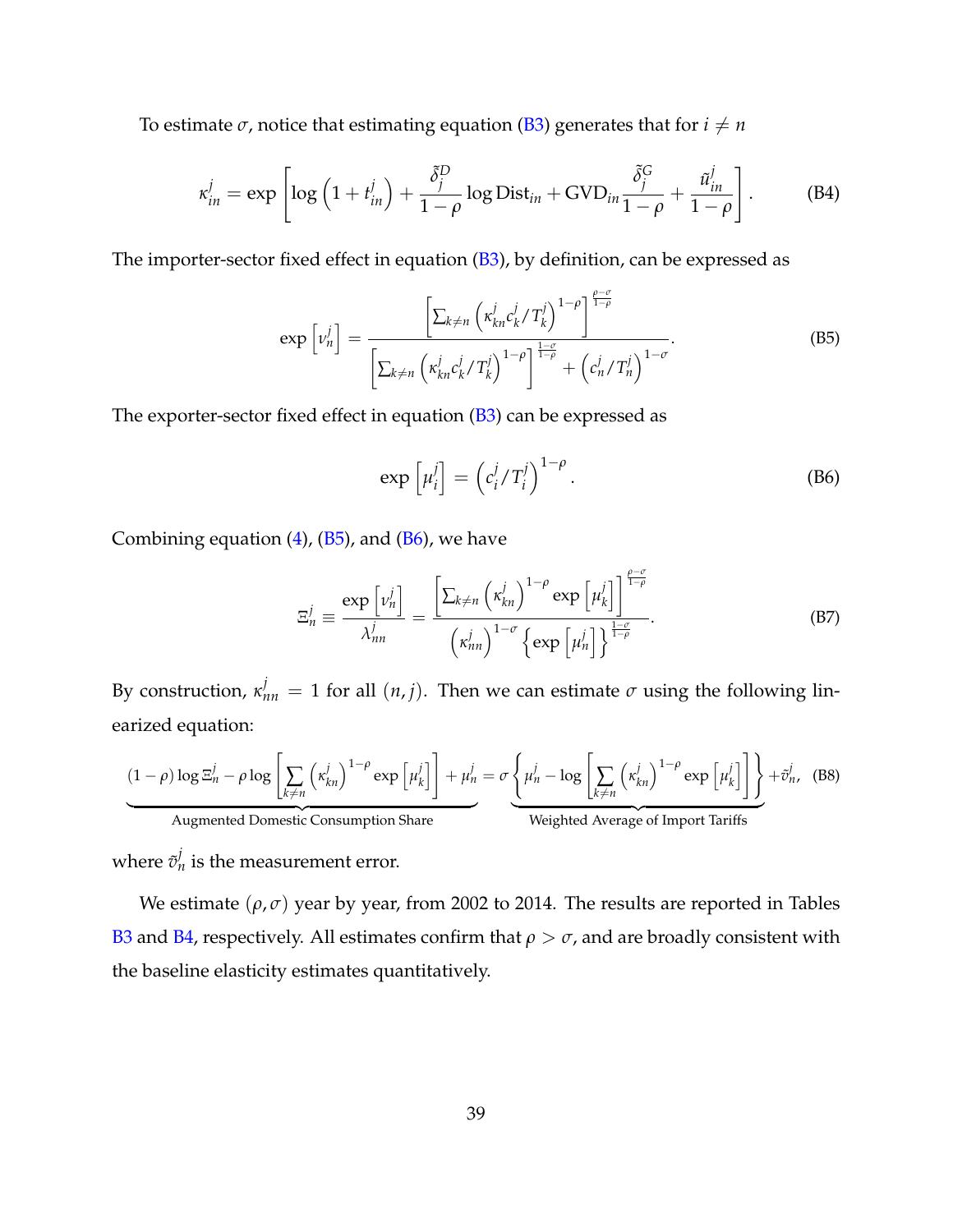To estimate $\sigma$, notice that estimating equation (B3) generates that for $i \neq n$

$$\kappa_{in}^{j} = \exp\left[\log\left(1 + t_{in}^{j}\right) + \frac{\tilde{\delta}_{j}^{D}}{1-\rho}\log \text{Dist}_{in} + \text{GVD}_{in}\frac{\tilde{\delta}_{j}^{G}}{1-\rho} + \frac{\tilde{u}_{in}^{j}}{1-\rho}\right]. \tag{B4}$$

The importer-sector fixed effect in equation (B3), by definition, can be expressed as

$$\exp\left[\nu_{n}^{j}\right] = \frac{\left[\sum_{k\neq n}\left(\kappa_{kn}^{j} c_{k}^{j}/T_{k}^{j}\right)^{1-\rho}\right]^{\frac{\rho-\sigma}{1-\rho}}}{\left[\sum_{k\neq n}\left(\kappa_{kn}^{j} c_{k}^{j}/T_{k}^{j}\right)^{1-\rho}\right]^{\frac{1-\sigma}{1-\rho}} + \left(c_{n}^{j}/T_{n}^{j}\right)^{1-\sigma}}. \tag{B5}$$

The exporter-sector fixed effect in equation (B3) can be expressed as

$$\exp\left[\mu_{i}^{j}\right] = \left(c_{i}^{j}/T_{i}^{j}\right)^{1-\rho}. \tag{B6}$$

Combining equation (4), (B5), and (B6), we have

$$\Xi_{n}^{j} \equiv \frac{\exp\left[\nu_{n}^{j}\right]}{\lambda_{nn}^{j}} = \frac{\left[\sum_{k\neq n}\left(\kappa_{kn}^{j}\right)^{1-\rho}\exp\left[\mu_{k}^{j}\right]\right]^{\frac{\rho-\sigma}{1-\rho}}}{\left(\kappa_{nn}^{j}\right)^{1-\sigma}\left\{\exp\left[\mu_{n}^{j}\right]\right\}^{\frac{1-\sigma}{1-\rho}}}. \tag{B7}$$

By construction, $\kappa_{nn}^{j} = 1$ for all $(n, j)$. Then we can estimate $\sigma$ using the following linearized equation:

$$\underbrace{(1-\rho)\log \Xi_{n}^{j} - \rho \log\left[\sum_{k\neq n}\left(\kappa_{kn}^{j}\right)^{1-\rho}\exp\left[\mu_{k}^{j}\right]\right] + \mu_{n}^{j}}_{\text{Augmented Domestic Consumption Share}} = \sigma\underbrace{\left\{\mu_{n}^{j} - \log\left[\sum_{k\neq n}\left(\kappa_{kn}^{j}\right)^{1-\rho}\exp\left[\mu_{k}^{j}\right]\right]\right\}}_{\text{Weighted Average of Import Tariffs}} + \tilde{v}_{n}^{j}, \tag{B8}$$

where $\tilde{v}_{n}^{j}$ is the measurement error.

We estimate $(\rho, \sigma)$ year by year, from 2002 to 2014. The results are reported in Tables B3 and B4, respectively. All estimates confirm that $\rho > \sigma$, and are broadly consistent with the baseline elasticity estimates quantitatively.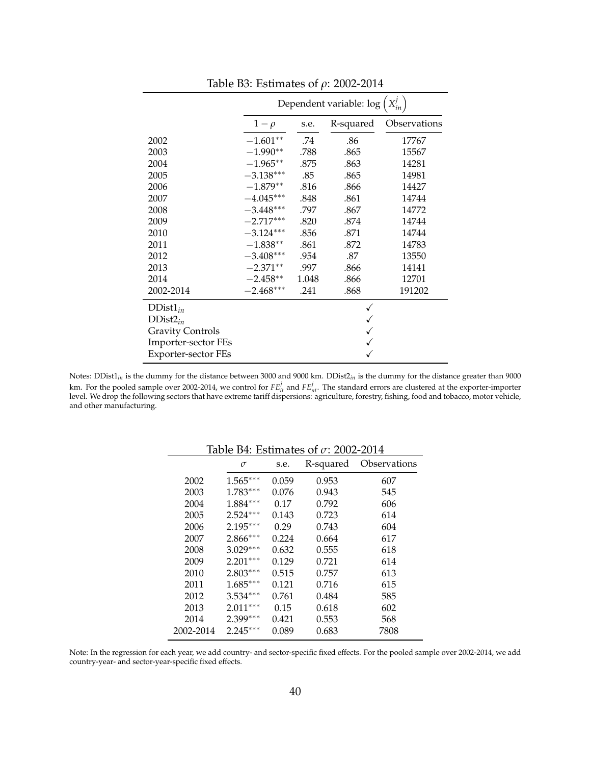Table B3: Estimates of $\rho$: 2002-2014

| | Dependent variable: $\log\left(X_{in}^{j}\right)$ | | | |
|---|---|---|---|---|
| | $1-\rho$ | s.e. | R-squared | Observations |
| 2002 | $-1.601^{**}$ | .74 | .86 | 17767 |
| 2003 | $-1.990^{**}$ | .788 | .865 | 15567 |
| 2004 | $-1.965^{**}$ | .875 | .863 | 14281 |
| 2005 | $-3.138^{***}$ | .85 | .865 | 14981 |
| 2006 | $-1.879^{**}$ | .816 | .866 | 14427 |
| 2007 | $-4.045^{***}$ | .848 | .861 | 14744 |
| 2008 | $-3.448^{***}$ | .797 | .867 | 14772 |
| 2009 | $-2.717^{***}$ | .820 | .874 | 14744 |
| 2010 | $-3.124^{***}$ | .856 | .871 | 14744 |
| 2011 | $-1.838^{**}$ | .861 | .872 | 14783 |
| 2012 | $-3.408^{***}$ | .954 | .87 | 13550 |
| 2013 | $-2.371^{**}$ | .997 | .866 | 14141 |
| 2014 | $-2.458^{**}$ | 1.048 | .866 | 12701 |
| 2002-2014 | $-2.468^{***}$ | .241 | .868 | 191202 |
| $\text{DDist1}_{in}$ | | | ✓ | |
| $\text{DDist2}_{in}$ | | | ✓ | |
| Gravity Controls | | | ✓ | |
| Importer-sector FEs | | | ✓ | |
| Exporter-sector FEs | | | ✓ | |

Notes: $\text{DDist1}_{in}$ is the dummy for the distance between 3000 and 9000 km. $\text{DDist2}_{in}$ is the dummy for the distance greater than 9000 km. For the pooled sample over 2002-2014, we control for $FE_{it}^{j}$ and $FE_{nt}^{j}$. The standard errors are clustered at the exporter-importer level. We drop the following sectors that have extreme tariff dispersions: agriculture, forestry, fishing, food and tobacco, motor vehicle, and other manufacturing.

Table B4: Estimates of $\sigma$: 2002-2014

| | $\sigma$ | s.e. | R-squared | Observations |
|---|---|---|---|---|
| 2002 | $1.565^{***}$ | 0.059 | 0.953 | 607 |
| 2003 | $1.783^{***}$ | 0.076 | 0.943 | 545 |
| 2004 | $1.884^{***}$ | 0.17 | 0.792 | 606 |
| 2005 | $2.524^{***}$ | 0.143 | 0.723 | 614 |
| 2006 | $2.195^{***}$ | 0.29 | 0.743 | 604 |
| 2007 | $2.866^{***}$ | 0.224 | 0.664 | 617 |
| 2008 | $3.029^{***}$ | 0.632 | 0.555 | 618 |
| 2009 | $2.201^{***}$ | 0.129 | 0.721 | 614 |
| 2010 | $2.803^{***}$ | 0.515 | 0.757 | 613 |
| 2011 | $1.685^{***}$ | 0.121 | 0.716 | 615 |
| 2012 | $3.534^{***}$ | 0.761 | 0.484 | 585 |
| 2013 | $2.011^{***}$ | 0.15 | 0.618 | 602 |
| 2014 | $2.399^{***}$ | 0.421 | 0.553 | 568 |
| 2002-2014 | $2.245^{***}$ | 0.089 | 0.683 | 7808 |

Note: In the regression for each year, we add country- and sector-specific fixed effects. For the pooled sample over 2002-2014, we add country-year- and sector-year-specific fixed effects.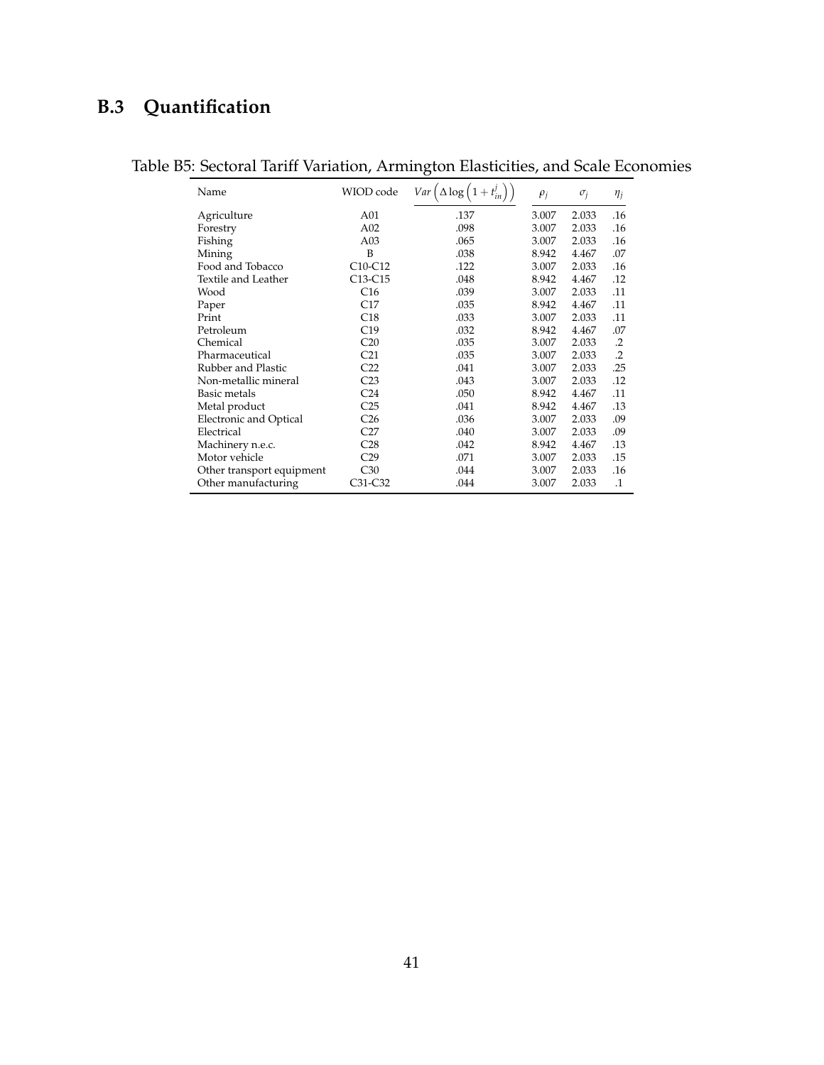## B.3 Quantification

Table B5: Sectoral Tariff Variation, Armington Elasticities, and Scale Economies

| Name | WIOD code | $Var\left(\Delta \log\left(1+t_{in}^{j}\right)\right)$ | $\rho_j$ | $\sigma_j$ | $\eta_j$ |
|---|---|---|---|---|---|
| Agriculture | A01 | .137 | 3.007 | 2.033 | .16 |
| Forestry | A02 | .098 | 3.007 | 2.033 | .16 |
| Fishing | A03 | .065 | 3.007 | 2.033 | .16 |
| Mining | B | .038 | 8.942 | 4.467 | .07 |
| Food and Tobacco | C10-C12 | .122 | 3.007 | 2.033 | .16 |
| Textile and Leather | C13-C15 | .048 | 8.942 | 4.467 | .12 |
| Wood | C16 | .039 | 3.007 | 2.033 | .11 |
| Paper | C17 | .035 | 8.942 | 4.467 | .11 |
| Print | C18 | .033 | 3.007 | 2.033 | .11 |
| Petroleum | C19 | .032 | 8.942 | 4.467 | .07 |
| Chemical | C20 | .035 | 3.007 | 2.033 | .2 |
| Pharmaceutical | C21 | .035 | 3.007 | 2.033 | .2 |
| Rubber and Plastic | C22 | .041 | 3.007 | 2.033 | .25 |
| Non-metallic mineral | C23 | .043 | 3.007 | 2.033 | .12 |
| Basic metals | C24 | .050 | 8.942 | 4.467 | .11 |
| Metal product | C25 | .041 | 8.942 | 4.467 | .13 |
| Electronic and Optical | C26 | .036 | 3.007 | 2.033 | .09 |
| Electrical | C27 | .040 | 3.007 | 2.033 | .09 |
| Machinery n.e.c. | C28 | .042 | 8.942 | 4.467 | .13 |
| Motor vehicle | C29 | .071 | 3.007 | 2.033 | .15 |
| Other transport equipment | C30 | .044 | 3.007 | 2.033 | .16 |
| Other manufacturing | C31-C32 | .044 | 3.007 | 2.033 | .1 |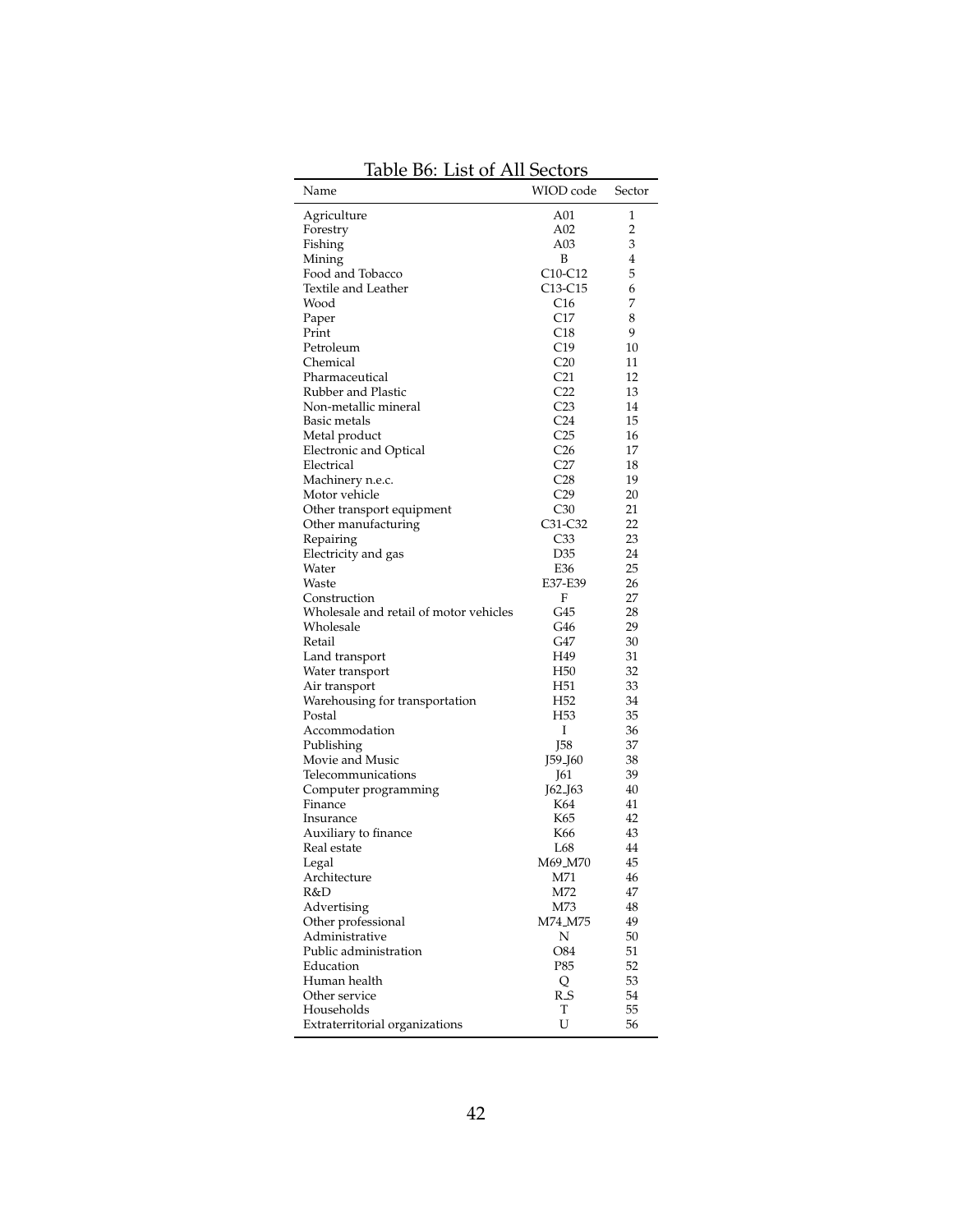Table B6: List of All Sectors

| Name | WIOD code | Sector |
|---|---|---|
| Agriculture | A01 | 1 |
| Forestry | A02 | 2 |
| Fishing | A03 | 3 |
| Mining | B | 4 |
| Food and Tobacco | C10-C12 | 5 |
| Textile and Leather | C13-C15 | 6 |
| Wood | C16 | 7 |
| Paper | C17 | 8 |
| Print | C18 | 9 |
| Petroleum | C19 | 10 |
| Chemical | C20 | 11 |
| Pharmaceutical | C21 | 12 |
| Rubber and Plastic | C22 | 13 |
| Non-metallic mineral | C23 | 14 |
| Basic metals | C24 | 15 |
| Metal product | C25 | 16 |
| Electronic and Optical | C26 | 17 |
| Electrical | C27 | 18 |
| Machinery n.e.c. | C28 | 19 |
| Motor vehicle | C29 | 20 |
| Other transport equipment | C30 | 21 |
| Other manufacturing | C31-C32 | 22 |
| Repairing | C33 | 23 |
| Electricity and gas | D35 | 24 |
| Water | E36 | 25 |
| Waste | E37-E39 | 26 |
| Construction | F | 27 |
| Wholesale and retail of motor vehicles | G45 | 28 |
| Wholesale | G46 | 29 |
| Retail | G47 | 30 |
| Land transport | H49 | 31 |
| Water transport | H50 | 32 |
| Air transport | H51 | 33 |
| Warehousing for transportation | H52 | 34 |
| Postal | H53 | 35 |
| Accommodation | I | 36 |
| Publishing | J58 | 37 |
| Movie and Music | J59_J60 | 38 |
| Telecommunications | J61 | 39 |
| Computer programming | J62_J63 | 40 |
| Finance | K64 | 41 |
| Insurance | K65 | 42 |
| Auxiliary to finance | K66 | 43 |
| Real estate | L68 | 44 |
| Legal | M69_M70 | 45 |
| Architecture | M71 | 46 |
| R&D | M72 | 47 |
| Advertising | M73 | 48 |
| Other professional | M74_M75 | 49 |
| Administrative | N | 50 |
| Public administration | O84 | 51 |
| Education | P85 | 52 |
| Human health | Q | 53 |
| Other service | R_S | 54 |
| Households | T | 55 |
| Extraterritorial organizations | U | 56 |